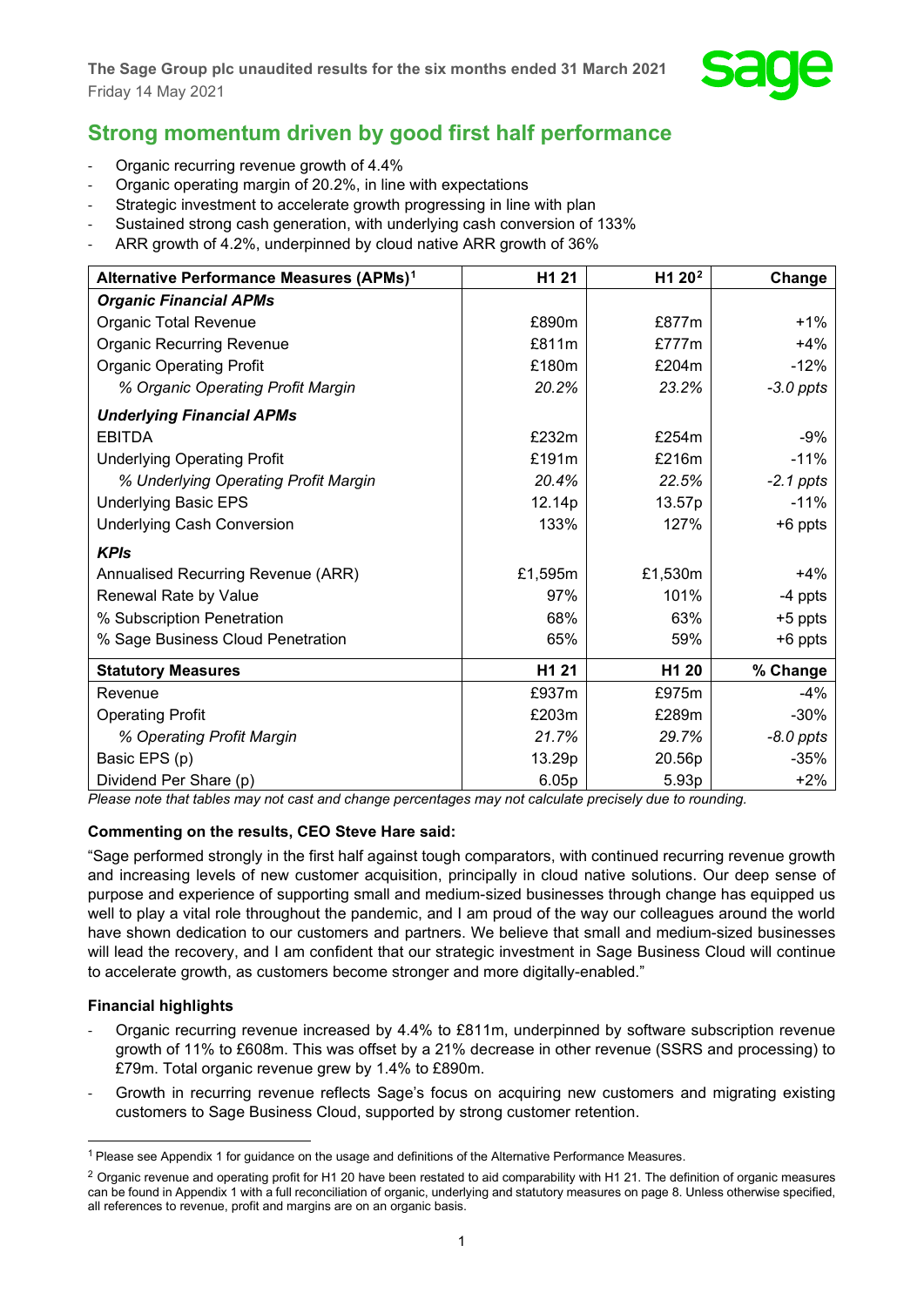The Sage Group plc unaudited results for the six months ended 31 March 2021

Friday 14 May 2021

# Strong momentum driven by good first half performance

- Organic recurring revenue growth of 4.4%
- Organic operating margin of 20.2%, in line with expectations
- Strategic investment to accelerate growth progressing in line with plan
- Sustained strong cash generation, with underlying cash conversion of 133%
- ARR growth of 4.2%, underpinned by cloud native ARR growth of 36%

| Alternative Performance Measures (APMs)[1] | H1 21 | H1 20[2] | Change |
|---|---|---|---|
| ***Organic Financial APMs*** | | | |
| Organic Total Revenue | £890m | £877m | +1% |
| Organic Recurring Revenue | £811m | £777m | +4% |
| Organic Operating Profit | £180m | £204m | -12% |
| *% Organic Operating Profit Margin* | *20.2%* | *23.2%* | *-3.0 ppts* |
| ***Underlying Financial APMs*** | | | |
| EBITDA | £232m | £254m | -9% |
| Underlying Operating Profit | £191m | £216m | -11% |
| *% Underlying Operating Profit Margin* | *20.4%* | *22.5%* | *-2.1 ppts* |
| Underlying Basic EPS | 12.14p | 13.57p | -11% |
| Underlying Cash Conversion | 133% | 127% | +6 ppts |
| ***KPIs*** | | | |
| Annualised Recurring Revenue (ARR) | £1,595m | £1,530m | +4% |
| Renewal Rate by Value | 97% | 101% | -4 ppts |
| % Subscription Penetration | 68% | 63% | +5 ppts |
| % Sage Business Cloud Penetration | 65% | 59% | +6 ppts |
| **Statutory Measures** | **H1 21** | **H1 20** | **% Change** |
| Revenue | £937m | £975m | -4% |
| Operating Profit | £203m | £289m | -30% |
| *% Operating Profit Margin* | *21.7%* | *29.7%* | *-8.0 ppts* |
| Basic EPS (p) | 13.29p | 20.56p | -35% |
| Dividend Per Share (p) | 6.05p | 5.93p | +2% |

*Please note that tables may not cast and change percentages may not calculate precisely due to rounding.*

**Commenting on the results, CEO Steve Hare said:**

"Sage performed strongly in the first half against tough comparators, with continued recurring revenue growth and increasing levels of new customer acquisition, principally in cloud native solutions. Our deep sense of purpose and experience of supporting small and medium-sized businesses through change has equipped us well to play a vital role throughout the pandemic, and I am proud of the way our colleagues around the world have shown dedication to our customers and partners. We believe that small and medium-sized businesses will lead the recovery, and I am confident that our strategic investment in Sage Business Cloud will continue to accelerate growth, as customers become stronger and more digitally-enabled."

**Financial highlights**

- Organic recurring revenue increased by 4.4% to £811m, underpinned by software subscription revenue growth of 11% to £608m. This was offset by a 21% decrease in other revenue (SSRS and processing) to £79m. Total organic revenue grew by 1.4% to £890m.
- Growth in recurring revenue reflects Sage's focus on acquiring new customers and migrating existing customers to Sage Business Cloud, supported by strong customer retention.

[1] Please see Appendix 1 for guidance on the usage and definitions of the Alternative Performance Measures.

[2] Organic revenue and operating profit for H1 20 have been restated to aid comparability with H1 21. The definition of organic measures can be found in Appendix 1 with a full reconciliation of organic, underlying and statutory measures on page 8. Unless otherwise specified, all references to revenue, profit and margins are on an organic basis.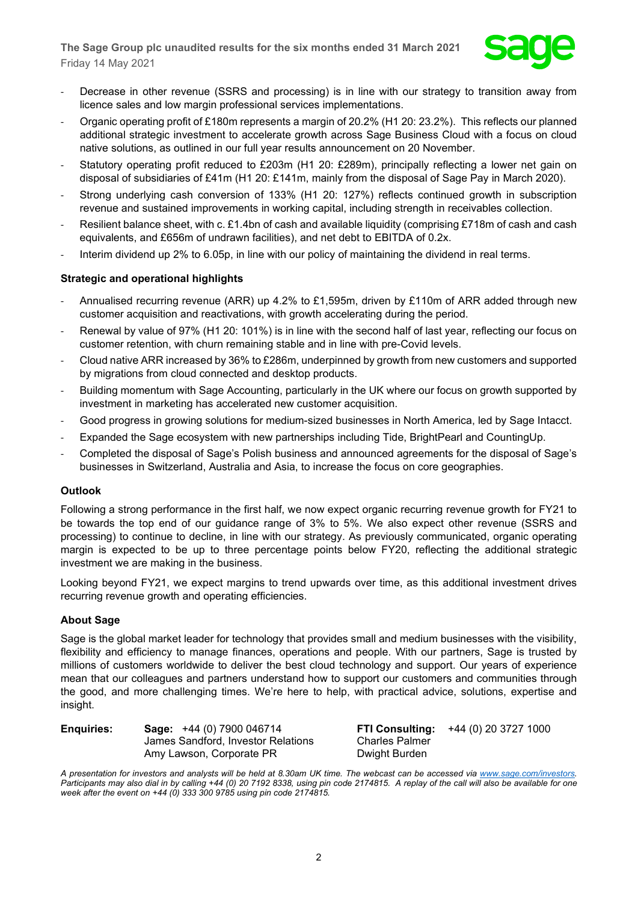- Decrease in other revenue (SSRS and processing) is in line with our strategy to transition away from licence sales and low margin professional services implementations.
- Organic operating profit of £180m represents a margin of 20.2% (H1 20: 23.2%). This reflects our planned additional strategic investment to accelerate growth across Sage Business Cloud with a focus on cloud native solutions, as outlined in our full year results announcement on 20 November.
- Statutory operating profit reduced to £203m (H1 20: £289m), principally reflecting a lower net gain on disposal of subsidiaries of £41m (H1 20: £141m, mainly from the disposal of Sage Pay in March 2020).
- Strong underlying cash conversion of 133% (H1 20: 127%) reflects continued growth in subscription revenue and sustained improvements in working capital, including strength in receivables collection.
- Resilient balance sheet, with c. £1.4bn of cash and available liquidity (comprising £718m of cash and cash equivalents, and £656m of undrawn facilities), and net debt to EBITDA of 0.2x.
- Interim dividend up 2% to 6.05p, in line with our policy of maintaining the dividend in real terms.

**Strategic and operational highlights**

- Annualised recurring revenue (ARR) up 4.2% to £1,595m, driven by £110m of ARR added through new customer acquisition and reactivations, with growth accelerating during the period.
- Renewal by value of 97% (H1 20: 101%) is in line with the second half of last year, reflecting our focus on customer retention, with churn remaining stable and in line with pre-Covid levels.
- Cloud native ARR increased by 36% to £286m, underpinned by growth from new customers and supported by migrations from cloud connected and desktop products.
- Building momentum with Sage Accounting, particularly in the UK where our focus on growth supported by investment in marketing has accelerated new customer acquisition.
- Good progress in growing solutions for medium-sized businesses in North America, led by Sage Intacct.
- Expanded the Sage ecosystem with new partnerships including Tide, BrightPearl and CountingUp.
- Completed the disposal of Sage's Polish business and announced agreements for the disposal of Sage's businesses in Switzerland, Australia and Asia, to increase the focus on core geographies.

**Outlook**

Following a strong performance in the first half, we now expect organic recurring revenue growth for FY21 to be towards the top end of our guidance range of 3% to 5%. We also expect other revenue (SSRS and processing) to continue to decline, in line with our strategy. As previously communicated, organic operating margin is expected to be up to three percentage points below FY20, reflecting the additional strategic investment we are making in the business.

Looking beyond FY21, we expect margins to trend upwards over time, as this additional investment drives recurring revenue growth and operating efficiencies.

**About Sage**

Sage is the global market leader for technology that provides small and medium businesses with the visibility, flexibility and efficiency to manage finances, operations and people. With our partners, Sage is trusted by millions of customers worldwide to deliver the best cloud technology and support. Our years of experience mean that our colleagues and partners understand how to support our customers and communities through the good, and more challenging times. We're here to help, with practical advice, solutions, expertise and insight.

| **Enquiries:** | **Sage:** +44 (0) 7900 046714 | **FTI Consulting:** +44 (0) 20 3727 1000 |
|---|---|---|
| | James Sandford, Investor Relations | Charles Palmer |
| | Amy Lawson, Corporate PR | Dwight Burden |

*A presentation for investors and analysts will be held at 8.30am UK time. The webcast can be accessed via www.sage.com/investors. Participants may also dial in by calling +44 (0) 20 7192 8338, using pin code 2174815. A replay of the call will also be available for one week after the event on +44 (0) 333 300 9785 using pin code 2174815.*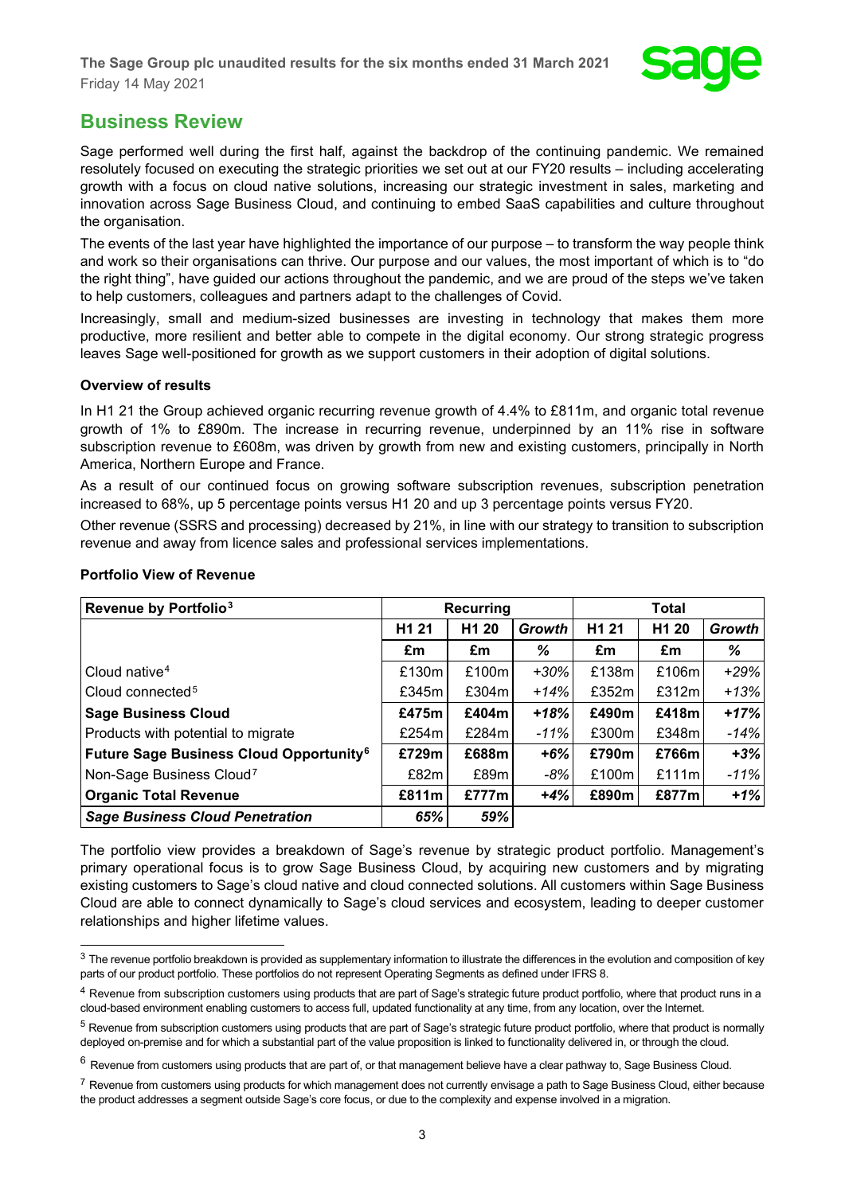## Business Review

Sage performed well during the first half, against the backdrop of the continuing pandemic. We remained resolutely focused on executing the strategic priorities we set out at our FY20 results – including accelerating growth with a focus on cloud native solutions, increasing our strategic investment in sales, marketing and innovation across Sage Business Cloud, and continuing to embed SaaS capabilities and culture throughout the organisation.

The events of the last year have highlighted the importance of our purpose – to transform the way people think and work so their organisations can thrive. Our purpose and our values, the most important of which is to "do the right thing", have guided our actions throughout the pandemic, and we are proud of the steps we've taken to help customers, colleagues and partners adapt to the challenges of Covid.

Increasingly, small and medium-sized businesses are investing in technology that makes them more productive, more resilient and better able to compete in the digital economy. Our strong strategic progress leaves Sage well-positioned for growth as we support customers in their adoption of digital solutions.

**Overview of results**

In H1 21 the Group achieved organic recurring revenue growth of 4.4% to £811m, and organic total revenue growth of 1% to £890m. The increase in recurring revenue, underpinned by an 11% rise in software subscription revenue to £608m, was driven by growth from new and existing customers, principally in North America, Northern Europe and France.

As a result of our continued focus on growing software subscription revenues, subscription penetration increased to 68%, up 5 percentage points versus H1 20 and up 3 percentage points versus FY20.

Other revenue (SSRS and processing) decreased by 21%, in line with our strategy to transition to subscription revenue and away from licence sales and professional services implementations.

**Portfolio View of Revenue**

| Revenue by Portfolio[3] | Recurring | | | Total | | |
|---|---|---|---|---|---|---|
| | H1 21 | H1 20 | *Growth* | H1 21 | H1 20 | *Growth* |
| | £m | £m | *%* | £m | £m | *%* |
| Cloud native[4] | £130m | £100m | *+30%* | £138m | £106m | *+29%* |
| Cloud connected[5] | £345m | £304m | *+14%* | £352m | £312m | *+13%* |
| **Sage Business Cloud** | **£475m** | **£404m** | ***+18%*** | **£490m** | **£418m** | ***+17%*** |
| Products with potential to migrate | £254m | £284m | *-11%* | £300m | £348m | *-14%* |
| **Future Sage Business Cloud Opportunity[6]** | **£729m** | **£688m** | ***+6%*** | **£790m** | **£766m** | ***+3%*** |
| Non-Sage Business Cloud[7] | £82m | £89m | *-8%* | £100m | £111m | *-11%* |
| **Organic Total Revenue** | **£811m** | **£777m** | ***+4%*** | **£890m** | **£877m** | ***+1%*** |
| ***Sage Business Cloud Penetration*** | ***65%*** | ***59%*** | | | | |

The portfolio view provides a breakdown of Sage's revenue by strategic product portfolio. Management's primary operational focus is to grow Sage Business Cloud, by acquiring new customers and by migrating existing customers to Sage's cloud native and cloud connected solutions. All customers within Sage Business Cloud are able to connect dynamically to Sage's cloud services and ecosystem, leading to deeper customer relationships and higher lifetime values.

[3] The revenue portfolio breakdown is provided as supplementary information to illustrate the differences in the evolution and composition of key parts of our product portfolio. These portfolios do not represent Operating Segments as defined under IFRS 8.

[4] Revenue from subscription customers using products that are part of Sage's strategic future product portfolio, where that product runs in a cloud-based environment enabling customers to access full, updated functionality at any time, from any location, over the Internet.

[5] Revenue from subscription customers using products that are part of Sage's strategic future product portfolio, where that product is normally deployed on-premise and for which a substantial part of the value proposition is linked to functionality delivered in, or through the cloud.

[6] Revenue from customers using products that are part of, or that management believe have a clear pathway to, Sage Business Cloud.

[7] Revenue from customers using products for which management does not currently envisage a path to Sage Business Cloud, either because the product addresses a segment outside Sage's core focus, or due to the complexity and expense involved in a migration.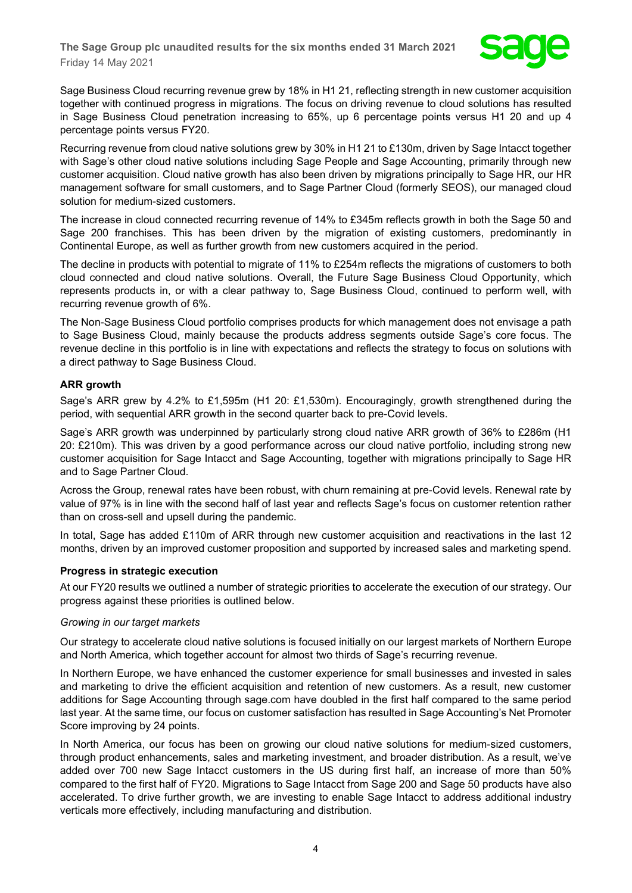Sage Business Cloud recurring revenue grew by 18% in H1 21, reflecting strength in new customer acquisition together with continued progress in migrations. The focus on driving revenue to cloud solutions has resulted in Sage Business Cloud penetration increasing to 65%, up 6 percentage points versus H1 20 and up 4 percentage points versus FY20.

Recurring revenue from cloud native solutions grew by 30% in H1 21 to £130m, driven by Sage Intacct together with Sage's other cloud native solutions including Sage People and Sage Accounting, primarily through new customer acquisition. Cloud native growth has also been driven by migrations principally to Sage HR, our HR management software for small customers, and to Sage Partner Cloud (formerly SEOS), our managed cloud solution for medium-sized customers.

The increase in cloud connected recurring revenue of 14% to £345m reflects growth in both the Sage 50 and Sage 200 franchises. This has been driven by the migration of existing customers, predominantly in Continental Europe, as well as further growth from new customers acquired in the period.

The decline in products with potential to migrate of 11% to £254m reflects the migrations of customers to both cloud connected and cloud native solutions. Overall, the Future Sage Business Cloud Opportunity, which represents products in, or with a clear pathway to, Sage Business Cloud, continued to perform well, with recurring revenue growth of 6%.

The Non-Sage Business Cloud portfolio comprises products for which management does not envisage a path to Sage Business Cloud, mainly because the products address segments outside Sage's core focus. The revenue decline in this portfolio is in line with expectations and reflects the strategy to focus on solutions with a direct pathway to Sage Business Cloud.

**ARR growth**

Sage's ARR grew by 4.2% to £1,595m (H1 20: £1,530m). Encouragingly, growth strengthened during the period, with sequential ARR growth in the second quarter back to pre-Covid levels.

Sage's ARR growth was underpinned by particularly strong cloud native ARR growth of 36% to £286m (H1 20: £210m). This was driven by a good performance across our cloud native portfolio, including strong new customer acquisition for Sage Intacct and Sage Accounting, together with migrations principally to Sage HR and to Sage Partner Cloud.

Across the Group, renewal rates have been robust, with churn remaining at pre-Covid levels. Renewal rate by value of 97% is in line with the second half of last year and reflects Sage's focus on customer retention rather than on cross-sell and upsell during the pandemic.

In total, Sage has added £110m of ARR through new customer acquisition and reactivations in the last 12 months, driven by an improved customer proposition and supported by increased sales and marketing spend.

**Progress in strategic execution**

At our FY20 results we outlined a number of strategic priorities to accelerate the execution of our strategy. Our progress against these priorities is outlined below.

*Growing in our target markets*

Our strategy to accelerate cloud native solutions is focused initially on our largest markets of Northern Europe and North America, which together account for almost two thirds of Sage's recurring revenue.

In Northern Europe, we have enhanced the customer experience for small businesses and invested in sales and marketing to drive the efficient acquisition and retention of new customers. As a result, new customer additions for Sage Accounting through sage.com have doubled in the first half compared to the same period last year. At the same time, our focus on customer satisfaction has resulted in Sage Accounting's Net Promoter Score improving by 24 points.

In North America, our focus has been on growing our cloud native solutions for medium-sized customers, through product enhancements, sales and marketing investment, and broader distribution. As a result, we've added over 700 new Sage Intacct customers in the US during first half, an increase of more than 50% compared to the first half of FY20. Migrations to Sage Intacct from Sage 200 and Sage 50 products have also accelerated. To drive further growth, we are investing to enable Sage Intacct to address additional industry verticals more effectively, including manufacturing and distribution.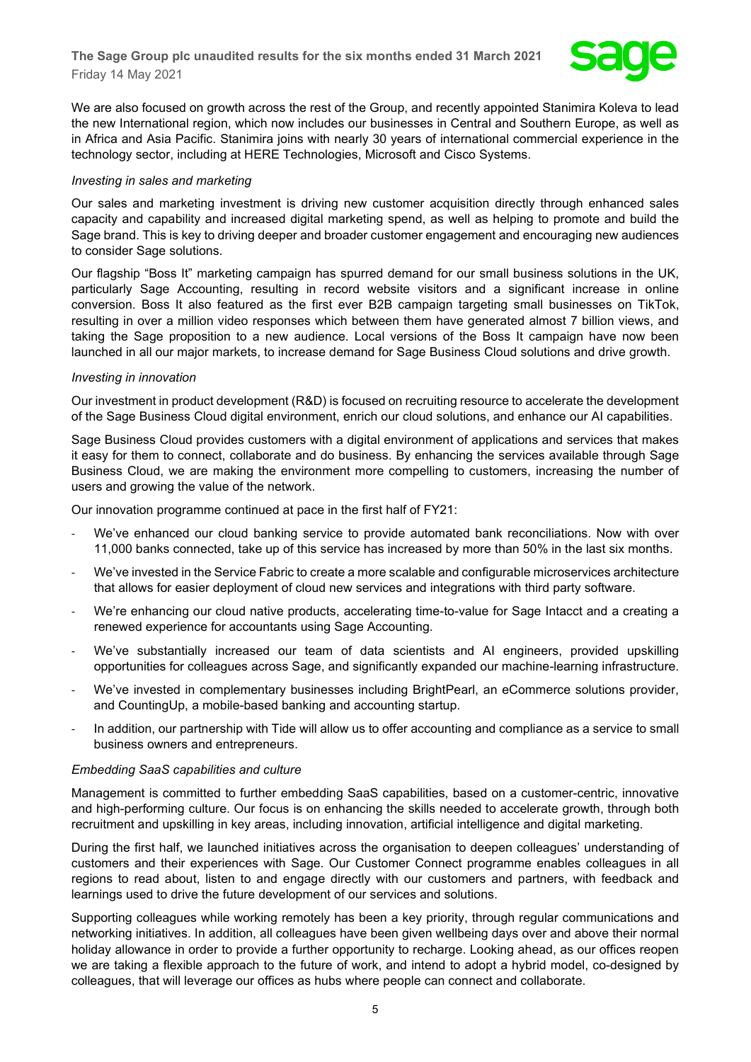We are also focused on growth across the rest of the Group, and recently appointed Stanimira Koleva to lead the new International region, which now includes our businesses in Central and Southern Europe, as well as in Africa and Asia Pacific. Stanimira joins with nearly 30 years of international commercial experience in the technology sector, including at HERE Technologies, Microsoft and Cisco Systems.

*Investing in sales and marketing*

Our sales and marketing investment is driving new customer acquisition directly through enhanced sales capacity and capability and increased digital marketing spend, as well as helping to promote and build the Sage brand. This is key to driving deeper and broader customer engagement and encouraging new audiences to consider Sage solutions.

Our flagship "Boss It" marketing campaign has spurred demand for our small business solutions in the UK, particularly Sage Accounting, resulting in record website visitors and a significant increase in online conversion. Boss It also featured as the first ever B2B campaign targeting small businesses on TikTok, resulting in over a million video responses which between them have generated almost 7 billion views, and taking the Sage proposition to a new audience. Local versions of the Boss It campaign have now been launched in all our major markets, to increase demand for Sage Business Cloud solutions and drive growth.

*Investing in innovation*

Our investment in product development (R&D) is focused on recruiting resource to accelerate the development of the Sage Business Cloud digital environment, enrich our cloud solutions, and enhance our AI capabilities.

Sage Business Cloud provides customers with a digital environment of applications and services that makes it easy for them to connect, collaborate and do business. By enhancing the services available through Sage Business Cloud, we are making the environment more compelling to customers, increasing the number of users and growing the value of the network.

Our innovation programme continued at pace in the first half of FY21:

- We've enhanced our cloud banking service to provide automated bank reconciliations. Now with over 11,000 banks connected, take up of this service has increased by more than 50% in the last six months.
- We've invested in the Service Fabric to create a more scalable and configurable microservices architecture that allows for easier deployment of cloud new services and integrations with third party software.
- We're enhancing our cloud native products, accelerating time-to-value for Sage Intacct and a creating a renewed experience for accountants using Sage Accounting.
- We've substantially increased our team of data scientists and AI engineers, provided upskilling opportunities for colleagues across Sage, and significantly expanded our machine-learning infrastructure.
- We've invested in complementary businesses including BrightPearl, an eCommerce solutions provider, and CountingUp, a mobile-based banking and accounting startup.
- In addition, our partnership with Tide will allow us to offer accounting and compliance as a service to small business owners and entrepreneurs.

*Embedding SaaS capabilities and culture*

Management is committed to further embedding SaaS capabilities, based on a customer-centric, innovative and high-performing culture. Our focus is on enhancing the skills needed to accelerate growth, through both recruitment and upskilling in key areas, including innovation, artificial intelligence and digital marketing.

During the first half, we launched initiatives across the organisation to deepen colleagues' understanding of customers and their experiences with Sage. Our Customer Connect programme enables colleagues in all regions to read about, listen to and engage directly with our customers and partners, with feedback and learnings used to drive the future development of our services and solutions.

Supporting colleagues while working remotely has been a key priority, through regular communications and networking initiatives. In addition, all colleagues have been given wellbeing days over and above their normal holiday allowance in order to provide a further opportunity to recharge. Looking ahead, as our offices reopen we are taking a flexible approach to the future of work, and intend to adopt a hybrid model, co-designed by colleagues, that will leverage our offices as hubs where people can connect and collaborate.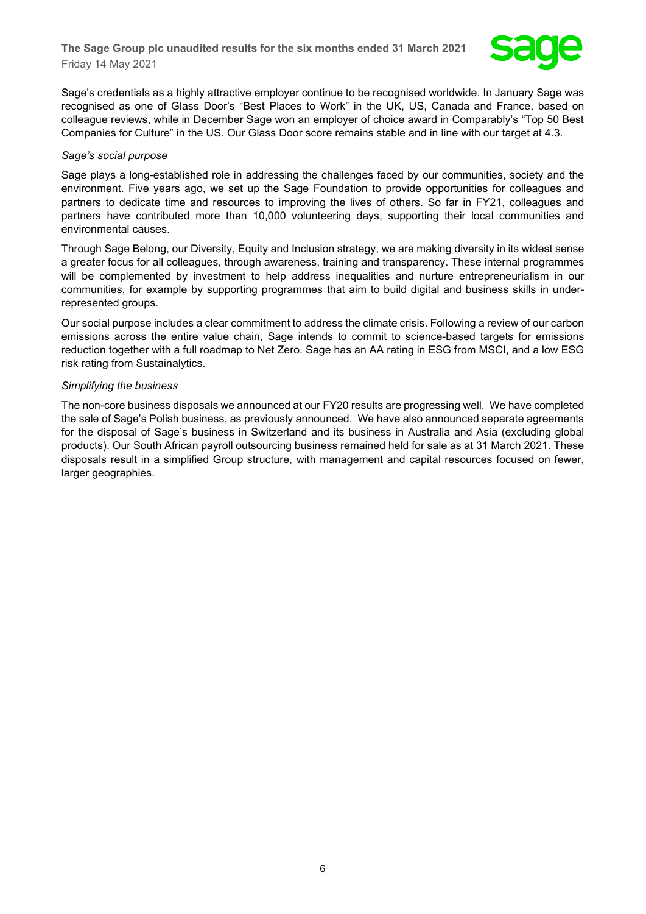Sage's credentials as a highly attractive employer continue to be recognised worldwide. In January Sage was recognised as one of Glass Door's "Best Places to Work" in the UK, US, Canada and France, based on colleague reviews, while in December Sage won an employer of choice award in Comparably's "Top 50 Best Companies for Culture" in the US. Our Glass Door score remains stable and in line with our target at 4.3.

*Sage's social purpose*

Sage plays a long-established role in addressing the challenges faced by our communities, society and the environment. Five years ago, we set up the Sage Foundation to provide opportunities for colleagues and partners to dedicate time and resources to improving the lives of others. So far in FY21, colleagues and partners have contributed more than 10,000 volunteering days, supporting their local communities and environmental causes.

Through Sage Belong, our Diversity, Equity and Inclusion strategy, we are making diversity in its widest sense a greater focus for all colleagues, through awareness, training and transparency. These internal programmes will be complemented by investment to help address inequalities and nurture entrepreneurialism in our communities, for example by supporting programmes that aim to build digital and business skills in under-represented groups.

Our social purpose includes a clear commitment to address the climate crisis. Following a review of our carbon emissions across the entire value chain, Sage intends to commit to science-based targets for emissions reduction together with a full roadmap to Net Zero. Sage has an AA rating in ESG from MSCI, and a low ESG risk rating from Sustainalytics.

*Simplifying the business*

The non-core business disposals we announced at our FY20 results are progressing well. We have completed the sale of Sage's Polish business, as previously announced. We have also announced separate agreements for the disposal of Sage's business in Switzerland and its business in Australia and Asia (excluding global products). Our South African payroll outsourcing business remained held for sale as at 31 March 2021. These disposals result in a simplified Group structure, with management and capital resources focused on fewer, larger geographies.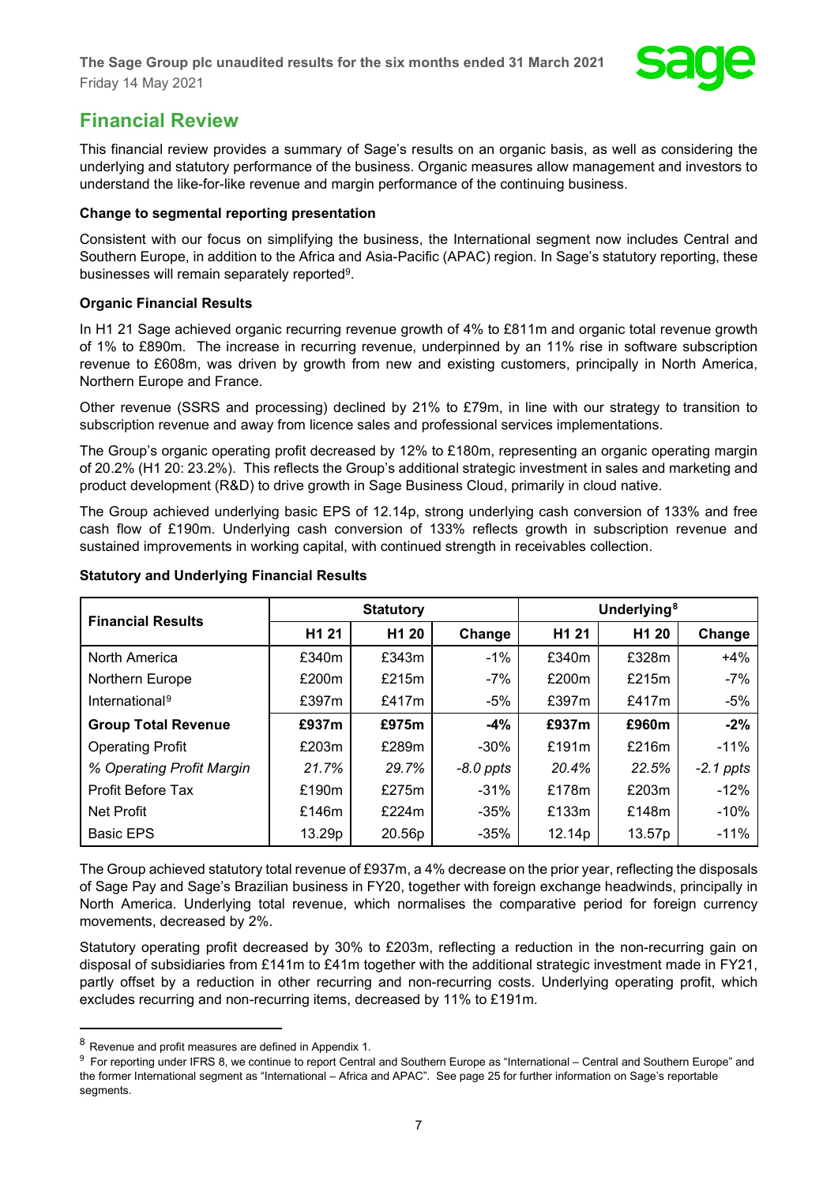## Financial Review

This financial review provides a summary of Sage's results on an organic basis, as well as considering the underlying and statutory performance of the business. Organic measures allow management and investors to understand the like-for-like revenue and margin performance of the continuing business.

**Change to segmental reporting presentation**

Consistent with our focus on simplifying the business, the International segment now includes Central and Southern Europe, in addition to the Africa and Asia-Pacific (APAC) region. In Sage's statutory reporting, these businesses will remain separately reported[9].

**Organic Financial Results**

In H1 21 Sage achieved organic recurring revenue growth of 4% to £811m and organic total revenue growth of 1% to £890m. The increase in recurring revenue, underpinned by an 11% rise in software subscription revenue to £608m, was driven by growth from new and existing customers, principally in North America, Northern Europe and France.

Other revenue (SSRS and processing) declined by 21% to £79m, in line with our strategy to transition to subscription revenue and away from licence sales and professional services implementations.

The Group's organic operating profit decreased by 12% to £180m, representing an organic operating margin of 20.2% (H1 20: 23.2%). This reflects the Group's additional strategic investment in sales and marketing and product development (R&D) to drive growth in Sage Business Cloud, primarily in cloud native.

The Group achieved underlying basic EPS of 12.14p, strong underlying cash conversion of 133% and free cash flow of £190m. Underlying cash conversion of 133% reflects growth in subscription revenue and sustained improvements in working capital, with continued strength in receivables collection.

**Statutory and Underlying Financial Results**

| Financial Results | Statutory | | | Underlying[8] | | |
|---|---|---|---|---|---|---|
| | H1 21 | H1 20 | Change | H1 21 | H1 20 | Change |
| North America | £340m | £343m | -1% | £340m | £328m | +4% |
| Northern Europe | £200m | £215m | -7% | £200m | £215m | -7% |
| International[9] | £397m | £417m | -5% | £397m | £417m | -5% |
| **Group Total Revenue** | **£937m** | **£975m** | **-4%** | **£937m** | **£960m** | **-2%** |
| Operating Profit | £203m | £289m | -30% | £191m | £216m | -11% |
| *% Operating Profit Margin* | *21.7%* | *29.7%* | *-8.0 ppts* | *20.4%* | *22.5%* | *-2.1 ppts* |
| Profit Before Tax | £190m | £275m | -31% | £178m | £203m | -12% |
| Net Profit | £146m | £224m | -35% | £133m | £148m | -10% |
| Basic EPS | 13.29p | 20.56p | -35% | 12.14p | 13.57p | -11% |

The Group achieved statutory total revenue of £937m, a 4% decrease on the prior year, reflecting the disposals of Sage Pay and Sage's Brazilian business in FY20, together with foreign exchange headwinds, principally in North America. Underlying total revenue, which normalises the comparative period for foreign currency movements, decreased by 2%.

Statutory operating profit decreased by 30% to £203m, reflecting a reduction in the non-recurring gain on disposal of subsidiaries from £141m to £41m together with the additional strategic investment made in FY21, partly offset by a reduction in other recurring and non-recurring costs. Underlying operating profit, which excludes recurring and non-recurring items, decreased by 11% to £191m.

---

[8] Revenue and profit measures are defined in Appendix 1.

[9] For reporting under IFRS 8, we continue to report Central and Southern Europe as "International – Central and Southern Europe" and the former International segment as "International – Africa and APAC". See page 25 for further information on Sage's reportable segments.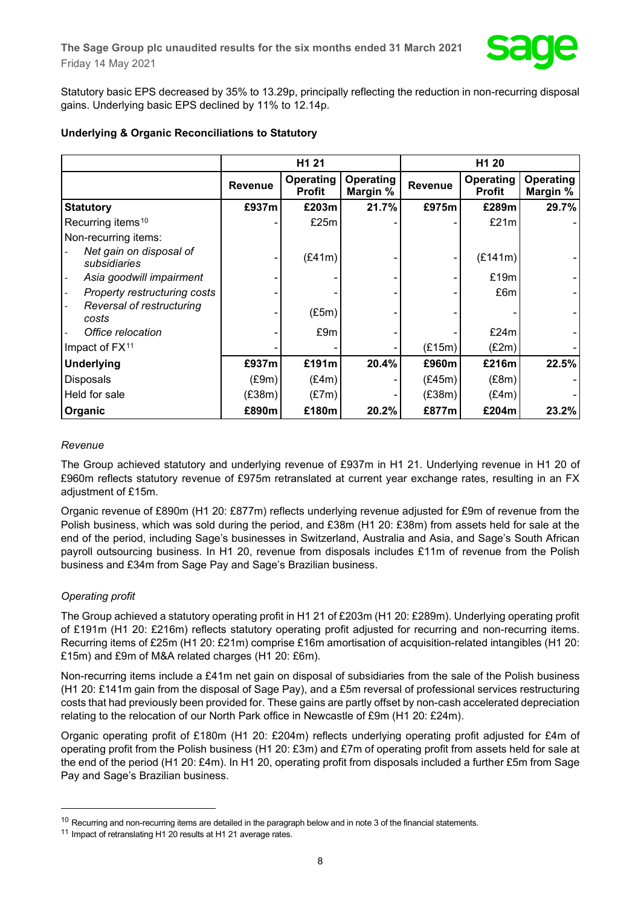Statutory basic EPS decreased by 35% to 13.29p, principally reflecting the reduction in non-recurring disposal gains. Underlying basic EPS declined by 11% to 12.14p.

**Underlying & Organic Reconciliations to Statutory**

| | H1 21 | | | H1 20 | | |
|---|---|---|---|---|---|---|
| | **Revenue** | **Operating Profit** | **Operating Margin %** | **Revenue** | **Operating Profit** | **Operating Margin %** |
| **Statutory** | **£937m** | **£203m** | **21.7%** | **£975m** | **£289m** | **29.7%** |
| Recurring items[10] | - | £25m | - | - | £21m | - |
| Non-recurring items: | | | | | | |
| - *Net gain on disposal of subsidiaries* | - | (£41m) | - | - | (£141m) | - |
| - *Asia goodwill impairment* | - | - | - | - | £19m | - |
| - *Property restructuring costs* | - | - | - | - | £6m | - |
| - *Reversal of restructuring costs* | - | (£5m) | - | - | - | - |
| - *Office relocation* | - | £9m | - | - | £24m | - |
| Impact of FX[11] | - | - | - | (£15m) | (£2m) | - |
| **Underlying** | **£937m** | **£191m** | **20.4%** | **£960m** | **£216m** | **22.5%** |
| Disposals | (£9m) | (£4m) | - | (£45m) | (£8m) | - |
| Held for sale | (£38m) | (£7m) | - | (£38m) | (£4m) | - |
| **Organic** | **£890m** | **£180m** | **20.2%** | **£877m** | **£204m** | **23.2%** |

*Revenue*

The Group achieved statutory and underlying revenue of £937m in H1 21. Underlying revenue in H1 20 of £960m reflects statutory revenue of £975m retranslated at current year exchange rates, resulting in an FX adjustment of £15m.

Organic revenue of £890m (H1 20: £877m) reflects underlying revenue adjusted for £9m of revenue from the Polish business, which was sold during the period, and £38m (H1 20: £38m) from assets held for sale at the end of the period, including Sage's businesses in Switzerland, Australia and Asia, and Sage's South African payroll outsourcing business. In H1 20, revenue from disposals includes £11m of revenue from the Polish business and £34m from Sage Pay and Sage's Brazilian business.

*Operating profit*

The Group achieved a statutory operating profit in H1 21 of £203m (H1 20: £289m). Underlying operating profit of £191m (H1 20: £216m) reflects statutory operating profit adjusted for recurring and non-recurring items. Recurring items of £25m (H1 20: £21m) comprise £16m amortisation of acquisition-related intangibles (H1 20: £15m) and £9m of M&A related charges (H1 20: £6m).

Non-recurring items include a £41m net gain on disposal of subsidiaries from the sale of the Polish business (H1 20: £141m gain from the disposal of Sage Pay), and a £5m reversal of professional services restructuring costs that had previously been provided for. These gains are partly offset by non-cash accelerated depreciation relating to the relocation of our North Park office in Newcastle of £9m (H1 20: £24m).

Organic operating profit of £180m (H1 20: £204m) reflects underlying operating profit adjusted for £4m of operating profit from the Polish business (H1 20: £3m) and £7m of operating profit from assets held for sale at the end of the period (H1 20: £4m). In H1 20, operating profit from disposals included a further £5m from Sage Pay and Sage's Brazilian business.

---

[10] Recurring and non-recurring items are detailed in the paragraph below and in note 3 of the financial statements.

[11] Impact of retranslating H1 20 results at H1 21 average rates.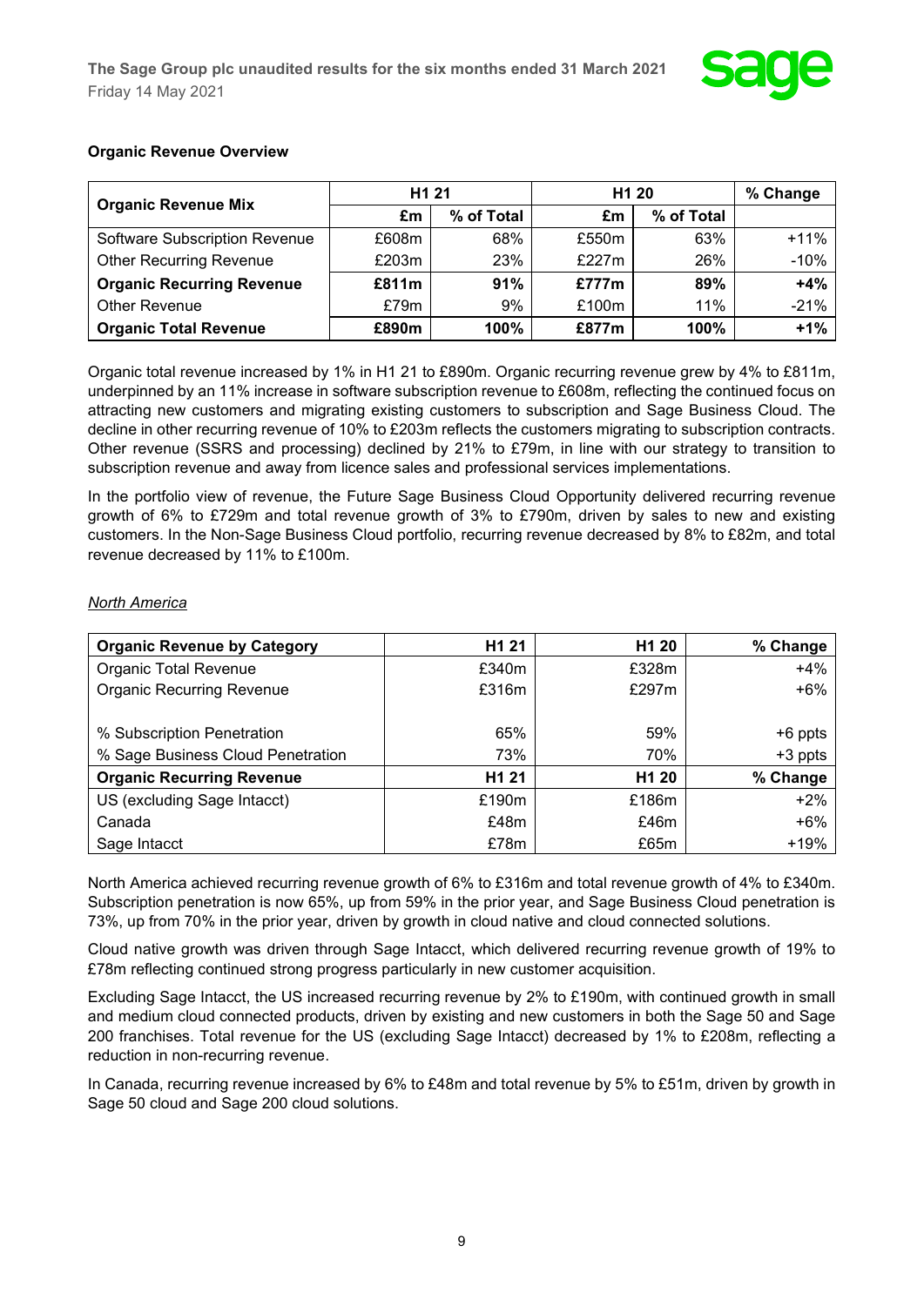**Organic Revenue Overview**

| Organic Revenue Mix | H1 21 | | H1 20 | | % Change |
|---|---|---|---|---|---|
| | £m | % of Total | £m | % of Total | |
| Software Subscription Revenue | £608m | 68% | £550m | 63% | +11% |
| Other Recurring Revenue | £203m | 23% | £227m | 26% | -10% |
| **Organic Recurring Revenue** | **£811m** | **91%** | **£777m** | **89%** | **+4%** |
| Other Revenue | £79m | 9% | £100m | 11% | -21% |
| **Organic Total Revenue** | **£890m** | **100%** | **£877m** | **100%** | **+1%** |

Organic total revenue increased by 1% in H1 21 to £890m. Organic recurring revenue grew by 4% to £811m, underpinned by an 11% increase in software subscription revenue to £608m, reflecting the continued focus on attracting new customers and migrating existing customers to subscription and Sage Business Cloud. The decline in other recurring revenue of 10% to £203m reflects the customers migrating to subscription contracts. Other revenue (SSRS and processing) declined by 21% to £79m, in line with our strategy to transition to subscription revenue and away from licence sales and professional services implementations.

In the portfolio view of revenue, the Future Sage Business Cloud Opportunity delivered recurring revenue growth of 6% to £729m and total revenue growth of 3% to £790m, driven by sales to new and existing customers. In the Non-Sage Business Cloud portfolio, recurring revenue decreased by 8% to £82m, and total revenue decreased by 11% to £100m.

*North America*

| Organic Revenue by Category | H1 21 | H1 20 | % Change |
|---|---|---|---|
| Organic Total Revenue | £340m | £328m | +4% |
| Organic Recurring Revenue | £316m | £297m | +6% |
| | | | |
| % Subscription Penetration | 65% | 59% | +6 ppts |
| % Sage Business Cloud Penetration | 73% | 70% | +3 ppts |
| **Organic Recurring Revenue** | **H1 21** | **H1 20** | **% Change** |
| US (excluding Sage Intacct) | £190m | £186m | +2% |
| Canada | £48m | £46m | +6% |
| Sage Intacct | £78m | £65m | +19% |

North America achieved recurring revenue growth of 6% to £316m and total revenue growth of 4% to £340m. Subscription penetration is now 65%, up from 59% in the prior year, and Sage Business Cloud penetration is 73%, up from 70% in the prior year, driven by growth in cloud native and cloud connected solutions.

Cloud native growth was driven through Sage Intacct, which delivered recurring revenue growth of 19% to £78m reflecting continued strong progress particularly in new customer acquisition.

Excluding Sage Intacct, the US increased recurring revenue by 2% to £190m, with continued growth in small and medium cloud connected products, driven by existing and new customers in both the Sage 50 and Sage 200 franchises. Total revenue for the US (excluding Sage Intacct) decreased by 1% to £208m, reflecting a reduction in non-recurring revenue.

In Canada, recurring revenue increased by 6% to £48m and total revenue by 5% to £51m, driven by growth in Sage 50 cloud and Sage 200 cloud solutions.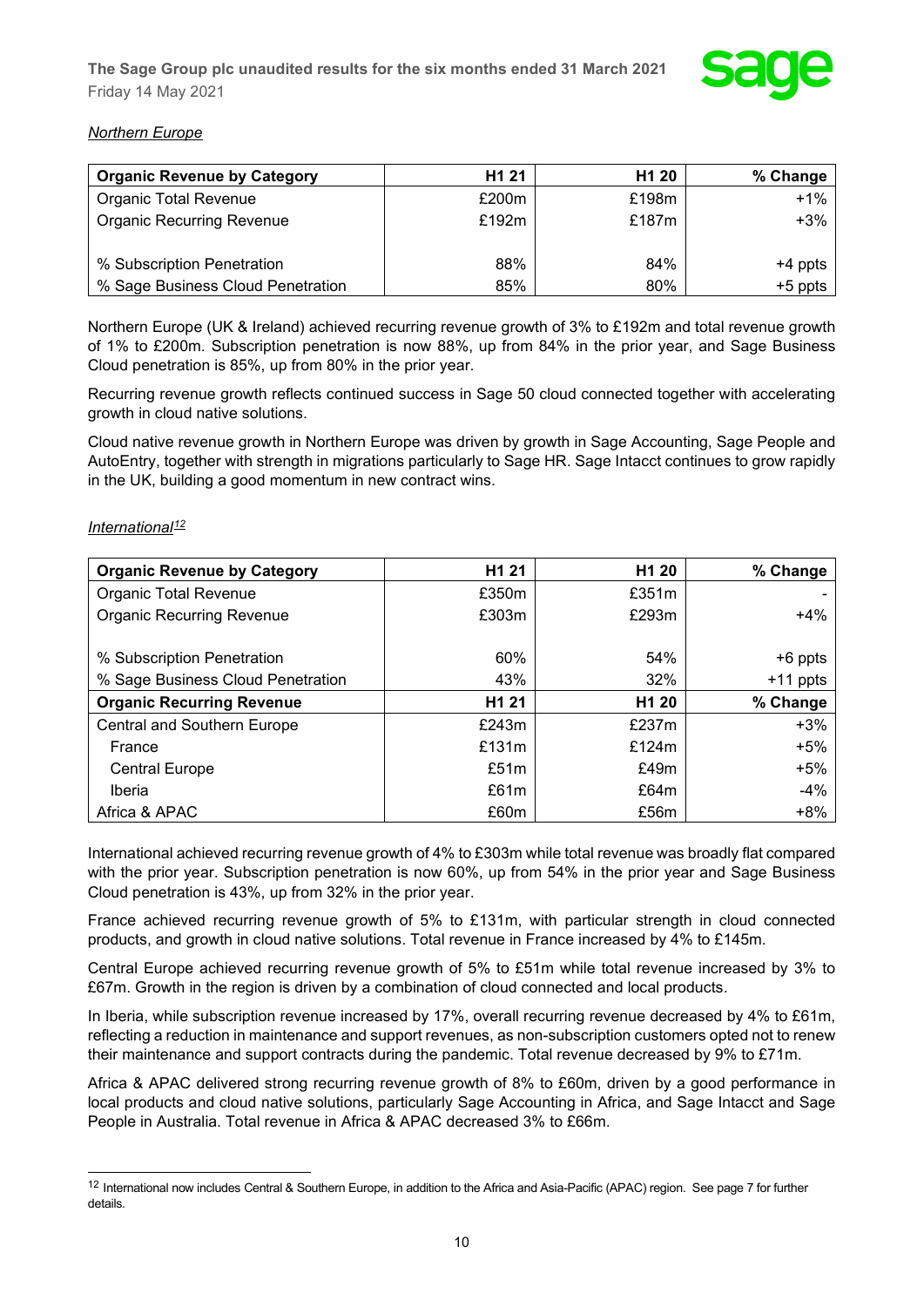*Northern Europe*

| Organic Revenue by Category | H1 21 | H1 20 | % Change |
|---|---|---|---|
| Organic Total Revenue | £200m | £198m | +1% |
| Organic Recurring Revenue | £192m | £187m | +3% |
| | | | |
| % Subscription Penetration | 88% | 84% | +4 ppts |
| % Sage Business Cloud Penetration | 85% | 80% | +5 ppts |

Northern Europe (UK & Ireland) achieved recurring revenue growth of 3% to £192m and total revenue growth of 1% to £200m. Subscription penetration is now 88%, up from 84% in the prior year, and Sage Business Cloud penetration is 85%, up from 80% in the prior year.

Recurring revenue growth reflects continued success in Sage 50 cloud connected together with accelerating growth in cloud native solutions.

Cloud native revenue growth in Northern Europe was driven by growth in Sage Accounting, Sage People and AutoEntry, together with strength in migrations particularly to Sage HR. Sage Intacct continues to grow rapidly in the UK, building a good momentum in new contract wins.

*International*[12]

| Organic Revenue by Category | H1 21 | H1 20 | % Change |
|---|---|---|---|
| Organic Total Revenue | £350m | £351m | - |
| Organic Recurring Revenue | £303m | £293m | +4% |
| | | | |
| % Subscription Penetration | 60% | 54% | +6 ppts |
| % Sage Business Cloud Penetration | 43% | 32% | +11 ppts |
| **Organic Recurring Revenue** | **H1 21** | **H1 20** | **% Change** |
| Central and Southern Europe | £243m | £237m | +3% |
| France | £131m | £124m | +5% |
| Central Europe | £51m | £49m | +5% |
| Iberia | £61m | £64m | -4% |
| Africa & APAC | £60m | £56m | +8% |

International achieved recurring revenue growth of 4% to £303m while total revenue was broadly flat compared with the prior year. Subscription penetration is now 60%, up from 54% in the prior year and Sage Business Cloud penetration is 43%, up from 32% in the prior year.

France achieved recurring revenue growth of 5% to £131m, with particular strength in cloud connected products, and growth in cloud native solutions. Total revenue in France increased by 4% to £145m.

Central Europe achieved recurring revenue growth of 5% to £51m while total revenue increased by 3% to £67m. Growth in the region is driven by a combination of cloud connected and local products.

In Iberia, while subscription revenue increased by 17%, overall recurring revenue decreased by 4% to £61m, reflecting a reduction in maintenance and support revenues, as non-subscription customers opted not to renew their maintenance and support contracts during the pandemic. Total revenue decreased by 9% to £71m.

Africa & APAC delivered strong recurring revenue growth of 8% to £60m, driven by a good performance in local products and cloud native solutions, particularly Sage Accounting in Africa, and Sage Intacct and Sage People in Australia. Total revenue in Africa & APAC decreased 3% to £66m.

[12] International now includes Central & Southern Europe, in addition to the Africa and Asia-Pacific (APAC) region. See page 7 for further details.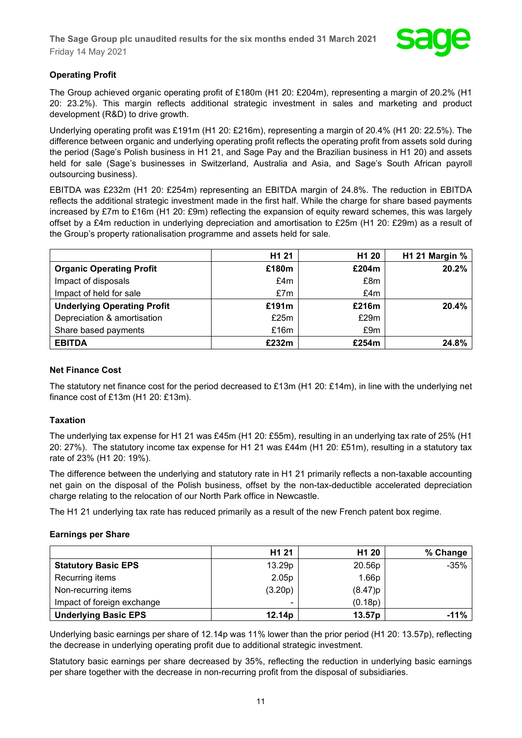### Operating Profit

The Group achieved organic operating profit of £180m (H1 20: £204m), representing a margin of 20.2% (H1 20: 23.2%). This margin reflects additional strategic investment in sales and marketing and product development (R&D) to drive growth.

Underlying operating profit was £191m (H1 20: £216m), representing a margin of 20.4% (H1 20: 22.5%). The difference between organic and underlying operating profit reflects the operating profit from assets sold during the period (Sage's Polish business in H1 21, and Sage Pay and the Brazilian business in H1 20) and assets held for sale (Sage's businesses in Switzerland, Australia and Asia, and Sage's South African payroll outsourcing business).

EBITDA was £232m (H1 20: £254m) representing an EBITDA margin of 24.8%. The reduction in EBITDA reflects the additional strategic investment made in the first half. While the charge for share based payments increased by £7m to £16m (H1 20: £9m) reflecting the expansion of equity reward schemes, this was largely offset by a £4m reduction in underlying depreciation and amortisation to £25m (H1 20: £29m) as a result of the Group's property rationalisation programme and assets held for sale.

| | H1 21 | H1 20 | H1 21 Margin % |
|---|---|---|---|
| **Organic Operating Profit** | **£180m** | **£204m** | **20.2%** |
| Impact of disposals | £4m | £8m | |
| Impact of held for sale | £7m | £4m | |
| **Underlying Operating Profit** | **£191m** | **£216m** | **20.4%** |
| Depreciation & amortisation | £25m | £29m | |
| Share based payments | £16m | £9m | |
| **EBITDA** | **£232m** | **£254m** | **24.8%** |

### Net Finance Cost

The statutory net finance cost for the period decreased to £13m (H1 20: £14m), in line with the underlying net finance cost of £13m (H1 20: £13m).

### Taxation

The underlying tax expense for H1 21 was £45m (H1 20: £55m), resulting in an underlying tax rate of 25% (H1 20: 27%). The statutory income tax expense for H1 21 was £44m (H1 20: £51m), resulting in a statutory tax rate of 23% (H1 20: 19%).

The difference between the underlying and statutory rate in H1 21 primarily reflects a non-taxable accounting net gain on the disposal of the Polish business, offset by the non-tax-deductible accelerated depreciation charge relating to the relocation of our North Park office in Newcastle.

The H1 21 underlying tax rate has reduced primarily as a result of the new French patent box regime.

### Earnings per Share

| | H1 21 | H1 20 | % Change |
|---|---|---|---|
| **Statutory Basic EPS** | 13.29p | 20.56p | -35% |
| Recurring items | 2.05p | 1.66p | |
| Non-recurring items | (3.20p) | (8.47)p | |
| Impact of foreign exchange | - | (0.18p) | |
| **Underlying Basic EPS** | **12.14p** | **13.57p** | **-11%** |

Underlying basic earnings per share of 12.14p was 11% lower than the prior period (H1 20: 13.57p), reflecting the decrease in underlying operating profit due to additional strategic investment.

Statutory basic earnings per share decreased by 35%, reflecting the reduction in underlying basic earnings per share together with the decrease in non-recurring profit from the disposal of subsidiaries.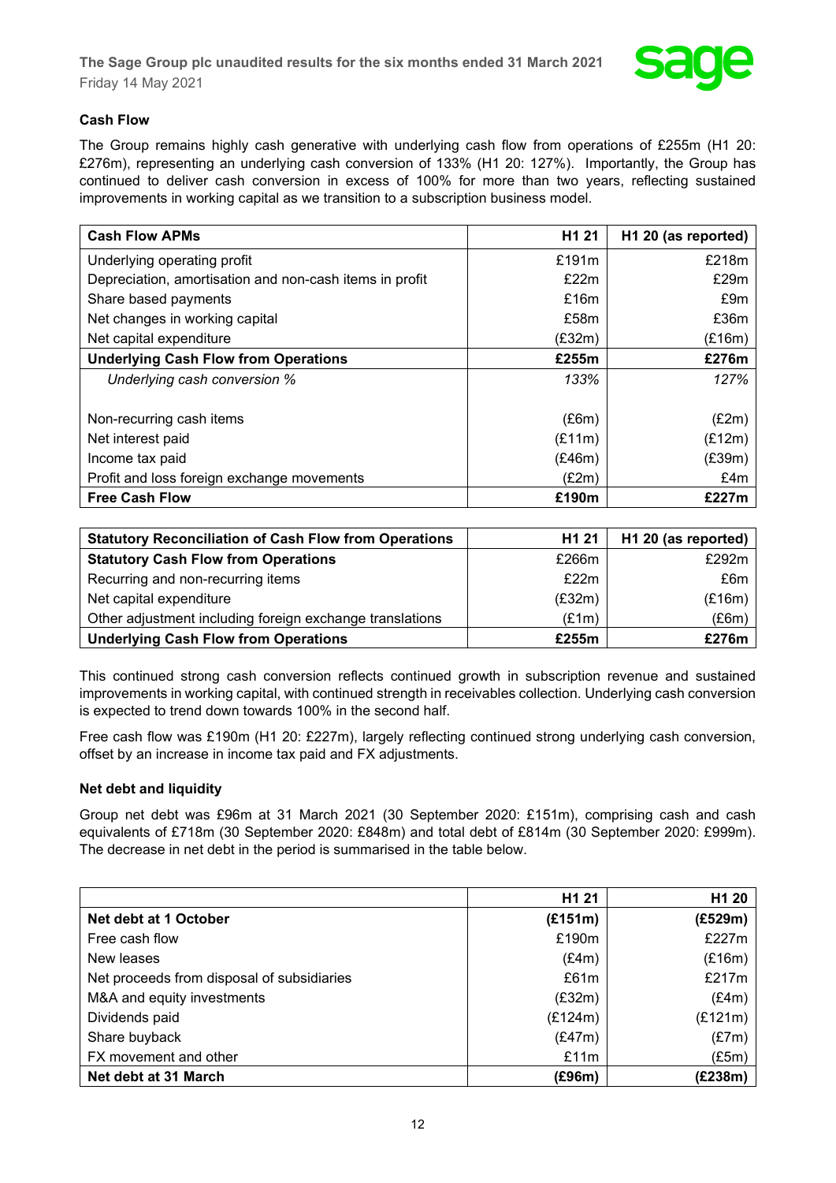**Cash Flow**

The Group remains highly cash generative with underlying cash flow from operations of £255m (H1 20: £276m), representing an underlying cash conversion of 133% (H1 20: 127%). Importantly, the Group has continued to deliver cash conversion in excess of 100% for more than two years, reflecting sustained improvements in working capital as we transition to a subscription business model.

| **Cash Flow APMs** | **H1 21** | **H1 20 (as reported)** |
|---|---:|---:|
| Underlying operating profit | £191m | £218m |
| Depreciation, amortisation and non-cash items in profit | £22m | £29m |
| Share based payments | £16m | £9m |
| Net changes in working capital | £58m | £36m |
| Net capital expenditure | (£32m) | (£16m) |
| **Underlying Cash Flow from Operations** | **£255m** | **£276m** |
| *Underlying cash conversion %* | *133%* | *127%* |
| Non-recurring cash items | (£6m) | (£2m) |
| Net interest paid | (£11m) | (£12m) |
| Income tax paid | (£46m) | (£39m) |
| Profit and loss foreign exchange movements | (£2m) | £4m |
| **Free Cash Flow** | **£190m** | **£227m** |

| **Statutory Reconciliation of Cash Flow from Operations** | **H1 21** | **H1 20 (as reported)** |
|---|---:|---:|
| **Statutory Cash Flow from Operations** | £266m | £292m |
| Recurring and non-recurring items | £22m | £6m |
| Net capital expenditure | (£32m) | (£16m) |
| Other adjustment including foreign exchange translations | (£1m) | (£6m) |
| **Underlying Cash Flow from Operations** | **£255m** | **£276m** |

This continued strong cash conversion reflects continued growth in subscription revenue and sustained improvements in working capital, with continued strength in receivables collection. Underlying cash conversion is expected to trend down towards 100% in the second half.

Free cash flow was £190m (H1 20: £227m), largely reflecting continued strong underlying cash conversion, offset by an increase in income tax paid and FX adjustments.

**Net debt and liquidity**

Group net debt was £96m at 31 March 2021 (30 September 2020: £151m), comprising cash and cash equivalents of £718m (30 September 2020: £848m) and total debt of £814m (30 September 2020: £999m). The decrease in net debt in the period is summarised in the table below.

| | **H1 21** | **H1 20** |
|---|---:|---:|
| **Net debt at 1 October** | **(£151m)** | **(£529m)** |
| Free cash flow | £190m | £227m |
| New leases | (£4m) | (£16m) |
| Net proceeds from disposal of subsidiaries | £61m | £217m |
| M&A and equity investments | (£32m) | (£4m) |
| Dividends paid | (£124m) | (£121m) |
| Share buyback | (£47m) | (£7m) |
| FX movement and other | £11m | (£5m) |
| **Net debt at 31 March** | **(£96m)** | **(£238m)** |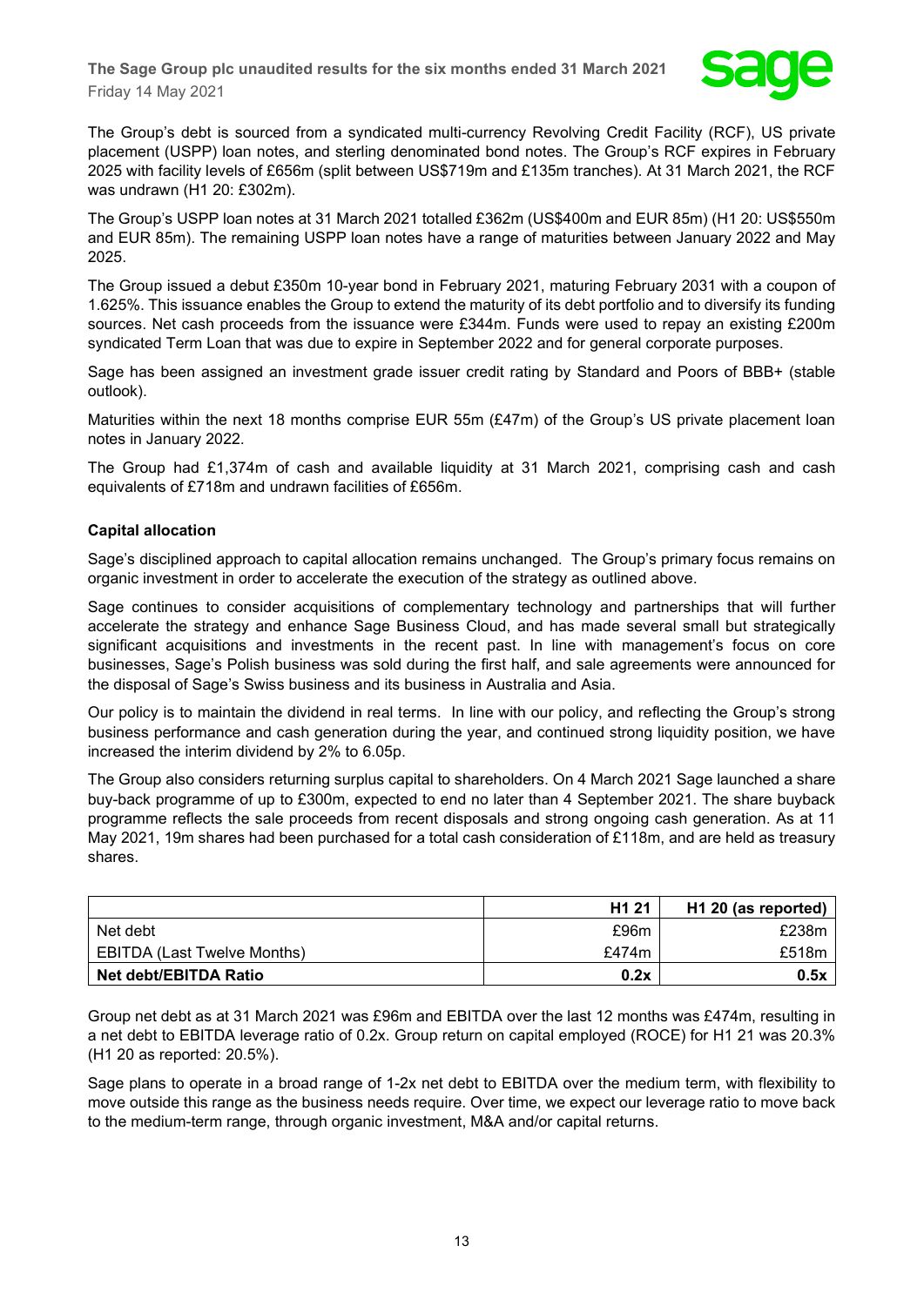The Group's debt is sourced from a syndicated multi-currency Revolving Credit Facility (RCF), US private placement (USPP) loan notes, and sterling denominated bond notes. The Group's RCF expires in February 2025 with facility levels of £656m (split between US$719m and £135m tranches). At 31 March 2021, the RCF was undrawn (H1 20: £302m).

The Group's USPP loan notes at 31 March 2021 totalled £362m (US$400m and EUR 85m) (H1 20: US$550m and EUR 85m). The remaining USPP loan notes have a range of maturities between January 2022 and May 2025.

The Group issued a debut £350m 10-year bond in February 2021, maturing February 2031 with a coupon of 1.625%. This issuance enables the Group to extend the maturity of its debt portfolio and to diversify its funding sources. Net cash proceeds from the issuance were £344m. Funds were used to repay an existing £200m syndicated Term Loan that was due to expire in September 2022 and for general corporate purposes.

Sage has been assigned an investment grade issuer credit rating by Standard and Poors of BBB+ (stable outlook).

Maturities within the next 18 months comprise EUR 55m (£47m) of the Group's US private placement loan notes in January 2022.

The Group had £1,374m of cash and available liquidity at 31 March 2021, comprising cash and cash equivalents of £718m and undrawn facilities of £656m.

**Capital allocation**

Sage's disciplined approach to capital allocation remains unchanged. The Group's primary focus remains on organic investment in order to accelerate the execution of the strategy as outlined above.

Sage continues to consider acquisitions of complementary technology and partnerships that will further accelerate the strategy and enhance Sage Business Cloud, and has made several small but strategically significant acquisitions and investments in the recent past. In line with management's focus on core businesses, Sage's Polish business was sold during the first half, and sale agreements were announced for the disposal of Sage's Swiss business and its business in Australia and Asia.

Our policy is to maintain the dividend in real terms. In line with our policy, and reflecting the Group's strong business performance and cash generation during the year, and continued strong liquidity position, we have increased the interim dividend by 2% to 6.05p.

The Group also considers returning surplus capital to shareholders. On 4 March 2021 Sage launched a share buy-back programme of up to £300m, expected to end no later than 4 September 2021. The share buyback programme reflects the sale proceeds from recent disposals and strong ongoing cash generation. As at 11 May 2021, 19m shares had been purchased for a total cash consideration of £118m, and are held as treasury shares.

| | **H1 21** | **H1 20 (as reported)** |
|---|---:|---:|
| Net debt | £96m | £238m |
| EBITDA (Last Twelve Months) | £474m | £518m |
| **Net debt/EBITDA Ratio** | **0.2x** | **0.5x** |

Group net debt as at 31 March 2021 was £96m and EBITDA over the last 12 months was £474m, resulting in a net debt to EBITDA leverage ratio of 0.2x. Group return on capital employed (ROCE) for H1 21 was 20.3% (H1 20 as reported: 20.5%).

Sage plans to operate in a broad range of 1-2x net debt to EBITDA over the medium term, with flexibility to move outside this range as the business needs require. Over time, we expect our leverage ratio to move back to the medium-term range, through organic investment, M&A and/or capital returns.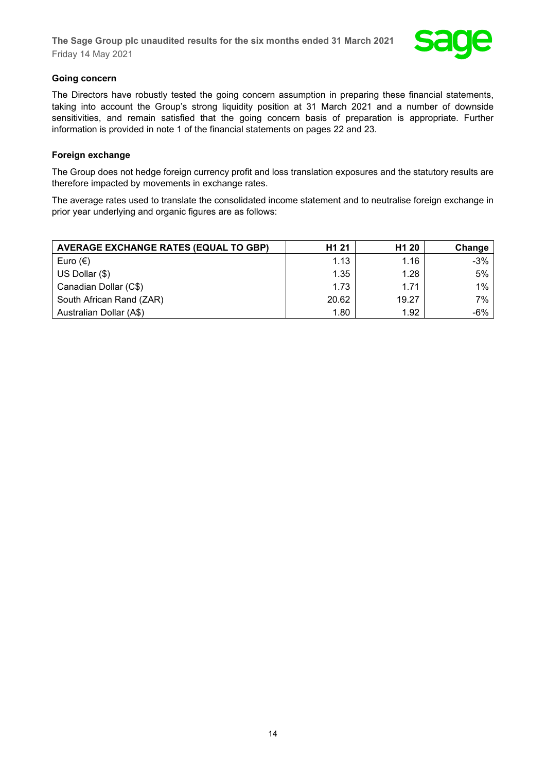### Going concern

The Directors have robustly tested the going concern assumption in preparing these financial statements, taking into account the Group's strong liquidity position at 31 March 2021 and a number of downside sensitivities, and remain satisfied that the going concern basis of preparation is appropriate. Further information is provided in note 1 of the financial statements on pages 22 and 23.

### Foreign exchange

The Group does not hedge foreign currency profit and loss translation exposures and the statutory results are therefore impacted by movements in exchange rates.

The average rates used to translate the consolidated income statement and to neutralise foreign exchange in prior year underlying and organic figures are as follows:

| AVERAGE EXCHANGE RATES (EQUAL TO GBP) | H1 21 | H1 20 | Change |
|---|---|---|---|
| Euro (€) | 1.13 | 1.16 | -3% |
| US Dollar ($) | 1.35 | 1.28 | 5% |
| Canadian Dollar (C$) | 1.73 | 1.71 | 1% |
| South African Rand (ZAR) | 20.62 | 19.27 | 7% |
| Australian Dollar (A$) | 1.80 | 1.92 | -6% |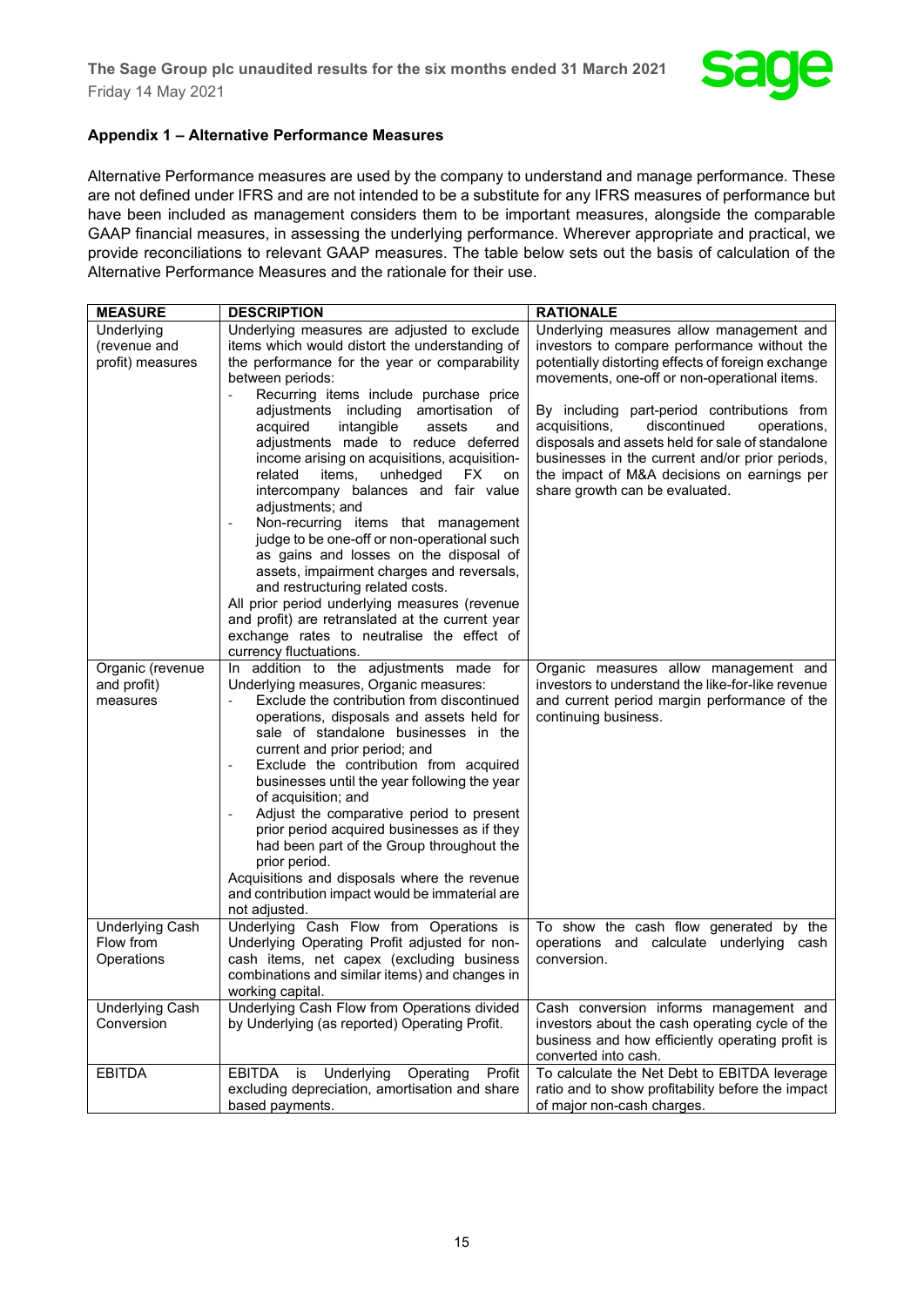## Appendix 1 – Alternative Performance Measures

Alternative Performance measures are used by the company to understand and manage performance. These are not defined under IFRS and are not intended to be a substitute for any IFRS measures of performance but have been included as management considers them to be important measures, alongside the comparable GAAP financial measures, in assessing the underlying performance. Wherever appropriate and practical, we provide reconciliations to relevant GAAP measures. The table below sets out the basis of calculation of the Alternative Performance Measures and the rationale for their use.

| MEASURE | DESCRIPTION | RATIONALE |
|---|---|---|
| Underlying (revenue and profit) measures | Underlying measures are adjusted to exclude items which would distort the understanding of the performance for the year or comparability between periods:<br>- Recurring items include purchase price adjustments including amortisation of acquired intangible assets and adjustments made to reduce deferred income arising on acquisitions, acquisition-related items, unhedged FX on intercompany balances and fair value adjustments; and<br>- Non-recurring items that management judge to be one-off or non-operational such as gains and losses on the disposal of assets, impairment charges and reversals, and restructuring related costs.<br>All prior period underlying measures (revenue and profit) are retranslated at the current year exchange rates to neutralise the effect of currency fluctuations. | Underlying measures allow management and investors to compare performance without the potentially distorting effects of foreign exchange movements, one-off or non-operational items.<br><br>By including part-period contributions from acquisitions, discontinued operations, disposals and assets held for sale of standalone businesses in the current and/or prior periods, the impact of M&A decisions on earnings per share growth can be evaluated. |
| Organic (revenue and profit) measures | In addition to the adjustments made for Underlying measures, Organic measures:<br>- Exclude the contribution from discontinued operations, disposals and assets held for sale of standalone businesses in the current and prior period; and<br>- Exclude the contribution from acquired businesses until the year following the year of acquisition; and<br>- Adjust the comparative period to present prior period acquired businesses as if they had been part of the Group throughout the prior period.<br>Acquisitions and disposals where the revenue and contribution impact would be immaterial are not adjusted. | Organic measures allow management and investors to understand the like-for-like revenue and current period margin performance of the continuing business. |
| Underlying Cash Flow from Operations | Underlying Cash Flow from Operations is Underlying Operating Profit adjusted for non-cash items, net capex (excluding business combinations and similar items) and changes in working capital. | To show the cash flow generated by the operations and calculate underlying cash conversion. |
| Underlying Cash Conversion | Underlying Cash Flow from Operations divided by Underlying (as reported) Operating Profit. | Cash conversion informs management and investors about the cash operating cycle of the business and how efficiently operating profit is converted into cash. |
| EBITDA | EBITDA is Underlying Operating Profit excluding depreciation, amortisation and share based payments. | To calculate the Net Debt to EBITDA leverage ratio and to show profitability before the impact of major non-cash charges. |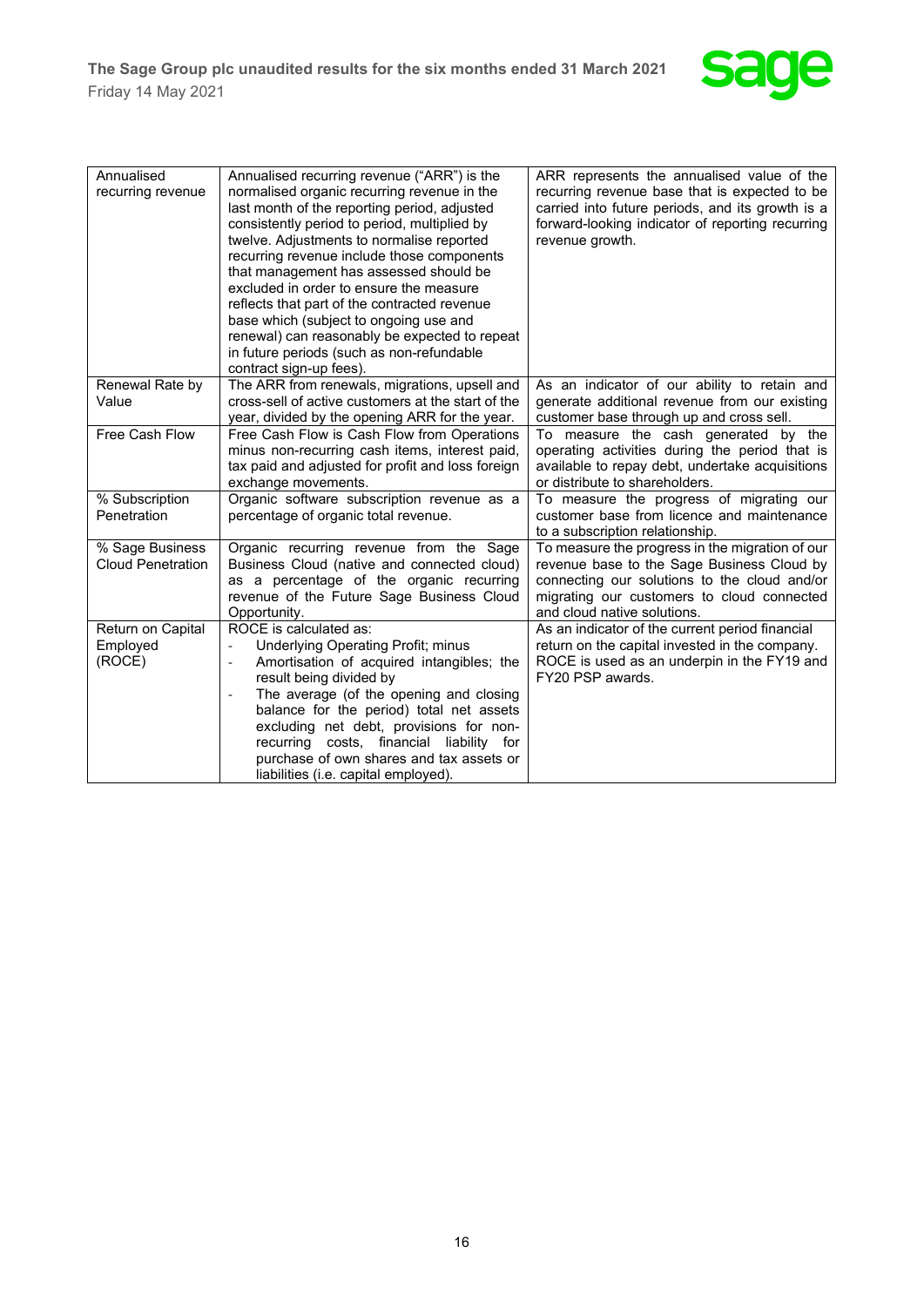| | | |
|---|---|---|
| Annualised recurring revenue | Annualised recurring revenue ("ARR") is the normalised organic recurring revenue in the last month of the reporting period, adjusted consistently period to period, multiplied by twelve. Adjustments to normalise reported recurring revenue include those components that management has assessed should be excluded in order to ensure the measure reflects that part of the contracted revenue base which (subject to ongoing use and renewal) can reasonably be expected to repeat in future periods (such as non-refundable contract sign-up fees). | ARR represents the annualised value of the recurring revenue base that is expected to be carried into future periods, and its growth is a forward-looking indicator of reporting recurring revenue growth. |
| Renewal Rate by Value | The ARR from renewals, migrations, upsell and cross-sell of active customers at the start of the year, divided by the opening ARR for the year. | As an indicator of our ability to retain and generate additional revenue from our existing customer base through up and cross sell. |
| Free Cash Flow | Free Cash Flow is Cash Flow from Operations minus non-recurring cash items, interest paid, tax paid and adjusted for profit and loss foreign exchange movements. | To measure the cash generated by the operating activities during the period that is available to repay debt, undertake acquisitions or distribute to shareholders. |
| % Subscription Penetration | Organic software subscription revenue as a percentage of organic total revenue. | To measure the progress of migrating our customer base from licence and maintenance to a subscription relationship. |
| % Sage Business Cloud Penetration | Organic recurring revenue from the Sage Business Cloud (native and connected cloud) as a percentage of the organic recurring revenue of the Future Sage Business Cloud Opportunity. | To measure the progress in the migration of our revenue base to the Sage Business Cloud by connecting our solutions to the cloud and/or migrating our customers to cloud connected and cloud native solutions. |
| Return on Capital Employed (ROCE) | ROCE is calculated as:<br>- Underlying Operating Profit; minus<br>- Amortisation of acquired intangibles; the result being divided by<br>- The average (of the opening and closing balance for the period) total net assets excluding net debt, provisions for non-recurring costs, financial liability for purchase of own shares and tax assets or liabilities (i.e. capital employed). | As an indicator of the current period financial return on the capital invested in the company. ROCE is used as an underpin in the FY19 and FY20 PSP awards. |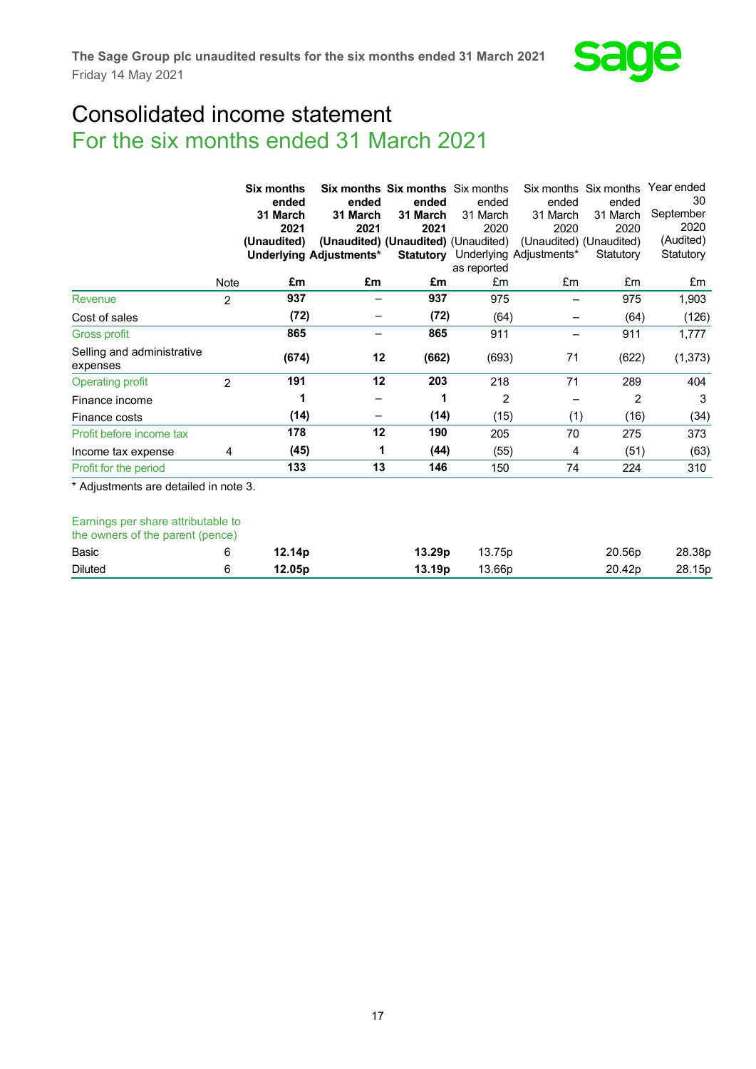# Consolidated income statement

## For the six months ended 31 March 2021

| | Note | Six months ended 31 March 2021 (Unaudited) Underlying | Six months ended 31 March 2021 (Unaudited) Adjustments* | Six months ended 31 March 2021 (Unaudited) Statutory | Six months ended 31 March 2020 (Unaudited) Underlying as reported | Six months ended 31 March 2020 (Unaudited) Adjustments* | Six months ended 31 March 2020 (Unaudited) Statutory | Year ended 30 September 2020 (Audited) Statutory |
|---|---|---|---|---|---|---|---|---|
| | | **£m** | **£m** | **£m** | £m | £m | £m | £m |
| Revenue | 2 | **937** | **–** | **937** | 975 | – | 975 | 1,903 |
| Cost of sales | | **(72)** | **–** | **(72)** | (64) | – | (64) | (126) |
| Gross profit | | **865** | **–** | **865** | 911 | – | 911 | 1,777 |
| Selling and administrative expenses | | **(674)** | **12** | **(662)** | (693) | 71 | (622) | (1,373) |
| Operating profit | 2 | **191** | **12** | **203** | 218 | 71 | 289 | 404 |
| Finance income | | **1** | **–** | **1** | 2 | – | 2 | 3 |
| Finance costs | | **(14)** | **–** | **(14)** | (15) | (1) | (16) | (34) |
| Profit before income tax | | **178** | **12** | **190** | 205 | 70 | 275 | 373 |
| Income tax expense | 4 | **(45)** | **1** | **(44)** | (55) | 4 | (51) | (63) |
| Profit for the period | | **133** | **13** | **146** | 150 | 74 | 224 | 310 |

\* Adjustments are detailed in note 3.

| Earnings per share attributable to the owners of the parent (pence) | Note | Underlying 2021 | Adjustments 2021 | Statutory 2021 | Underlying 2020 | Adjustments 2020 | Statutory 2020 | Year ended 30 September 2020 |
|---|---|---|---|---|---|---|---|---|
| Basic | 6 | **12.14p** | | **13.29p** | 13.75p | | 20.56p | 28.38p |
| Diluted | 6 | **12.05p** | | **13.19p** | 13.66p | | 20.42p | 28.15p |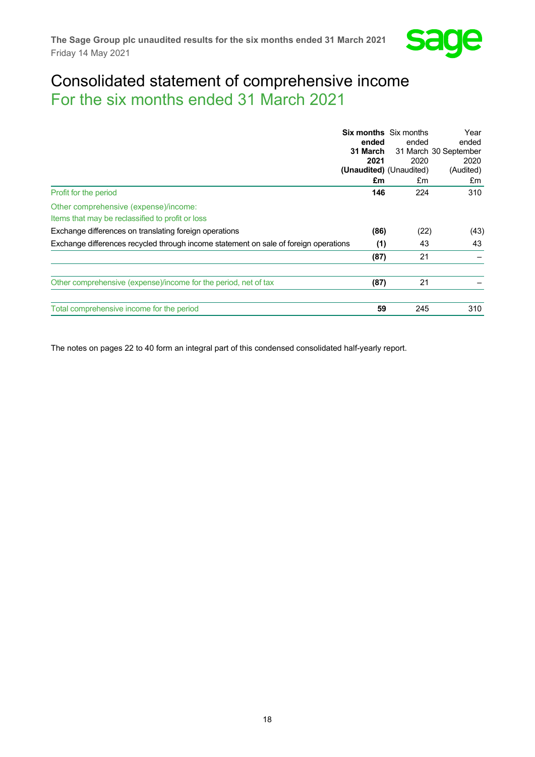# Consolidated statement of comprehensive income

## For the six months ended 31 March 2021

| | **Six months ended 31 March 2021 (Unaudited) £m** | Six months ended 31 March 2020 (Unaudited) £m | Year ended 30 September 2020 (Audited) £m |
|---|---|---|---|
| Profit for the period | **146** | 224 | 310 |
| Other comprehensive (expense)/income: | | | |
| Items that may be reclassified to profit or loss | | | |
| Exchange differences on translating foreign operations | **(86)** | (22) | (43) |
| Exchange differences recycled through income statement on sale of foreign operations | **(1)** | 43 | 43 |
| | **(87)** | 21 | – |
| Other comprehensive (expense)/income for the period, net of tax | **(87)** | 21 | – |
| Total comprehensive income for the period | **59** | 245 | 310 |

The notes on pages 22 to 40 form an integral part of this condensed consolidated half-yearly report.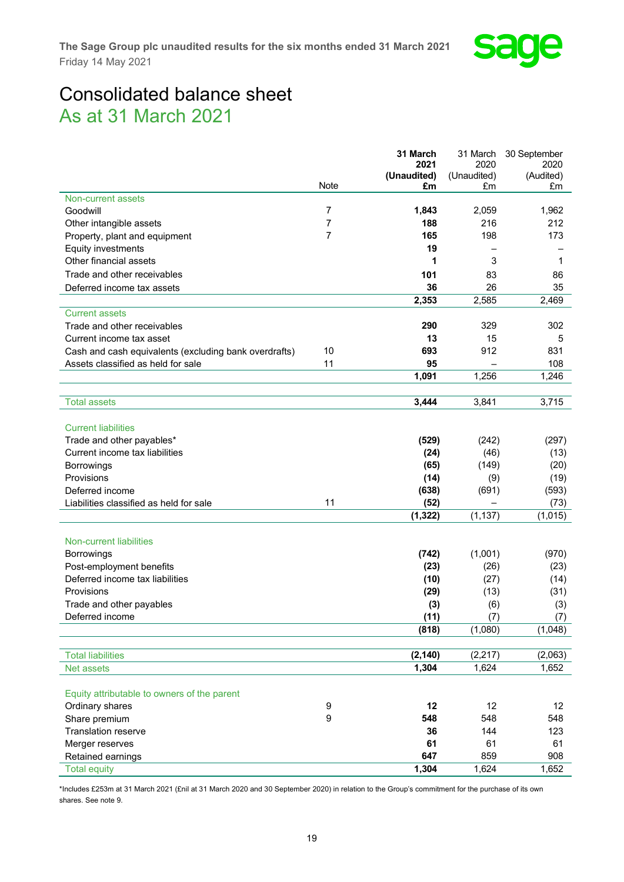# Consolidated balance sheet

## As at 31 March 2021

| | Note | 31 March 2021 (Unaudited) £m | 31 March 2020 (Unaudited) £m | 30 September 2020 (Audited) £m |
|---|---|---|---|---|
| **Non-current assets** | | | | |
| Goodwill | 7 | **1,843** | 2,059 | 1,962 |
| Other intangible assets | 7 | **188** | 216 | 212 |
| Property, plant and equipment | 7 | **165** | 198 | 173 |
| Equity investments | | **19** | – | – |
| Other financial assets | | **1** | 3 | 1 |
| Trade and other receivables | | **101** | 83 | 86 |
| Deferred income tax assets | | **36** | 26 | 35 |
| | | **2,353** | 2,585 | 2,469 |
| **Current assets** | | | | |
| Trade and other receivables | | **290** | 329 | 302 |
| Current income tax asset | | **13** | 15 | 5 |
| Cash and cash equivalents (excluding bank overdrafts) | 10 | **693** | 912 | 831 |
| Assets classified as held for sale | 11 | **95** | – | 108 |
| | | **1,091** | 1,256 | 1,246 |
| **Total assets** | | **3,444** | 3,841 | 3,715 |
| **Current liabilities** | | | | |
| Trade and other payables* | | **(529)** | (242) | (297) |
| Current income tax liabilities | | **(24)** | (46) | (13) |
| Borrowings | | **(65)** | (149) | (20) |
| Provisions | | **(14)** | (9) | (19) |
| Deferred income | | **(638)** | (691) | (593) |
| Liabilities classified as held for sale | 11 | **(52)** | – | (73) |
| | | **(1,322)** | (1,137) | (1,015) |
| **Non-current liabilities** | | | | |
| Borrowings | | **(742)** | (1,001) | (970) |
| Post-employment benefits | | **(23)** | (26) | (23) |
| Deferred income tax liabilities | | **(10)** | (27) | (14) |
| Provisions | | **(29)** | (13) | (31) |
| Trade and other payables | | **(3)** | (6) | (3) |
| Deferred income | | **(11)** | (7) | (7) |
| | | **(818)** | (1,080) | (1,048) |
| **Total liabilities** | | **(2,140)** | (2,217) | (2,063) |
| **Net assets** | | **1,304** | 1,624 | 1,652 |
| **Equity attributable to owners of the parent** | | | | |
| Ordinary shares | 9 | **12** | 12 | 12 |
| Share premium | 9 | **548** | 548 | 548 |
| Translation reserve | | **36** | 144 | 123 |
| Merger reserves | | **61** | 61 | 61 |
| Retained earnings | | **647** | 859 | 908 |
| **Total equity** | | **1,304** | 1,624 | 1,652 |

*Includes £253m at 31 March 2021 (£nil at 31 March 2020 and 30 September 2020) in relation to the Group's commitment for the purchase of its own shares. See note 9.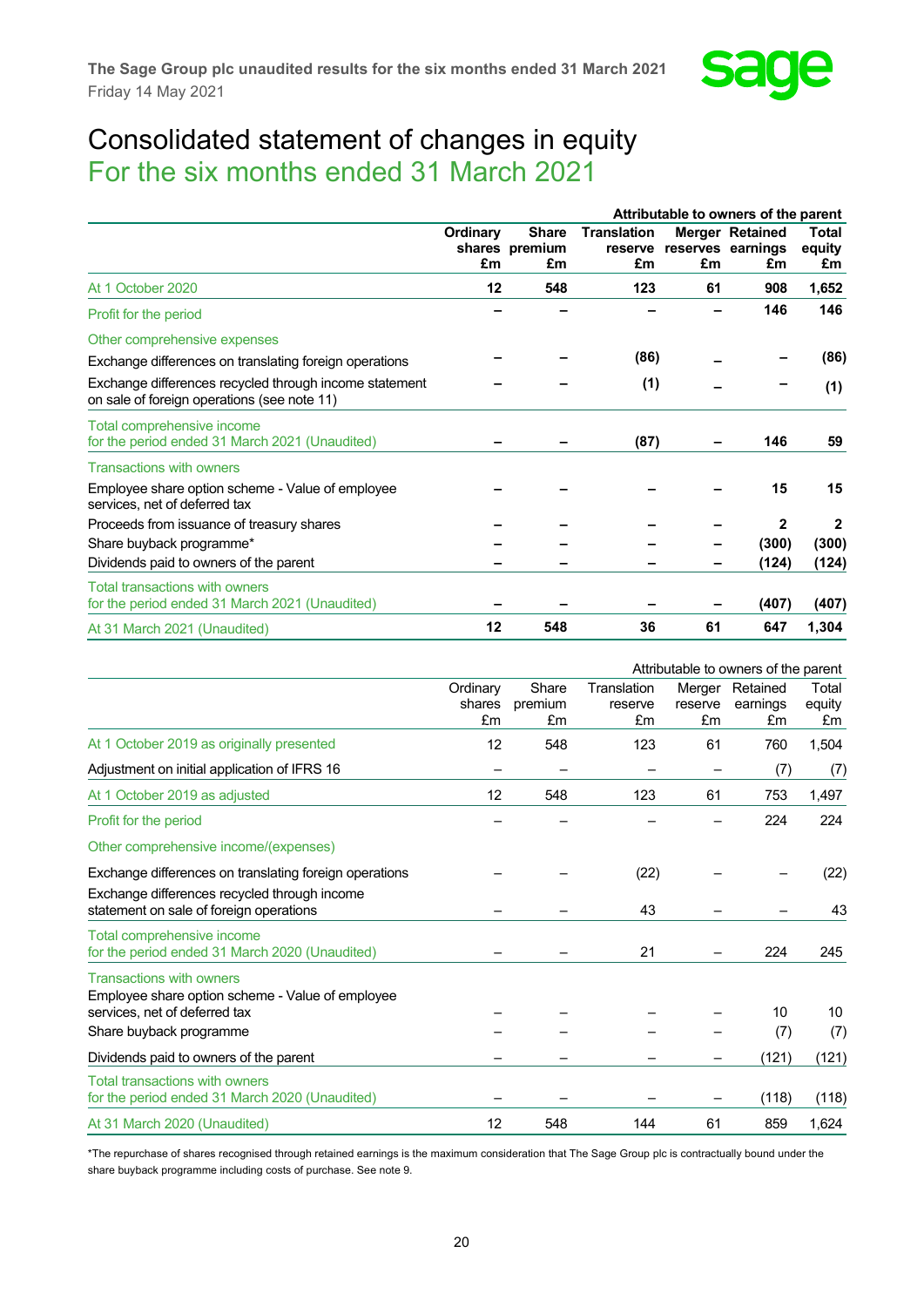# Consolidated statement of changes in equity

## For the six months ended 31 March 2021

| | Attributable to owners of the parent | | | | | |
|---|---|---|---|---|---|---|
| | **Ordinary shares £m** | **Share premium £m** | **Translation reserve £m** | **Merger reserves £m** | **Retained earnings £m** | **Total equity £m** |
| At 1 October 2020 | **12** | **548** | **123** | **61** | **908** | **1,652** |
| Profit for the period | **–** | **–** | **–** | **–** | **146** | **146** |
| Other comprehensive expenses | | | | | | |
| Exchange differences on translating foreign operations | **–** | **–** | **(86)** | **–** | **–** | **(86)** |
| Exchange differences recycled through income statement on sale of foreign operations (see note 11) | **–** | **–** | **(1)** | **–** | **–** | **(1)** |
| Total comprehensive income for the period ended 31 March 2021 (Unaudited) | **–** | **–** | **(87)** | **–** | **146** | **59** |
| Transactions with owners | | | | | | |
| Employee share option scheme - Value of employee services, net of deferred tax | **–** | **–** | **–** | **–** | **15** | **15** |
| Proceeds from issuance of treasury shares | **–** | **–** | **–** | **–** | **2** | **2** |
| Share buyback programme* | **–** | **–** | **–** | **–** | **(300)** | **(300)** |
| Dividends paid to owners of the parent | **–** | **–** | **–** | **–** | **(124)** | **(124)** |
| Total transactions with owners for the period ended 31 March 2021 (Unaudited) | **–** | **–** | **–** | **–** | **(407)** | **(407)** |
| At 31 March 2021 (Unaudited) | **12** | **548** | **36** | **61** | **647** | **1,304** |

| | Attributable to owners of the parent | | | | | |
|---|---|---|---|---|---|---|
| | Ordinary shares £m | Share premium £m | Translation reserve £m | Merger reserve £m | Retained earnings £m | Total equity £m |
| At 1 October 2019 as originally presented | 12 | 548 | 123 | 61 | 760 | 1,504 |
| Adjustment on initial application of IFRS 16 | – | – | – | – | (7) | (7) |
| At 1 October 2019 as adjusted | 12 | 548 | 123 | 61 | 753 | 1,497 |
| Profit for the period | – | – | – | – | 224 | 224 |
| Other comprehensive income/(expenses) | | | | | | |
| Exchange differences on translating foreign operations | – | – | (22) | – | – | (22) |
| Exchange differences recycled through income statement on sale of foreign operations | – | – | 43 | – | – | 43 |
| Total comprehensive income for the period ended 31 March 2020 (Unaudited) | – | – | 21 | – | 224 | 245 |
| Transactions with owners | | | | | | |
| Employee share option scheme - Value of employee services, net of deferred tax | – | – | – | – | 10 | 10 |
| Share buyback programme | – | – | – | – | (7) | (7) |
| Dividends paid to owners of the parent | – | – | – | – | (121) | (121) |
| Total transactions with owners for the period ended 31 March 2020 (Unaudited) | – | – | – | – | (118) | (118) |
| At 31 March 2020 (Unaudited) | 12 | 548 | 144 | 61 | 859 | 1,624 |

*The repurchase of shares recognised through retained earnings is the maximum consideration that The Sage Group plc is contractually bound under the share buyback programme including costs of purchase. See note 9.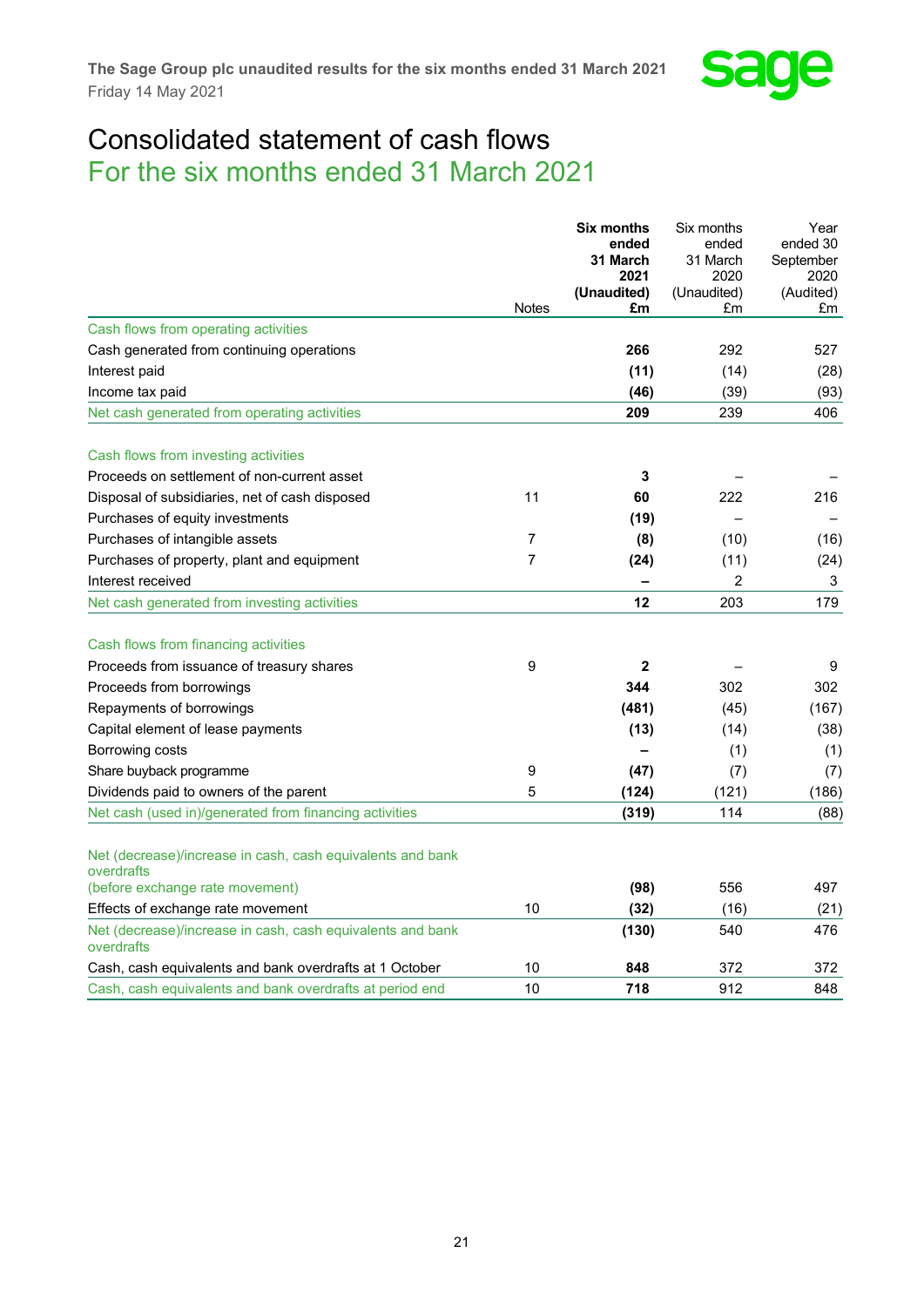# Consolidated statement of cash flows

## For the six months ended 31 March 2021

| | Notes | Six months ended 31 March 2021 (Unaudited) £m | Six months ended 31 March 2020 (Unaudited) £m | Year ended 30 September 2020 (Audited) £m |
|---|---|---|---|---|
| Cash flows from operating activities | | | | |
| Cash generated from continuing operations | | **266** | 292 | 527 |
| Interest paid | | **(11)** | (14) | (28) |
| Income tax paid | | **(46)** | (39) | (93) |
| Net cash generated from operating activities | | **209** | 239 | 406 |
| | | | | |
| Cash flows from investing activities | | | | |
| Proceeds on settlement of non-current asset | | **3** | – | – |
| Disposal of subsidiaries, net of cash disposed | 11 | **60** | 222 | 216 |
| Purchases of equity investments | | **(19)** | – | – |
| Purchases of intangible assets | 7 | **(8)** | (10) | (16) |
| Purchases of property, plant and equipment | 7 | **(24)** | (11) | (24) |
| Interest received | | **–** | 2 | 3 |
| Net cash generated from investing activities | | **12** | 203 | 179 |
| | | | | |
| Cash flows from financing activities | | | | |
| Proceeds from issuance of treasury shares | 9 | **2** | – | 9 |
| Proceeds from borrowings | | **344** | 302 | 302 |
| Repayments of borrowings | | **(481)** | (45) | (167) |
| Capital element of lease payments | | **(13)** | (14) | (38) |
| Borrowing costs | | **–** | (1) | (1) |
| Share buyback programme | 9 | **(47)** | (7) | (7) |
| Dividends paid to owners of the parent | 5 | **(124)** | (121) | (186) |
| Net cash (used in)/generated from financing activities | | **(319)** | 114 | (88) |
| | | | | |
| Net (decrease)/increase in cash, cash equivalents and bank overdrafts (before exchange rate movement) | | **(98)** | 556 | 497 |
| Effects of exchange rate movement | 10 | **(32)** | (16) | (21) |
| Net (decrease)/increase in cash, cash equivalents and bank overdrafts | | **(130)** | 540 | 476 |
| Cash, cash equivalents and bank overdrafts at 1 October | 10 | **848** | 372 | 372 |
| Cash, cash equivalents and bank overdrafts at period end | 10 | **718** | 912 | 848 |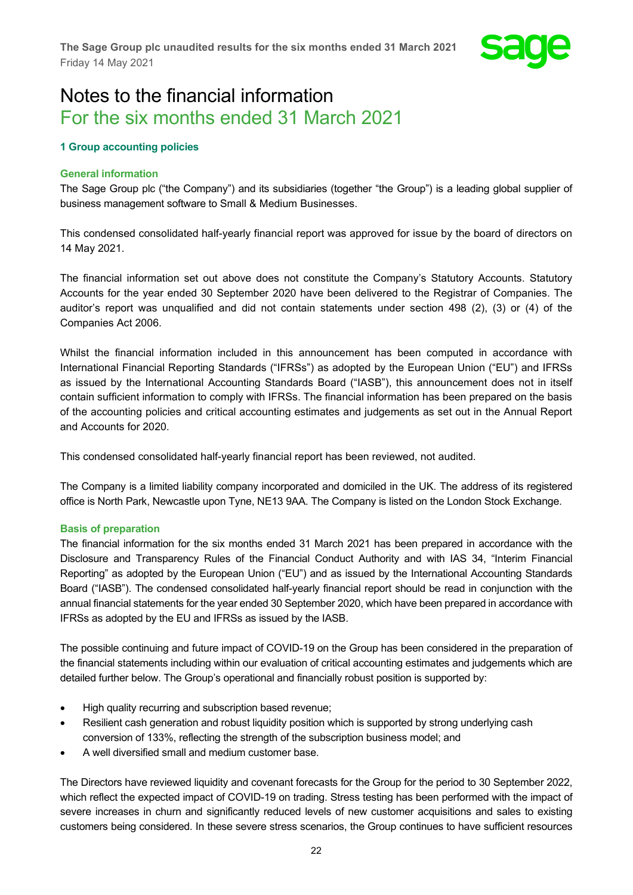# Notes to the financial information

## For the six months ended 31 March 2021

### 1 Group accounting policies

#### General information

The Sage Group plc ("the Company") and its subsidiaries (together "the Group") is a leading global supplier of business management software to Small & Medium Businesses.

This condensed consolidated half-yearly financial report was approved for issue by the board of directors on 14 May 2021.

The financial information set out above does not constitute the Company's Statutory Accounts. Statutory Accounts for the year ended 30 September 2020 have been delivered to the Registrar of Companies. The auditor's report was unqualified and did not contain statements under section 498 (2), (3) or (4) of the Companies Act 2006.

Whilst the financial information included in this announcement has been computed in accordance with International Financial Reporting Standards ("IFRSs") as adopted by the European Union ("EU") and IFRSs as issued by the International Accounting Standards Board ("IASB"), this announcement does not in itself contain sufficient information to comply with IFRSs. The financial information has been prepared on the basis of the accounting policies and critical accounting estimates and judgements as set out in the Annual Report and Accounts for 2020.

This condensed consolidated half-yearly financial report has been reviewed, not audited.

The Company is a limited liability company incorporated and domiciled in the UK. The address of its registered office is North Park, Newcastle upon Tyne, NE13 9AA. The Company is listed on the London Stock Exchange.

#### Basis of preparation

The financial information for the six months ended 31 March 2021 has been prepared in accordance with the Disclosure and Transparency Rules of the Financial Conduct Authority and with IAS 34, "Interim Financial Reporting" as adopted by the European Union ("EU") and as issued by the International Accounting Standards Board ("IASB"). The condensed consolidated half-yearly financial report should be read in conjunction with the annual financial statements for the year ended 30 September 2020, which have been prepared in accordance with IFRSs as adopted by the EU and IFRSs as issued by the IASB.

The possible continuing and future impact of COVID-19 on the Group has been considered in the preparation of the financial statements including within our evaluation of critical accounting estimates and judgements which are detailed further below. The Group's operational and financially robust position is supported by:

- High quality recurring and subscription based revenue;
- Resilient cash generation and robust liquidity position which is supported by strong underlying cash conversion of 133%, reflecting the strength of the subscription business model; and
- A well diversified small and medium customer base.

The Directors have reviewed liquidity and covenant forecasts for the Group for the period to 30 September 2022, which reflect the expected impact of COVID-19 on trading. Stress testing has been performed with the impact of severe increases in churn and significantly reduced levels of new customer acquisitions and sales to existing customers being considered. In these severe stress scenarios, the Group continues to have sufficient resources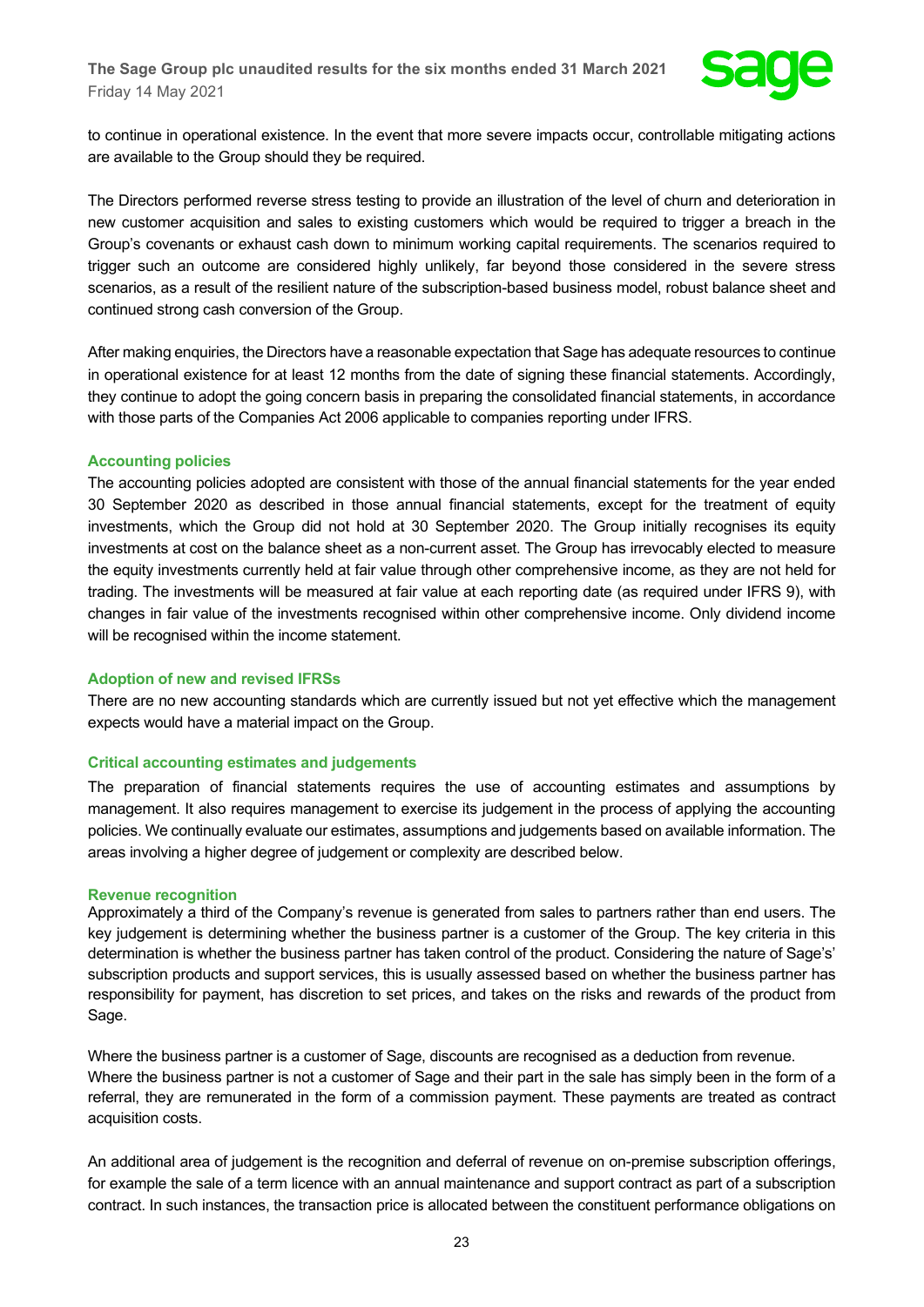to continue in operational existence. In the event that more severe impacts occur, controllable mitigating actions are available to the Group should they be required.

The Directors performed reverse stress testing to provide an illustration of the level of churn and deterioration in new customer acquisition and sales to existing customers which would be required to trigger a breach in the Group's covenants or exhaust cash down to minimum working capital requirements. The scenarios required to trigger such an outcome are considered highly unlikely, far beyond those considered in the severe stress scenarios, as a result of the resilient nature of the subscription-based business model, robust balance sheet and continued strong cash conversion of the Group.

After making enquiries, the Directors have a reasonable expectation that Sage has adequate resources to continue in operational existence for at least 12 months from the date of signing these financial statements. Accordingly, they continue to adopt the going concern basis in preparing the consolidated financial statements, in accordance with those parts of the Companies Act 2006 applicable to companies reporting under IFRS.

### Accounting policies

The accounting policies adopted are consistent with those of the annual financial statements for the year ended 30 September 2020 as described in those annual financial statements, except for the treatment of equity investments, which the Group did not hold at 30 September 2020. The Group initially recognises its equity investments at cost on the balance sheet as a non-current asset. The Group has irrevocably elected to measure the equity investments currently held at fair value through other comprehensive income, as they are not held for trading. The investments will be measured at fair value at each reporting date (as required under IFRS 9), with changes in fair value of the investments recognised within other comprehensive income. Only dividend income will be recognised within the income statement.

### Adoption of new and revised IFRSs

There are no new accounting standards which are currently issued but not yet effective which the management expects would have a material impact on the Group.

### Critical accounting estimates and judgements

The preparation of financial statements requires the use of accounting estimates and assumptions by management. It also requires management to exercise its judgement in the process of applying the accounting policies. We continually evaluate our estimates, assumptions and judgements based on available information. The areas involving a higher degree of judgement or complexity are described below.

### Revenue recognition

Approximately a third of the Company's revenue is generated from sales to partners rather than end users. The key judgement is determining whether the business partner is a customer of the Group. The key criteria in this determination is whether the business partner has taken control of the product. Considering the nature of Sage's' subscription products and support services, this is usually assessed based on whether the business partner has responsibility for payment, has discretion to set prices, and takes on the risks and rewards of the product from Sage.

Where the business partner is a customer of Sage, discounts are recognised as a deduction from revenue. Where the business partner is not a customer of Sage and their part in the sale has simply been in the form of a referral, they are remunerated in the form of a commission payment. These payments are treated as contract acquisition costs.

An additional area of judgement is the recognition and deferral of revenue on on-premise subscription offerings, for example the sale of a term licence with an annual maintenance and support contract as part of a subscription contract. In such instances, the transaction price is allocated between the constituent performance obligations on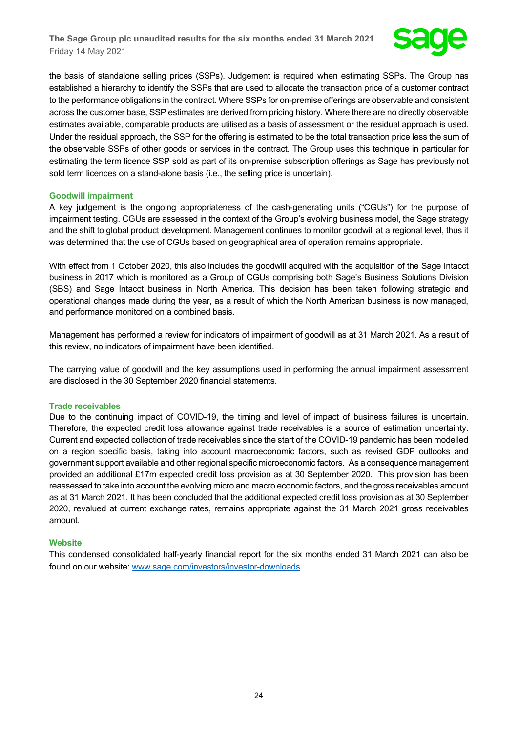the basis of standalone selling prices (SSPs). Judgement is required when estimating SSPs. The Group has established a hierarchy to identify the SSPs that are used to allocate the transaction price of a customer contract to the performance obligations in the contract. Where SSPs for on-premise offerings are observable and consistent across the customer base, SSP estimates are derived from pricing history. Where there are no directly observable estimates available, comparable products are utilised as a basis of assessment or the residual approach is used. Under the residual approach, the SSP for the offering is estimated to be the total transaction price less the sum of the observable SSPs of other goods or services in the contract. The Group uses this technique in particular for estimating the term licence SSP sold as part of its on-premise subscription offerings as Sage has previously not sold term licences on a stand-alone basis (i.e., the selling price is uncertain).

### Goodwill impairment

A key judgement is the ongoing appropriateness of the cash-generating units ("CGUs") for the purpose of impairment testing. CGUs are assessed in the context of the Group's evolving business model, the Sage strategy and the shift to global product development. Management continues to monitor goodwill at a regional level, thus it was determined that the use of CGUs based on geographical area of operation remains appropriate.

With effect from 1 October 2020, this also includes the goodwill acquired with the acquisition of the Sage Intacct business in 2017 which is monitored as a Group of CGUs comprising both Sage's Business Solutions Division (SBS) and Sage Intacct business in North America. This decision has been taken following strategic and operational changes made during the year, as a result of which the North American business is now managed, and performance monitored on a combined basis.

Management has performed a review for indicators of impairment of goodwill as at 31 March 2021. As a result of this review, no indicators of impairment have been identified.

The carrying value of goodwill and the key assumptions used in performing the annual impairment assessment are disclosed in the 30 September 2020 financial statements.

### Trade receivables

Due to the continuing impact of COVID-19, the timing and level of impact of business failures is uncertain. Therefore, the expected credit loss allowance against trade receivables is a source of estimation uncertainty. Current and expected collection of trade receivables since the start of the COVID-19 pandemic has been modelled on a region specific basis, taking into account macroeconomic factors, such as revised GDP outlooks and government support available and other regional specific microeconomic factors. As a consequence management provided an additional £17m expected credit loss provision as at 30 September 2020. This provision has been reassessed to take into account the evolving micro and macro economic factors, and the gross receivables amount as at 31 March 2021. It has been concluded that the additional expected credit loss provision as at 30 September 2020, revalued at current exchange rates, remains appropriate against the 31 March 2021 gross receivables amount.

### Website

This condensed consolidated half-yearly financial report for the six months ended 31 March 2021 can also be found on our website: [www.sage.com/investors/investor-downloads](http://www.sage.com/investors/investor-downloads).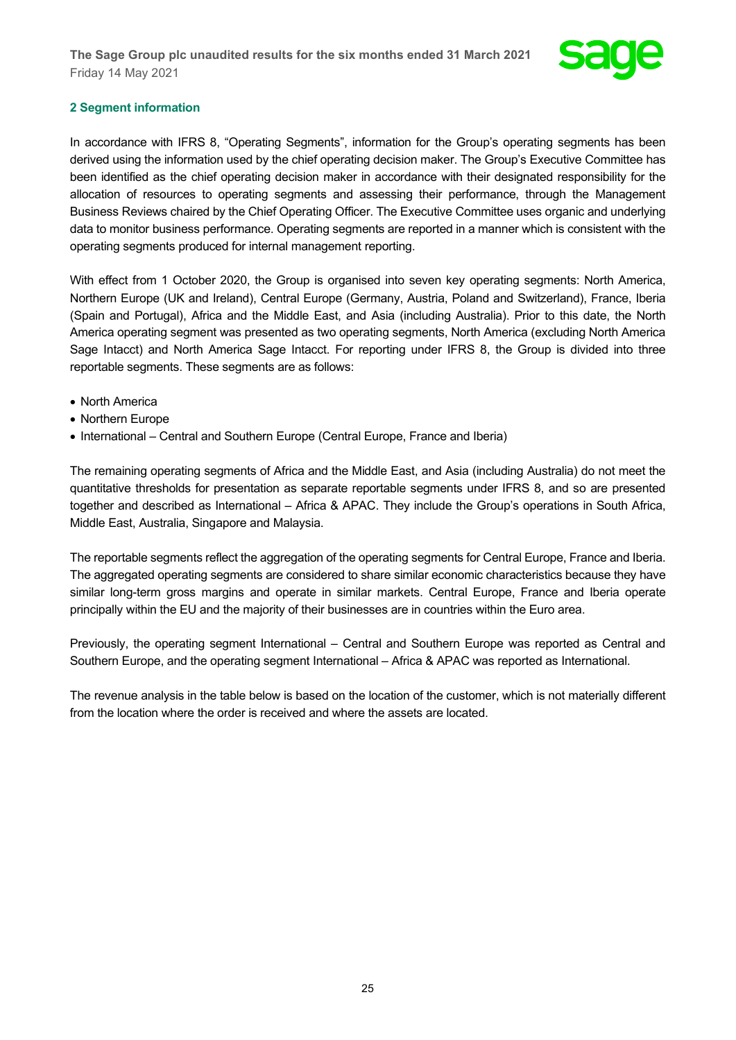## 2 Segment information

In accordance with IFRS 8, "Operating Segments", information for the Group's operating segments has been derived using the information used by the chief operating decision maker. The Group's Executive Committee has been identified as the chief operating decision maker in accordance with their designated responsibility for the allocation of resources to operating segments and assessing their performance, through the Management Business Reviews chaired by the Chief Operating Officer. The Executive Committee uses organic and underlying data to monitor business performance. Operating segments are reported in a manner which is consistent with the operating segments produced for internal management reporting.

With effect from 1 October 2020, the Group is organised into seven key operating segments: North America, Northern Europe (UK and Ireland), Central Europe (Germany, Austria, Poland and Switzerland), France, Iberia (Spain and Portugal), Africa and the Middle East, and Asia (including Australia). Prior to this date, the North America operating segment was presented as two operating segments, North America (excluding North America Sage Intacct) and North America Sage Intacct. For reporting under IFRS 8, the Group is divided into three reportable segments. These segments are as follows:

- North America
- Northern Europe
- International – Central and Southern Europe (Central Europe, France and Iberia)

The remaining operating segments of Africa and the Middle East, and Asia (including Australia) do not meet the quantitative thresholds for presentation as separate reportable segments under IFRS 8, and so are presented together and described as International – Africa & APAC. They include the Group's operations in South Africa, Middle East, Australia, Singapore and Malaysia.

The reportable segments reflect the aggregation of the operating segments for Central Europe, France and Iberia. The aggregated operating segments are considered to share similar economic characteristics because they have similar long-term gross margins and operate in similar markets. Central Europe, France and Iberia operate principally within the EU and the majority of their businesses are in countries within the Euro area.

Previously, the operating segment International – Central and Southern Europe was reported as Central and Southern Europe, and the operating segment International – Africa & APAC was reported as International.

The revenue analysis in the table below is based on the location of the customer, which is not materially different from the location where the order is received and where the assets are located.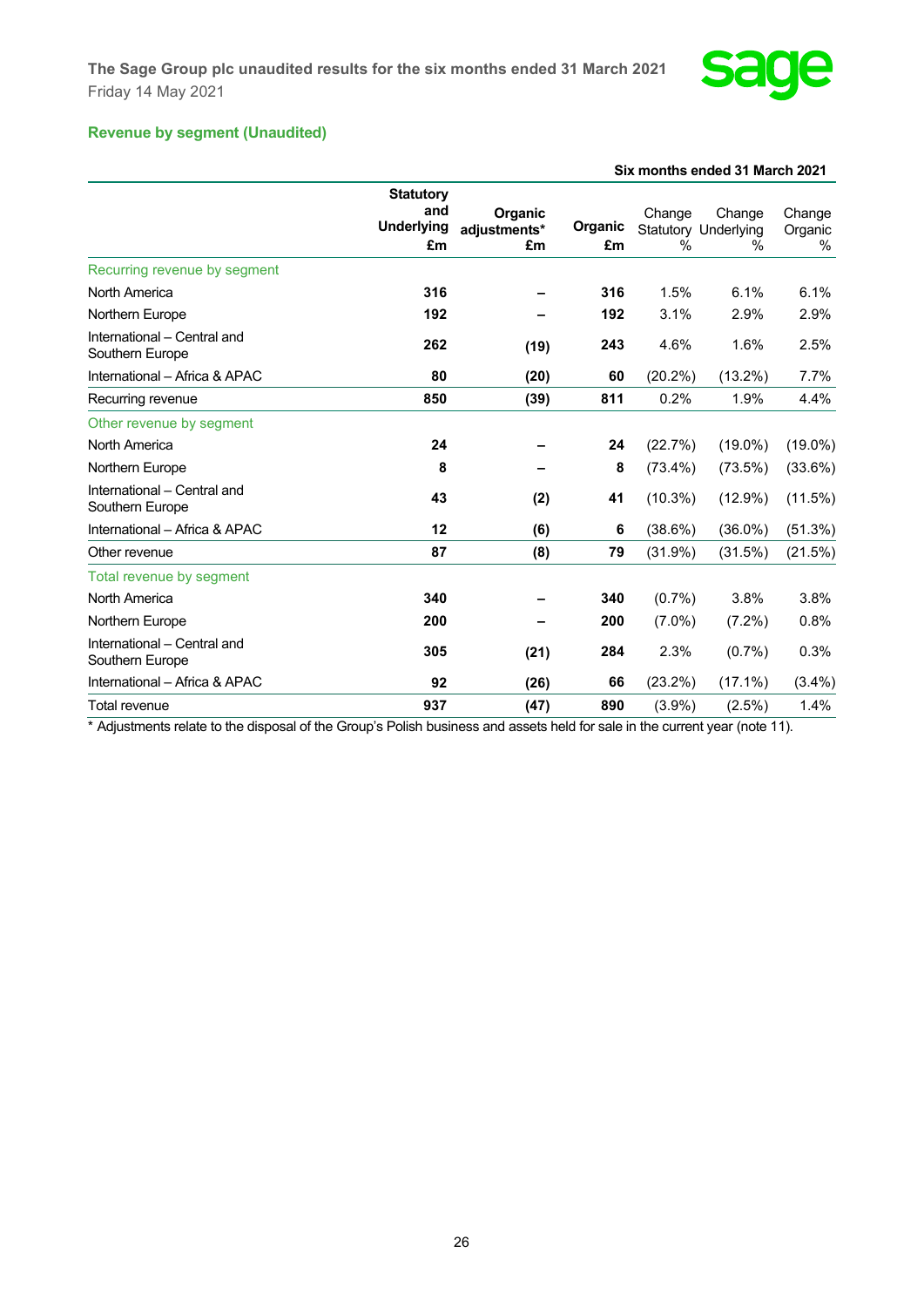## Revenue by segment (Unaudited)

| | Six months ended 31 March 2021 | | | | | |
|---|---|---|---|---|---|---|
| | **Statutory and Underlying £m** | **Organic adjustments* £m** | **Organic £m** | Change Statutory % | Change Underlying % | Change Organic % |
| Recurring revenue by segment | | | | | | |
| North America | **316** | **–** | **316** | 1.5% | 6.1% | 6.1% |
| Northern Europe | **192** | **–** | **192** | 3.1% | 2.9% | 2.9% |
| International – Central and Southern Europe | **262** | **(19)** | **243** | 4.6% | 1.6% | 2.5% |
| International – Africa & APAC | **80** | **(20)** | **60** | (20.2%) | (13.2%) | 7.7% |
| Recurring revenue | **850** | **(39)** | **811** | 0.2% | 1.9% | 4.4% |
| Other revenue by segment | | | | | | |
| North America | **24** | **–** | **24** | (22.7%) | (19.0%) | (19.0%) |
| Northern Europe | **8** | **–** | **8** | (73.4%) | (73.5%) | (33.6%) |
| International – Central and Southern Europe | **43** | **(2)** | **41** | (10.3%) | (12.9%) | (11.5%) |
| International – Africa & APAC | **12** | **(6)** | **6** | (38.6%) | (36.0%) | (51.3%) |
| Other revenue | **87** | **(8)** | **79** | (31.9%) | (31.5%) | (21.5%) |
| Total revenue by segment | | | | | | |
| North America | **340** | **–** | **340** | (0.7%) | 3.8% | 3.8% |
| Northern Europe | **200** | **–** | **200** | (7.0%) | (7.2%) | 0.8% |
| International – Central and Southern Europe | **305** | **(21)** | **284** | 2.3% | (0.7%) | 0.3% |
| International – Africa & APAC | **92** | **(26)** | **66** | (23.2%) | (17.1%) | (3.4%) |
| Total revenue | **937** | **(47)** | **890** | (3.9%) | (2.5%) | 1.4% |

* Adjustments relate to the disposal of the Group's Polish business and assets held for sale in the current year (note 11).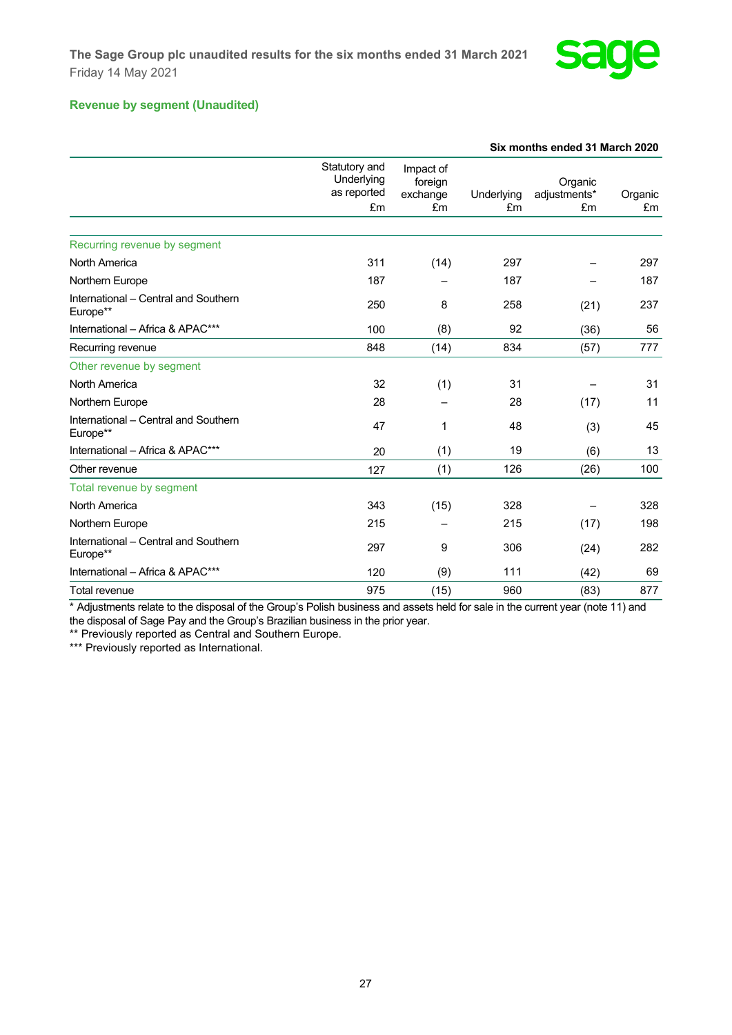## Revenue by segment (Unaudited)

| | Six months ended 31 March 2020 | | | | |
|---|---|---|---|---|---|
| | Statutory and Underlying as reported £m | Impact of foreign exchange £m | Underlying £m | Organic adjustments* £m | Organic £m |
| **Recurring revenue by segment** | | | | | |
| North America | 311 | (14) | 297 | – | 297 |
| Northern Europe | 187 | – | 187 | – | 187 |
| International – Central and Southern Europe** | 250 | 8 | 258 | (21) | 237 |
| International – Africa & APAC*** | 100 | (8) | 92 | (36) | 56 |
| Recurring revenue | 848 | (14) | 834 | (57) | 777 |
| **Other revenue by segment** | | | | | |
| North America | 32 | (1) | 31 | – | 31 |
| Northern Europe | 28 | – | 28 | (17) | 11 |
| International – Central and Southern Europe** | 47 | 1 | 48 | (3) | 45 |
| International – Africa & APAC*** | 20 | (1) | 19 | (6) | 13 |
| Other revenue | 127 | (1) | 126 | (26) | 100 |
| **Total revenue by segment** | | | | | |
| North America | 343 | (15) | 328 | – | 328 |
| Northern Europe | 215 | – | 215 | (17) | 198 |
| International – Central and Southern Europe** | 297 | 9 | 306 | (24) | 282 |
| International – Africa & APAC*** | 120 | (9) | 111 | (42) | 69 |
| Total revenue | 975 | (15) | 960 | (83) | 877 |

* Adjustments relate to the disposal of the Group's Polish business and assets held for sale in the current year (note 11) and the disposal of Sage Pay and the Group's Brazilian business in the prior year.

** Previously reported as Central and Southern Europe.

*** Previously reported as International.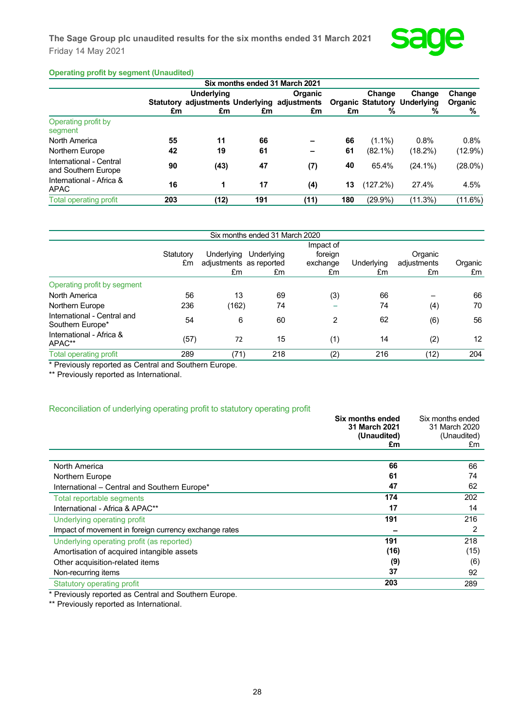### Operating profit by segment (Unaudited)

| | Six months ended 31 March 2021 | | | | | | | |
|---|---|---|---|---|---|---|---|---|
| | Statutory £m | Underlying adjustments £m | Underlying £m | Organic adjustments £m | Organic £m | Change Statutory % | Change Underlying % | Change Organic % |
| Operating profit by segment | | | | | | | | |
| North America | **55** | **11** | **66** | **–** | **66** | (1.1%) | 0.8% | 0.8% |
| Northern Europe | **42** | **19** | **61** | **–** | **61** | (82.1%) | (18.2%) | (12.9%) |
| International - Central and Southern Europe | **90** | **(43)** | **47** | **(7)** | **40** | 65.4% | (24.1%) | (28.0%) |
| International - Africa & APAC | **16** | **1** | **17** | **(4)** | **13** | (127.2%) | 27.4% | 4.5% |
| Total operating profit | **203** | **(12)** | **191** | **(11)** | **180** | (29.9%) | (11.3%) | (11.6%) |

| | Six months ended 31 March 2020 | | | | | | |
|---|---|---|---|---|---|---|---|
| | Statutory £m | Underlying adjustments £m | Underlying as reported £m | Impact of foreign exchange £m | Underlying £m | Organic adjustments £m | Organic £m |
| Operating profit by segment | | | | | | | |
| North America | 56 | 13 | 69 | (3) | 66 | – | 66 |
| Northern Europe | 236 | (162) | 74 | – | 74 | (4) | 70 |
| International - Central and Southern Europe* | 54 | 6 | 60 | 2 | 62 | (6) | 56 |
| International - Africa & APAC** | (57) | 72 | 15 | (1) | 14 | (2) | 12 |
| Total operating profit | 289 | (71) | 218 | (2) | 216 | (12) | 204 |

\* Previously reported as Central and Southern Europe.
\*\* Previously reported as International.

### Reconciliation of underlying operating profit to statutory operating profit

| | **Six months ended 31 March 2021 (Unaudited) £m** | Six months ended 31 March 2020 (Unaudited) £m |
|---|---|---|
| North America | **66** | 66 |
| Northern Europe | **61** | 74 |
| International – Central and Southern Europe* | **47** | 62 |
| Total reportable segments | **174** | 202 |
| International - Africa & APAC** | **17** | 14 |
| Underlying operating profit | **191** | 216 |
| Impact of movement in foreign currency exchange rates | **–** | 2 |
| Underlying operating profit (as reported) | **191** | 218 |
| Amortisation of acquired intangible assets | **(16)** | (15) |
| Other acquisition-related items | **(9)** | (6) |
| Non-recurring items | **37** | 92 |
| Statutory operating profit | **203** | 289 |

\* Previously reported as Central and Southern Europe.
\*\* Previously reported as International.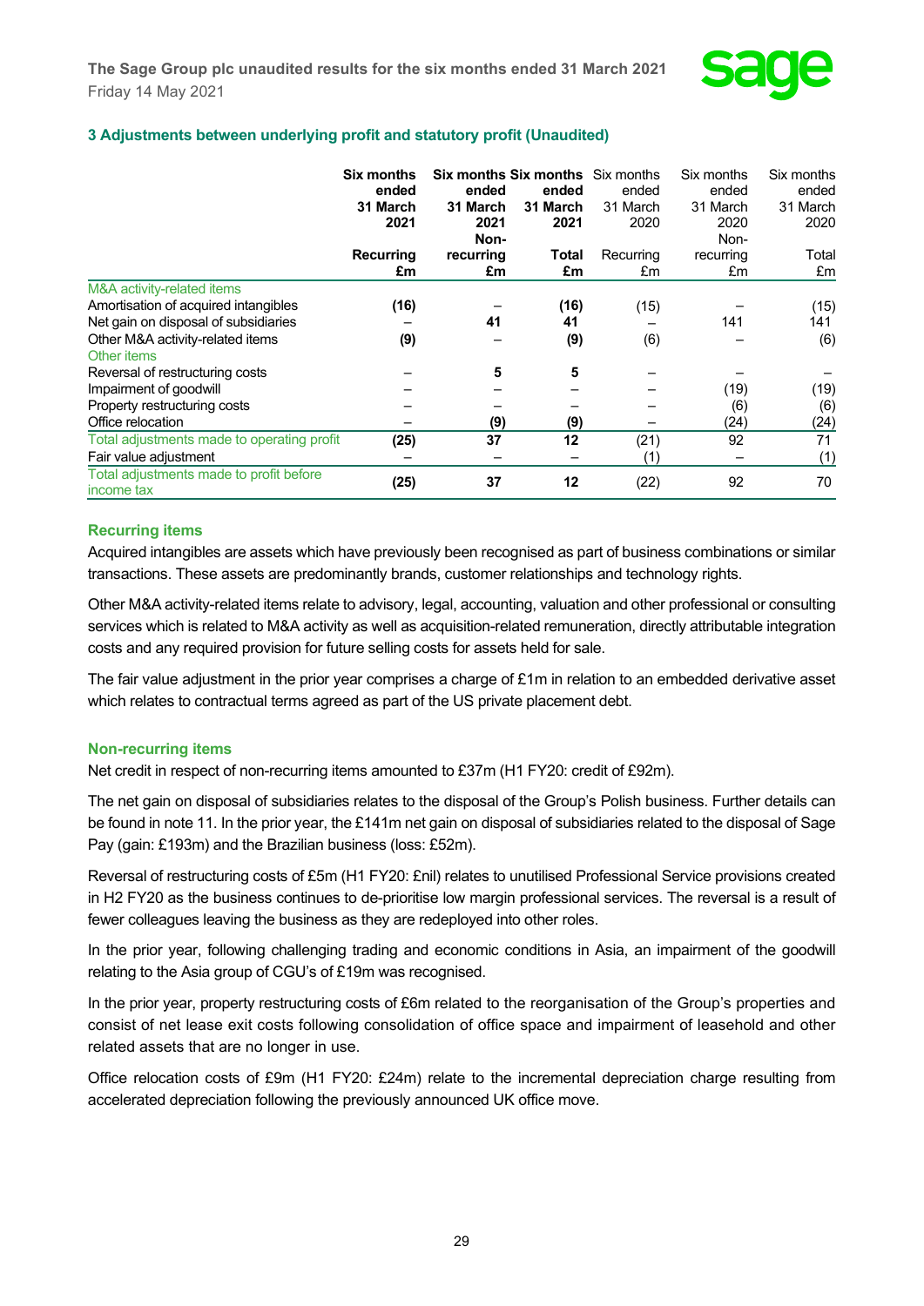## 3 Adjustments between underlying profit and statutory profit (Unaudited)

| | Six months ended 31 March 2021 Recurring £m | Six months ended 31 March 2021 Non-recurring £m | Six months ended 31 March 2021 Total £m | Six months ended 31 March 2020 Recurring £m | Six months ended 31 March 2020 Non-recurring £m | Six months ended 31 March 2020 Total £m |
|---|---|---|---|---|---|---|
| M&A activity-related items | | | | | | |
| Amortisation of acquired intangibles | **(16)** | **–** | **(16)** | (15) | – | (15) |
| Net gain on disposal of subsidiaries | **–** | **41** | **41** | – | 141 | 141 |
| Other M&A activity-related items | **(9)** | **–** | **(9)** | (6) | – | (6) |
| Other items | | | | | | |
| Reversal of restructuring costs | **–** | **5** | **5** | – | – | – |
| Impairment of goodwill | **–** | **–** | **–** | – | (19) | (19) |
| Property restructuring costs | **–** | **–** | **–** | – | (6) | (6) |
| Office relocation | **–** | **(9)** | **(9)** | – | (24) | (24) |
| Total adjustments made to operating profit | **(25)** | **37** | **12** | (21) | 92 | 71 |
| Fair value adjustment | **–** | **–** | **–** | (1) | – | (1) |
| Total adjustments made to profit before income tax | **(25)** | **37** | **12** | (22) | 92 | 70 |

### Recurring items

Acquired intangibles are assets which have previously been recognised as part of business combinations or similar transactions. These assets are predominantly brands, customer relationships and technology rights.

Other M&A activity-related items relate to advisory, legal, accounting, valuation and other professional or consulting services which is related to M&A activity as well as acquisition-related remuneration, directly attributable integration costs and any required provision for future selling costs for assets held for sale.

The fair value adjustment in the prior year comprises a charge of £1m in relation to an embedded derivative asset which relates to contractual terms agreed as part of the US private placement debt.

### Non-recurring items

Net credit in respect of non-recurring items amounted to £37m (H1 FY20: credit of £92m).

The net gain on disposal of subsidiaries relates to the disposal of the Group's Polish business. Further details can be found in note 11. In the prior year, the £141m net gain on disposal of subsidiaries related to the disposal of Sage Pay (gain: £193m) and the Brazilian business (loss: £52m).

Reversal of restructuring costs of £5m (H1 FY20: £nil) relates to unutilised Professional Service provisions created in H2 FY20 as the business continues to de-prioritise low margin professional services. The reversal is a result of fewer colleagues leaving the business as they are redeployed into other roles.

In the prior year, following challenging trading and economic conditions in Asia, an impairment of the goodwill relating to the Asia group of CGU's of £19m was recognised.

In the prior year, property restructuring costs of £6m related to the reorganisation of the Group's properties and consist of net lease exit costs following consolidation of office space and impairment of leasehold and other related assets that are no longer in use.

Office relocation costs of £9m (H1 FY20: £24m) relate to the incremental depreciation charge resulting from accelerated depreciation following the previously announced UK office move.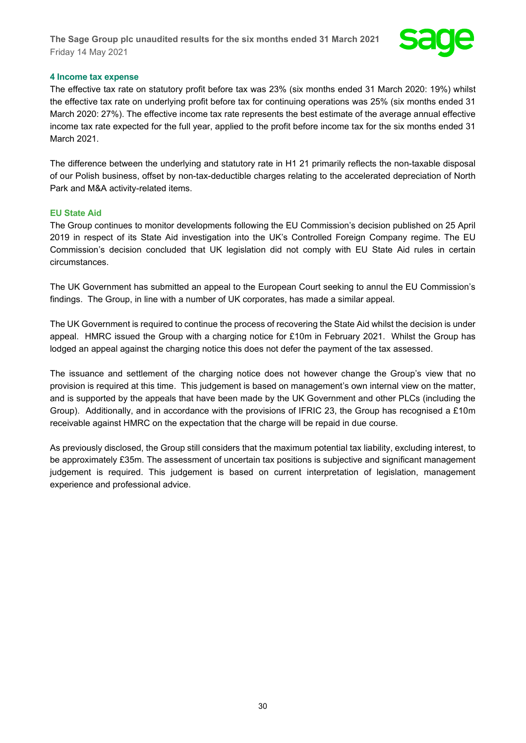## 4 Income tax expense

The effective tax rate on statutory profit before tax was 23% (six months ended 31 March 2020: 19%) whilst the effective tax rate on underlying profit before tax for continuing operations was 25% (six months ended 31 March 2020: 27%). The effective income tax rate represents the best estimate of the average annual effective income tax rate expected for the full year, applied to the profit before income tax for the six months ended 31 March 2021.

The difference between the underlying and statutory rate in H1 21 primarily reflects the non-taxable disposal of our Polish business, offset by non-tax-deductible charges relating to the accelerated depreciation of North Park and M&A activity-related items.

### EU State Aid

The Group continues to monitor developments following the EU Commission's decision published on 25 April 2019 in respect of its State Aid investigation into the UK's Controlled Foreign Company regime. The EU Commission's decision concluded that UK legislation did not comply with EU State Aid rules in certain circumstances.

The UK Government has submitted an appeal to the European Court seeking to annul the EU Commission's findings. The Group, in line with a number of UK corporates, has made a similar appeal.

The UK Government is required to continue the process of recovering the State Aid whilst the decision is under appeal. HMRC issued the Group with a charging notice for £10m in February 2021. Whilst the Group has lodged an appeal against the charging notice this does not defer the payment of the tax assessed.

The issuance and settlement of the charging notice does not however change the Group's view that no provision is required at this time. This judgement is based on management's own internal view on the matter, and is supported by the appeals that have been made by the UK Government and other PLCs (including the Group). Additionally, and in accordance with the provisions of IFRIC 23, the Group has recognised a £10m receivable against HMRC on the expectation that the charge will be repaid in due course.

As previously disclosed, the Group still considers that the maximum potential tax liability, excluding interest, to be approximately £35m. The assessment of uncertain tax positions is subjective and significant management judgement is required. This judgement is based on current interpretation of legislation, management experience and professional advice.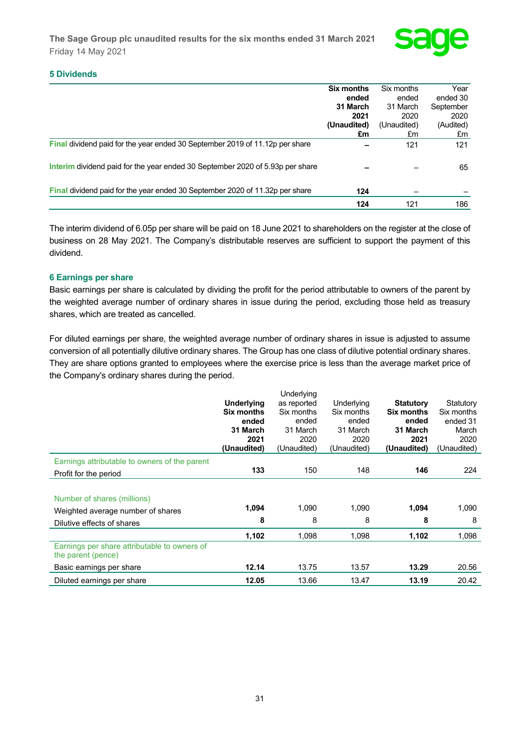## 5 Dividends

| | **Six months ended 31 March 2021 (Unaudited) £m** | Six months ended 31 March 2020 (Unaudited) £m | Year ended 30 September 2020 (Audited) £m |
|---|---|---|---|
| **Final** dividend paid for the year ended 30 September 2019 of 11.12p per share | **–** | 121 | 121 |
| **Interim** dividend paid for the year ended 30 September 2020 of 5.93p per share | **–** | – | 65 |
| **Final** dividend paid for the year ended 30 September 2020 of 11.32p per share | **124** | – | – |
| | **124** | 121 | 186 |

The interim dividend of 6.05p per share will be paid on 18 June 2021 to shareholders on the register at the close of business on 28 May 2021. The Company's distributable reserves are sufficient to support the payment of this dividend.

## 6 Earnings per share

Basic earnings per share is calculated by dividing the profit for the period attributable to owners of the parent by the weighted average number of ordinary shares in issue during the period, excluding those held as treasury shares, which are treated as cancelled.

For diluted earnings per share, the weighted average number of ordinary shares in issue is adjusted to assume conversion of all potentially dilutive ordinary shares. The Group has one class of dilutive potential ordinary shares. They are share options granted to employees where the exercise price is less than the average market price of the Company's ordinary shares during the period.

| | **Underlying Six months ended 31 March 2021 (Unaudited)** | Underlying as reported Six months ended 31 March 2020 (Unaudited) | Underlying Six months ended 31 March 2020 (Unaudited) | **Statutory Six months ended 31 March 2021 (Unaudited)** | Statutory Six months ended 31 March 2020 (Unaudited) |
|---|---|---|---|---|---|
| Earnings attributable to owners of the parent | | | | | |
| Profit for the period | **133** | 150 | 148 | **146** | 224 |
| Number of shares (millions) | | | | | |
| Weighted average number of shares | **1,094** | 1,090 | 1,090 | **1,094** | 1,090 |
| Dilutive effects of shares | **8** | 8 | 8 | **8** | 8 |
| | **1,102** | 1,098 | 1,098 | **1,102** | 1,098 |
| Earnings per share attributable to owners of the parent (pence) | | | | | |
| Basic earnings per share | **12.14** | 13.75 | 13.57 | **13.29** | 20.56 |
| Diluted earnings per share | **12.05** | 13.66 | 13.47 | **13.19** | 20.42 |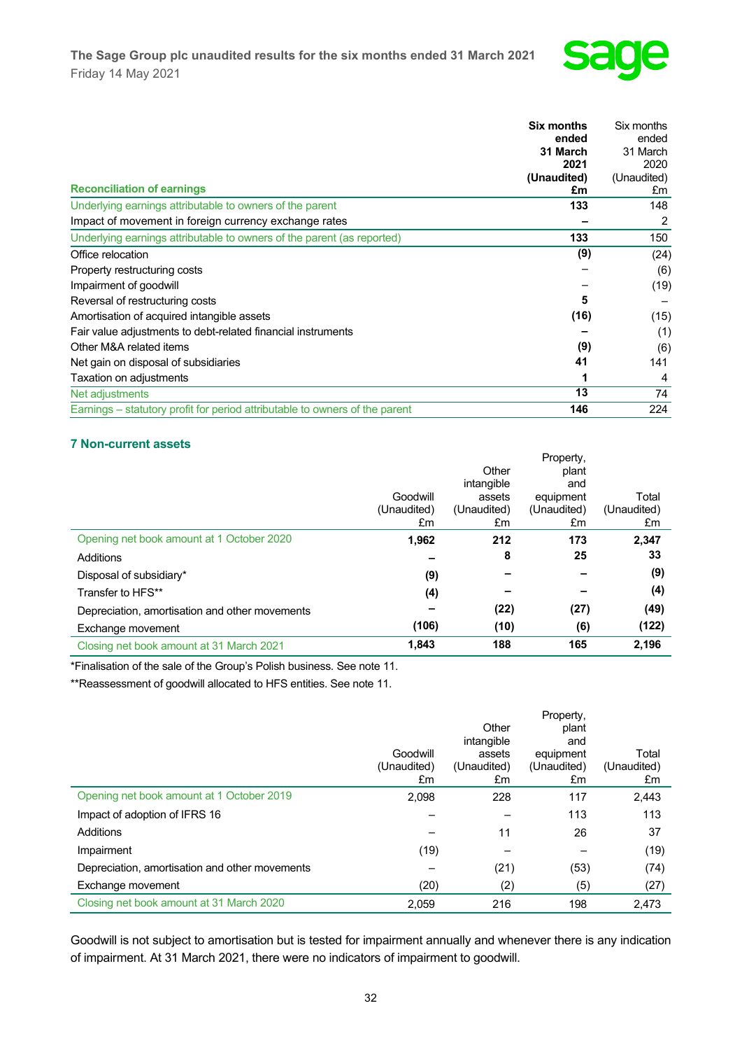| Reconciliation of earnings | Six months ended 31 March 2021 (Unaudited) £m | Six months ended 31 March 2020 (Unaudited) £m |
|---|---|---|
| Underlying earnings attributable to owners of the parent | **133** | 148 |
| Impact of movement in foreign currency exchange rates | **–** | 2 |
| Underlying earnings attributable to owners of the parent (as reported) | **133** | 150 |
| Office relocation | **(9)** | (24) |
| Property restructuring costs | – | (6) |
| Impairment of goodwill | – | (19) |
| Reversal of restructuring costs | **5** | – |
| Amortisation of acquired intangible assets | **(16)** | (15) |
| Fair value adjustments to debt-related financial instruments | **–** | (1) |
| Other M&A related items | **(9)** | (6) |
| Net gain on disposal of subsidiaries | **41** | 141 |
| Taxation on adjustments | **1** | 4 |
| Net adjustments | **13** | 74 |
| Earnings – statutory profit for period attributable to owners of the parent | **146** | 224 |

### 7 Non-current assets

| | Goodwill (Unaudited) £m | Other intangible assets (Unaudited) £m | Property, plant and equipment (Unaudited) £m | Total (Unaudited) £m |
|---|---|---|---|---|
| Opening net book amount at 1 October 2020 | **1,962** | **212** | **173** | **2,347** |
| Additions | **–** | **8** | **25** | **33** |
| Disposal of subsidiary* | **(9)** | **–** | **–** | **(9)** |
| Transfer to HFS** | **(4)** | **–** | **–** | **(4)** |
| Depreciation, amortisation and other movements | **–** | **(22)** | **(27)** | **(49)** |
| Exchange movement | **(106)** | **(10)** | **(6)** | **(122)** |
| Closing net book amount at 31 March 2021 | **1,843** | **188** | **165** | **2,196** |

*Finalisation of the sale of the Group's Polish business. See note 11.

**Reassessment of goodwill allocated to HFS entities. See note 11.

| | Goodwill (Unaudited) £m | Other intangible assets (Unaudited) £m | Property, plant and equipment (Unaudited) £m | Total (Unaudited) £m |
|---|---|---|---|---|
| Opening net book amount at 1 October 2019 | 2,098 | 228 | 117 | 2,443 |
| Impact of adoption of IFRS 16 | – | – | 113 | 113 |
| Additions | – | 11 | 26 | 37 |
| Impairment | (19) | – | – | (19) |
| Depreciation, amortisation and other movements | – | (21) | (53) | (74) |
| Exchange movement | (20) | (2) | (5) | (27) |
| Closing net book amount at 31 March 2020 | 2,059 | 216 | 198 | 2,473 |

Goodwill is not subject to amortisation but is tested for impairment annually and whenever there is any indication of impairment. At 31 March 2021, there were no indicators of impairment to goodwill.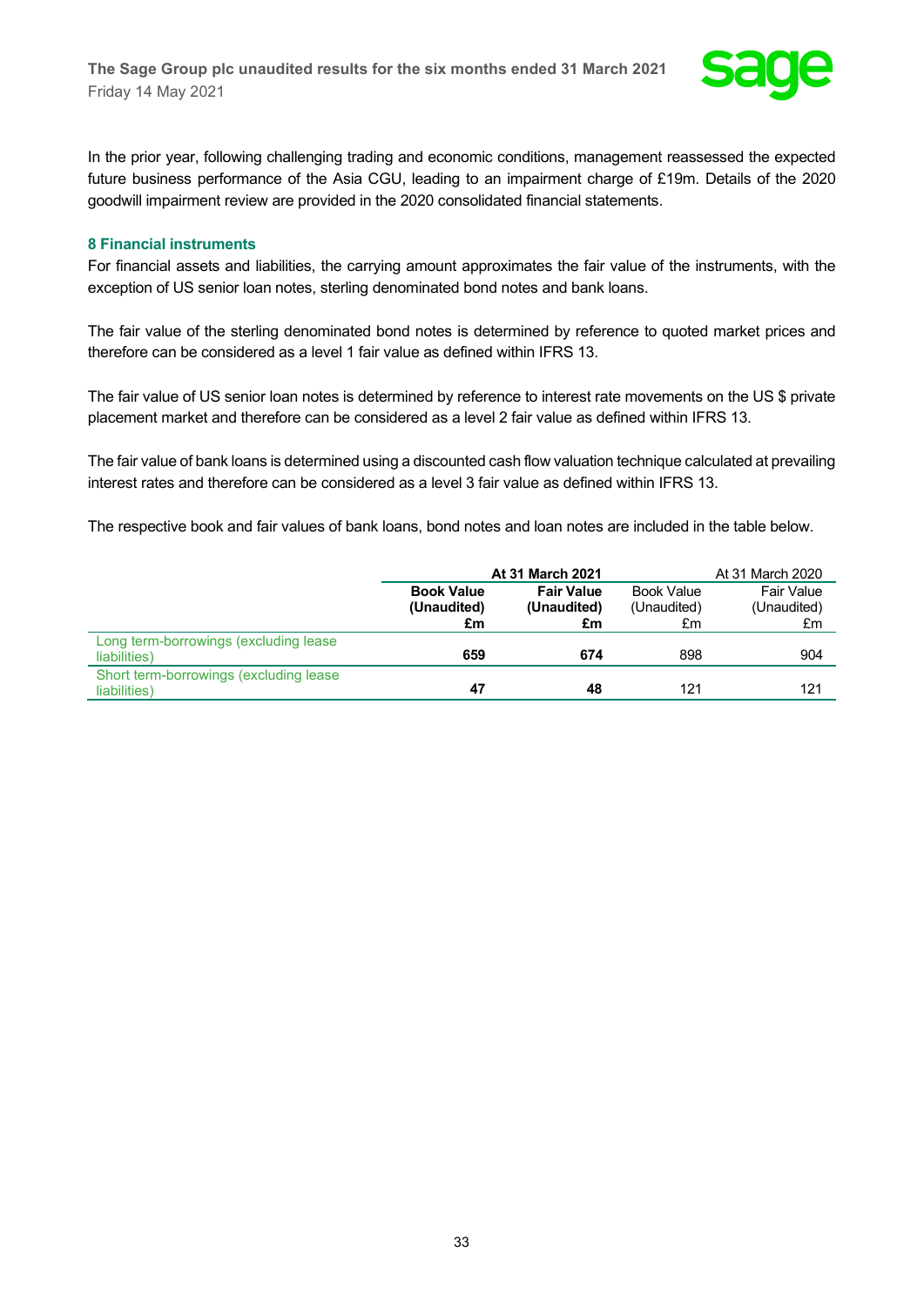In the prior year, following challenging trading and economic conditions, management reassessed the expected future business performance of the Asia CGU, leading to an impairment charge of £19m. Details of the 2020 goodwill impairment review are provided in the 2020 consolidated financial statements.

## 8 Financial instruments

For financial assets and liabilities, the carrying amount approximates the fair value of the instruments, with the exception of US senior loan notes, sterling denominated bond notes and bank loans.

The fair value of the sterling denominated bond notes is determined by reference to quoted market prices and therefore can be considered as a level 1 fair value as defined within IFRS 13.

The fair value of US senior loan notes is determined by reference to interest rate movements on the US $ private placement market and therefore can be considered as a level 2 fair value as defined within IFRS 13.

The fair value of bank loans is determined using a discounted cash flow valuation technique calculated at prevailing interest rates and therefore can be considered as a level 3 fair value as defined within IFRS 13.

The respective book and fair values of bank loans, bond notes and loan notes are included in the table below.

| | **At 31 March 2021** | | At 31 March 2020 | |
|---|---|---|---|---|
| | **Book Value (Unaudited) £m** | **Fair Value (Unaudited) £m** | Book Value (Unaudited) £m | Fair Value (Unaudited) £m |
| Long term-borrowings (excluding lease liabilities) | **659** | **674** | 898 | 904 |
| Short term-borrowings (excluding lease liabilities) | **47** | **48** | 121 | 121 |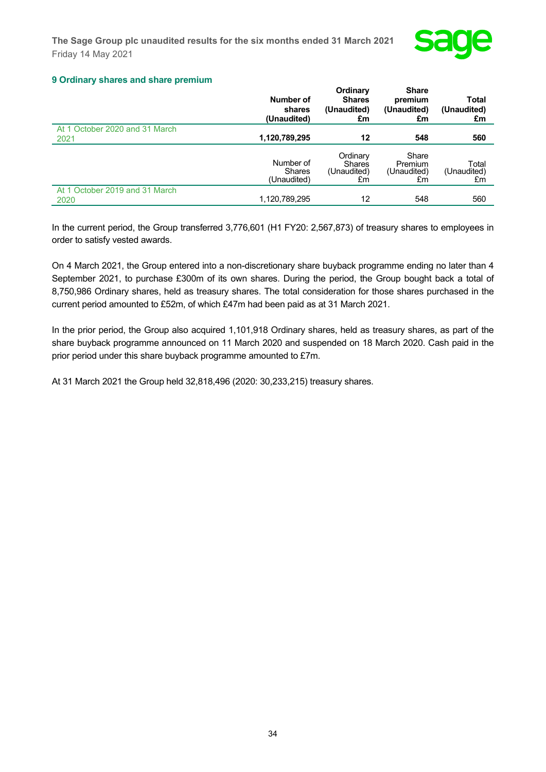### 9 Ordinary shares and share premium

| | Number of shares (Unaudited) | Ordinary Shares (Unaudited) £m | Share premium (Unaudited) £m | Total (Unaudited) £m |
|---|---|---|---|---|
| At 1 October 2020 and 31 March 2021 | **1,120,789,295** | **12** | **548** | **560** |

| | Number of Shares (Unaudited) | Ordinary Shares (Unaudited) £m | Share Premium (Unaudited) £m | Total (Unaudited) £m |
|---|---|---|---|---|
| At 1 October 2019 and 31 March 2020 | 1,120,789,295 | 12 | 548 | 560 |

In the current period, the Group transferred 3,776,601 (H1 FY20: 2,567,873) of treasury shares to employees in order to satisfy vested awards.

On 4 March 2021, the Group entered into a non-discretionary share buyback programme ending no later than 4 September 2021, to purchase £300m of its own shares. During the period, the Group bought back a total of 8,750,986 Ordinary shares, held as treasury shares. The total consideration for those shares purchased in the current period amounted to £52m, of which £47m had been paid as at 31 March 2021.

In the prior period, the Group also acquired 1,101,918 Ordinary shares, held as treasury shares, as part of the share buyback programme announced on 11 March 2020 and suspended on 18 March 2020. Cash paid in the prior period under this share buyback programme amounted to £7m.

At 31 March 2021 the Group held 32,818,496 (2020: 30,233,215) treasury shares.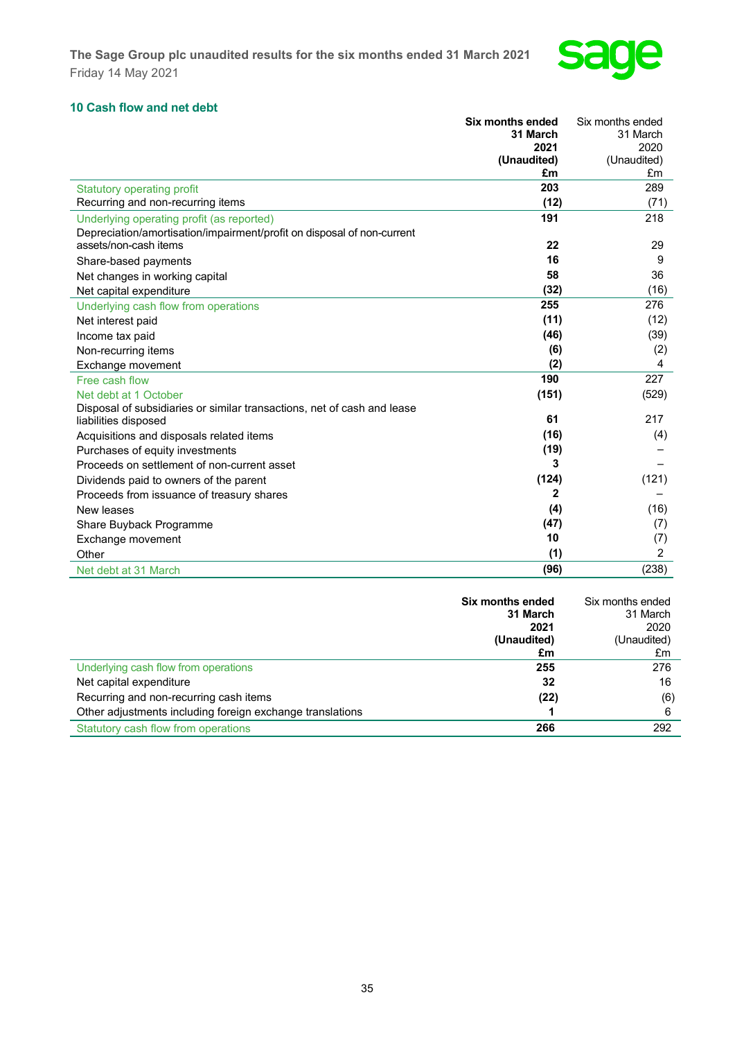## 10 Cash flow and net debt

| | **Six months ended 31 March 2021 (Unaudited) £m** | Six months ended 31 March 2020 (Unaudited) £m |
|---|---|---|
| Statutory operating profit | **203** | 289 |
| Recurring and non-recurring items | **(12)** | (71) |
| Underlying operating profit (as reported) | **191** | 218 |
| Depreciation/amortisation/impairment/profit on disposal of non-current assets/non-cash items | **22** | 29 |
| Share-based payments | **16** | 9 |
| Net changes in working capital | **58** | 36 |
| Net capital expenditure | **(32)** | (16) |
| Underlying cash flow from operations | **255** | 276 |
| Net interest paid | **(11)** | (12) |
| Income tax paid | **(46)** | (39) |
| Non-recurring items | **(6)** | (2) |
| Exchange movement | **(2)** | 4 |
| Free cash flow | **190** | 227 |
| Net debt at 1 October | **(151)** | (529) |
| Disposal of subsidiaries or similar transactions, net of cash and lease liabilities disposed | **61** | 217 |
| Acquisitions and disposals related items | **(16)** | (4) |
| Purchases of equity investments | **(19)** | – |
| Proceeds on settlement of non-current asset | **3** | – |
| Dividends paid to owners of the parent | **(124)** | (121) |
| Proceeds from issuance of treasury shares | **2** | – |
| New leases | **(4)** | (16) |
| Share Buyback Programme | **(47)** | (7) |
| Exchange movement | **10** | (7) |
| Other | **(1)** | 2 |
| Net debt at 31 March | **(96)** | (238) |

| | **Six months ended 31 March 2021 (Unaudited) £m** | Six months ended 31 March 2020 (Unaudited) £m |
|---|---|---|
| Underlying cash flow from operations | **255** | 276 |
| Net capital expenditure | **32** | 16 |
| Recurring and non-recurring cash items | **(22)** | (6) |
| Other adjustments including foreign exchange translations | **1** | 6 |
| Statutory cash flow from operations | **266** | 292 |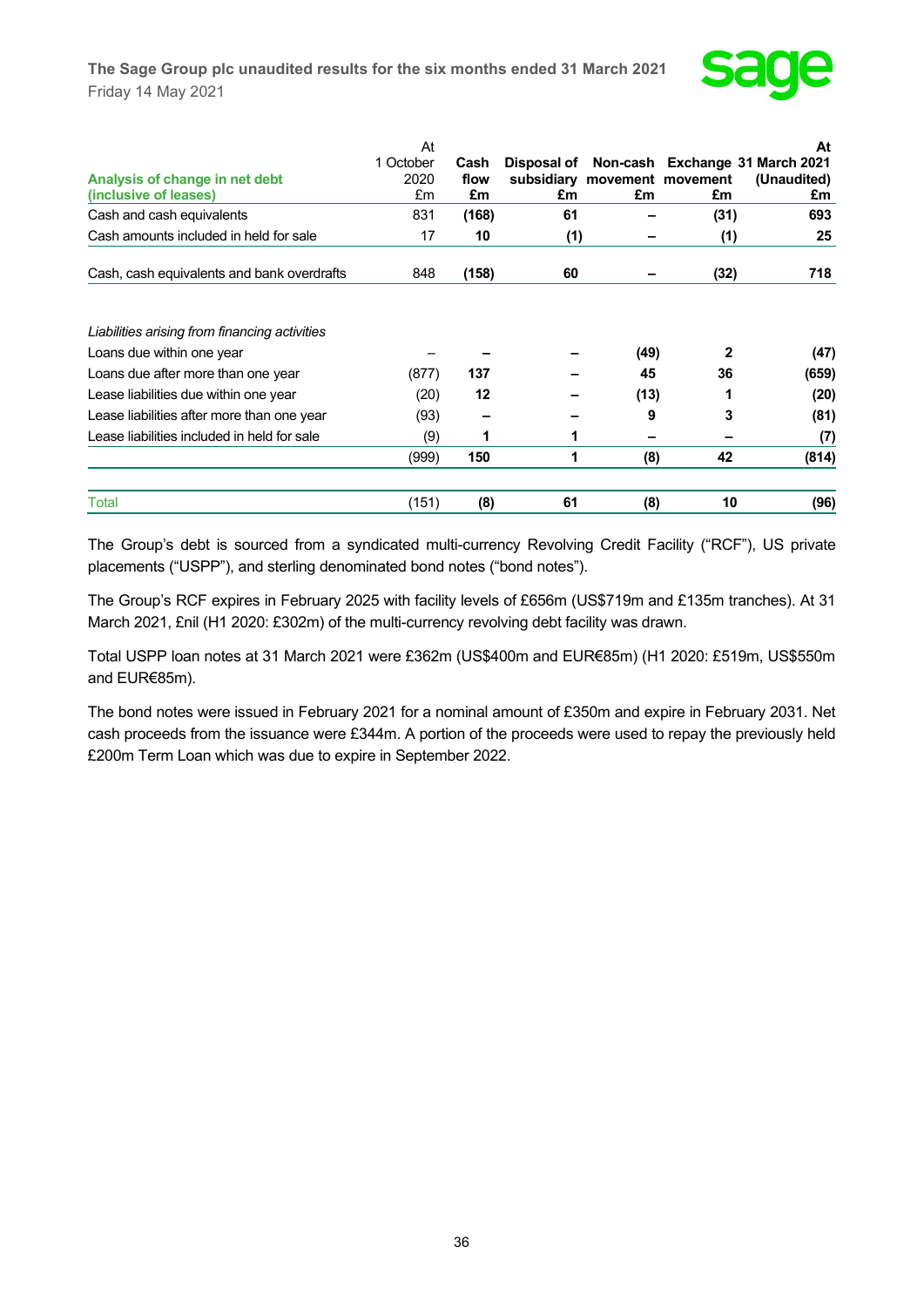| Analysis of change in net debt (inclusive of leases) | At 1 October 2020 £m | Cash flow £m | Disposal of subsidiary £m | Non-cash movement £m | Exchange movement £m | At 31 March 2021 (Unaudited) £m |
|---|---|---|---|---|---|---|
| Cash and cash equivalents | 831 | (168) | 61 | – | (31) | 693 |
| Cash amounts included in held for sale | 17 | 10 | (1) | – | (1) | 25 |
| Cash, cash equivalents and bank overdrafts | 848 | (158) | 60 | – | (32) | 718 |
| | | | | | | |
| *Liabilities arising from financing activities* | | | | | | |
| Loans due within one year | – | – | – | (49) | 2 | (47) |
| Loans due after more than one year | (877) | 137 | – | 45 | 36 | (659) |
| Lease liabilities due within one year | (20) | 12 | – | (13) | 1 | (20) |
| Lease liabilities after more than one year | (93) | – | – | 9 | 3 | (81) |
| Lease liabilities included in held for sale | (9) | 1 | 1 | – | – | (7) |
| | (999) | 150 | 1 | (8) | 42 | (814) |
| | | | | | | |
| Total | (151) | (8) | 61 | (8) | 10 | (96) |

The Group's debt is sourced from a syndicated multi-currency Revolving Credit Facility ("RCF"), US private placements ("USPP"), and sterling denominated bond notes ("bond notes").

The Group's RCF expires in February 2025 with facility levels of £656m (US$719m and £135m tranches). At 31 March 2021, £nil (H1 2020: £302m) of the multi-currency revolving debt facility was drawn.

Total USPP loan notes at 31 March 2021 were £362m (US$400m and EUR€85m) (H1 2020: £519m, US$550m and EUR€85m).

The bond notes were issued in February 2021 for a nominal amount of £350m and expire in February 2031. Net cash proceeds from the issuance were £344m. A portion of the proceeds were used to repay the previously held £200m Term Loan which was due to expire in September 2022.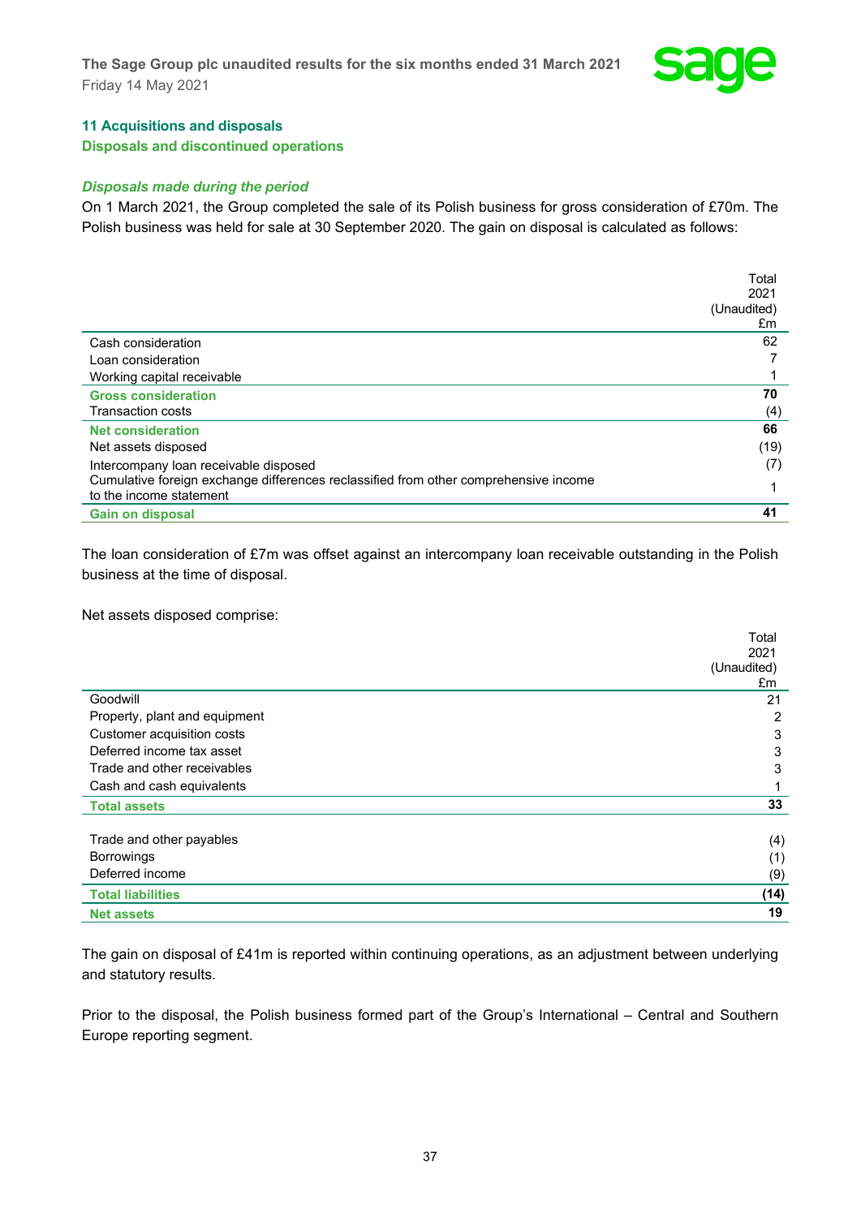## 11 Acquisitions and disposals

### Disposals and discontinued operations

***Disposals made during the period***

On 1 March 2021, the Group completed the sale of its Polish business for gross consideration of £70m. The Polish business was held for sale at 30 September 2020. The gain on disposal is calculated as follows:

| | Total 2021 (Unaudited) £m |
|---|---|
| Cash consideration | 62 |
| Loan consideration | 7 |
| Working capital receivable | 1 |
| **Gross consideration** | **70** |
| Transaction costs | (4) |
| **Net consideration** | **66** |
| Net assets disposed | (19) |
| Intercompany loan receivable disposed | (7) |
| Cumulative foreign exchange differences reclassified from other comprehensive income to the income statement | 1 |
| **Gain on disposal** | **41** |

The loan consideration of £7m was offset against an intercompany loan receivable outstanding in the Polish business at the time of disposal.

Net assets disposed comprise:

| | Total 2021 (Unaudited) £m |
|---|---|
| Goodwill | 21 |
| Property, plant and equipment | 2 |
| Customer acquisition costs | 3 |
| Deferred income tax asset | 3 |
| Trade and other receivables | 3 |
| Cash and cash equivalents | 1 |
| **Total assets** | **33** |
| | |
| Trade and other payables | (4) |
| Borrowings | (1) |
| Deferred income | (9) |
| **Total liabilities** | **(14)** |
| **Net assets** | **19** |

The gain on disposal of £41m is reported within continuing operations, as an adjustment between underlying and statutory results.

Prior to the disposal, the Polish business formed part of the Group's International – Central and Southern Europe reporting segment.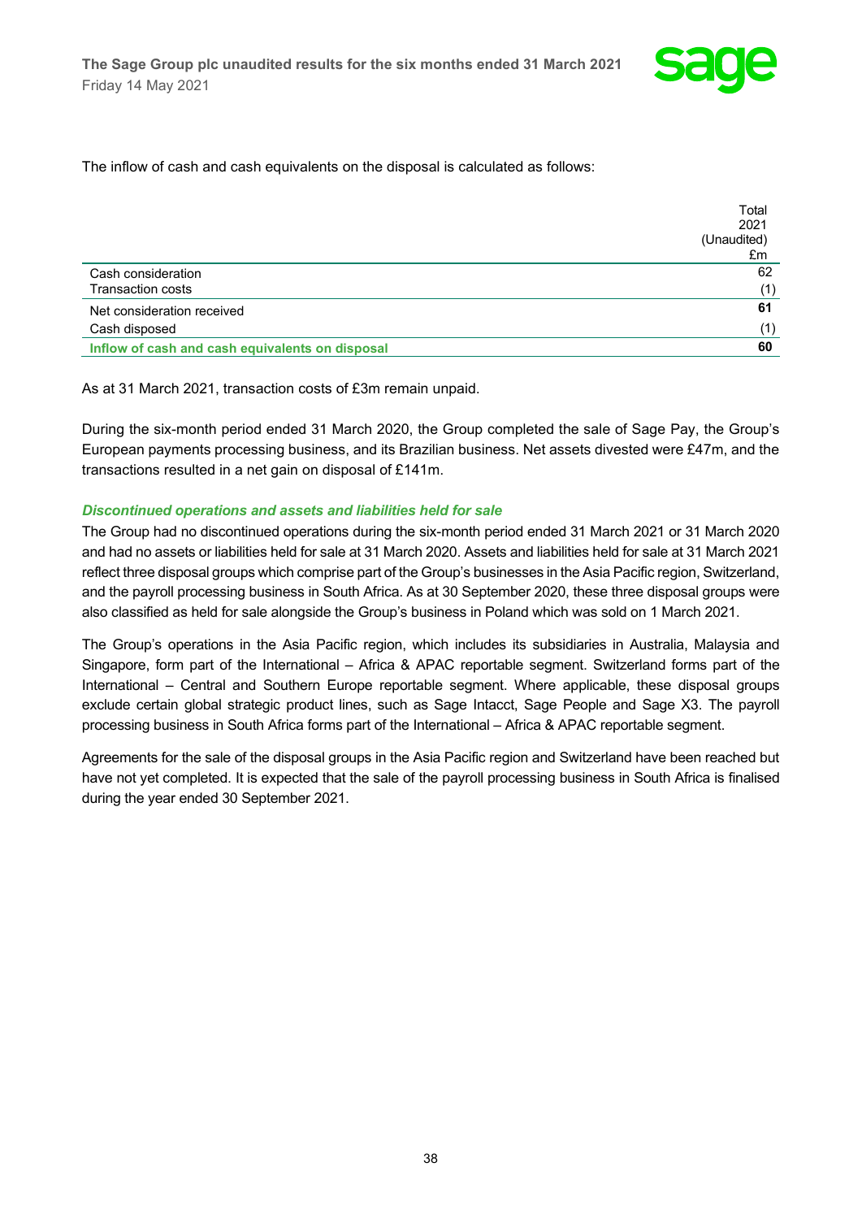The inflow of cash and cash equivalents on the disposal is calculated as follows:

| | Total 2021 (Unaudited) £m |
|---|---|
| Cash consideration | 62 |
| Transaction costs | (1) |
| Net consideration received | **61** |
| Cash disposed | (1) |
| **Inflow of cash and cash equivalents on disposal** | **60** |

As at 31 March 2021, transaction costs of £3m remain unpaid.

During the six-month period ended 31 March 2020, the Group completed the sale of Sage Pay, the Group's European payments processing business, and its Brazilian business. Net assets divested were £47m, and the transactions resulted in a net gain on disposal of £141m.

***Discontinued operations and assets and liabilities held for sale***

The Group had no discontinued operations during the six-month period ended 31 March 2021 or 31 March 2020 and had no assets or liabilities held for sale at 31 March 2020. Assets and liabilities held for sale at 31 March 2021 reflect three disposal groups which comprise part of the Group's businesses in the Asia Pacific region, Switzerland, and the payroll processing business in South Africa. As at 30 September 2020, these three disposal groups were also classified as held for sale alongside the Group's business in Poland which was sold on 1 March 2021.

The Group's operations in the Asia Pacific region, which includes its subsidiaries in Australia, Malaysia and Singapore, form part of the International – Africa & APAC reportable segment. Switzerland forms part of the International – Central and Southern Europe reportable segment. Where applicable, these disposal groups exclude certain global strategic product lines, such as Sage Intacct, Sage People and Sage X3. The payroll processing business in South Africa forms part of the International – Africa & APAC reportable segment.

Agreements for the sale of the disposal groups in the Asia Pacific region and Switzerland have been reached but have not yet completed. It is expected that the sale of the payroll processing business in South Africa is finalised during the year ended 30 September 2021.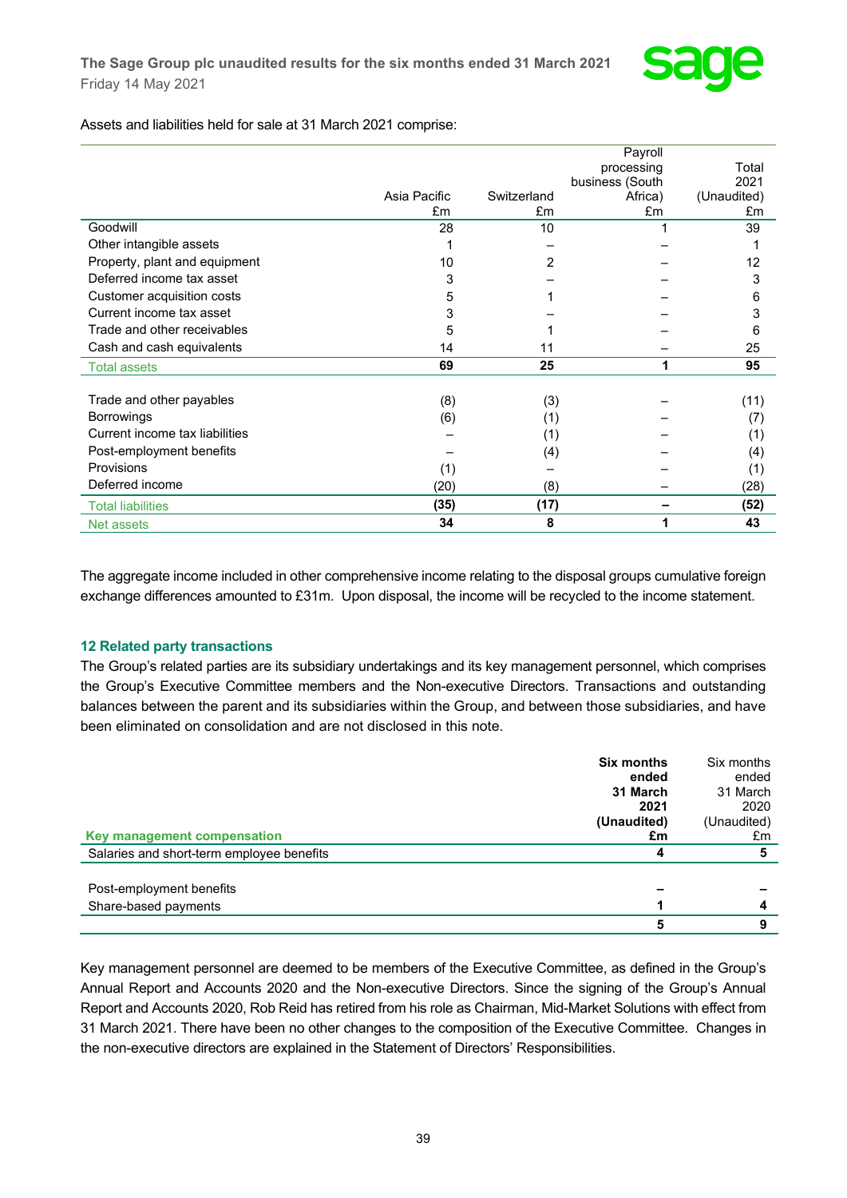Assets and liabilities held for sale at 31 March 2021 comprise:

| | Asia Pacific £m | Switzerland £m | Payroll processing business (South Africa) £m | Total 2021 (Unaudited) £m |
|---|---|---|---|---|
| Goodwill | 28 | 10 | 1 | 39 |
| Other intangible assets | 1 | – | – | 1 |
| Property, plant and equipment | 10 | 2 | – | 12 |
| Deferred income tax asset | 3 | – | – | 3 |
| Customer acquisition costs | 5 | 1 | – | 6 |
| Current income tax asset | 3 | – | – | 3 |
| Trade and other receivables | 5 | 1 | – | 6 |
| Cash and cash equivalents | 14 | 11 | – | 25 |
| Total assets | **69** | **25** | **1** | **95** |
| | | | | |
| Trade and other payables | (8) | (3) | – | (11) |
| Borrowings | (6) | (1) | – | (7) |
| Current income tax liabilities | – | (1) | – | (1) |
| Post-employment benefits | – | (4) | – | (4) |
| Provisions | (1) | – | – | (1) |
| Deferred income | (20) | (8) | – | (28) |
| Total liabilities | **(35)** | **(17)** | **–** | **(52)** |
| Net assets | **34** | **8** | **1** | **43** |

The aggregate income included in other comprehensive income relating to the disposal groups cumulative foreign exchange differences amounted to £31m. Upon disposal, the income will be recycled to the income statement.

## 12 Related party transactions

The Group's related parties are its subsidiary undertakings and its key management personnel, which comprises the Group's Executive Committee members and the Non-executive Directors. Transactions and outstanding balances between the parent and its subsidiaries within the Group, and between those subsidiaries, and have been eliminated on consolidation and are not disclosed in this note.

| Key management compensation | **Six months ended 31 March 2021 (Unaudited) £m** | Six months ended 31 March 2020 (Unaudited) £m |
|---|---|---|
| Salaries and short-term employee benefits | **4** | **5** |
| | | |
| Post-employment benefits | **–** | **–** |
| Share-based payments | **1** | **4** |
| | **5** | **9** |

Key management personnel are deemed to be members of the Executive Committee, as defined in the Group's Annual Report and Accounts 2020 and the Non-executive Directors. Since the signing of the Group's Annual Report and Accounts 2020, Rob Reid has retired from his role as Chairman, Mid-Market Solutions with effect from 31 March 2021. There have been no other changes to the composition of the Executive Committee. Changes in the non-executive directors are explained in the Statement of Directors' Responsibilities.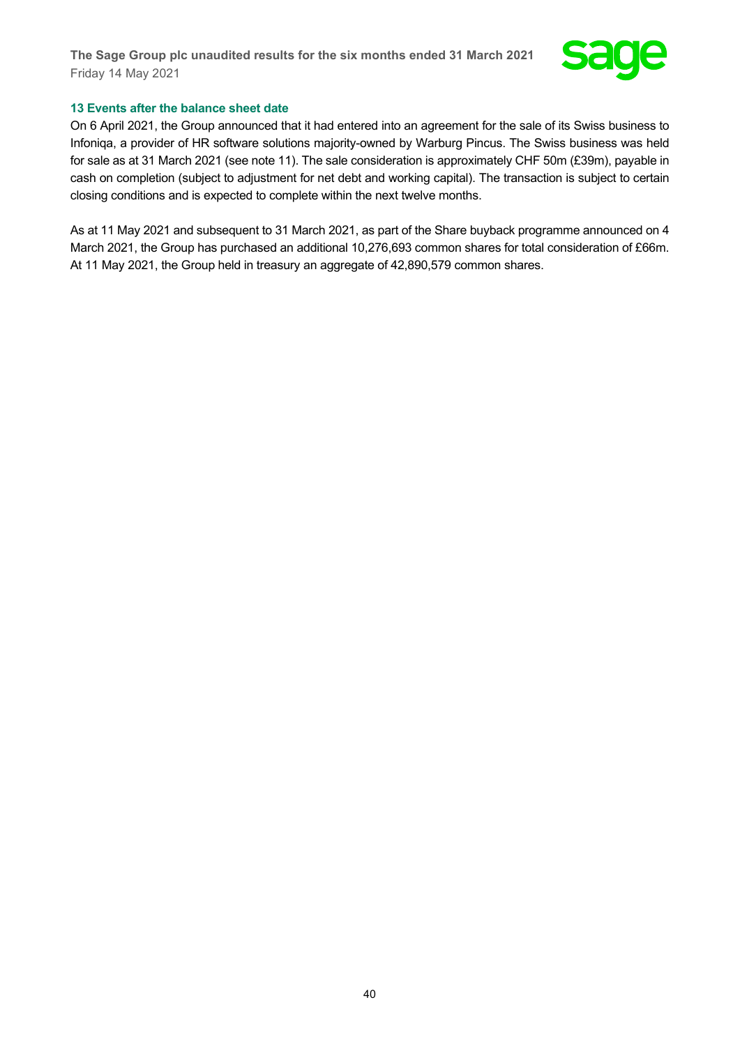## 13 Events after the balance sheet date

On 6 April 2021, the Group announced that it had entered into an agreement for the sale of its Swiss business to Infoniqa, a provider of HR software solutions majority-owned by Warburg Pincus. The Swiss business was held for sale as at 31 March 2021 (see note 11). The sale consideration is approximately CHF 50m (£39m), payable in cash on completion (subject to adjustment for net debt and working capital). The transaction is subject to certain closing conditions and is expected to complete within the next twelve months.

As at 11 May 2021 and subsequent to 31 March 2021, as part of the Share buyback programme announced on 4 March 2021, the Group has purchased an additional 10,276,693 common shares for total consideration of £66m. At 11 May 2021, the Group held in treasury an aggregate of 42,890,579 common shares.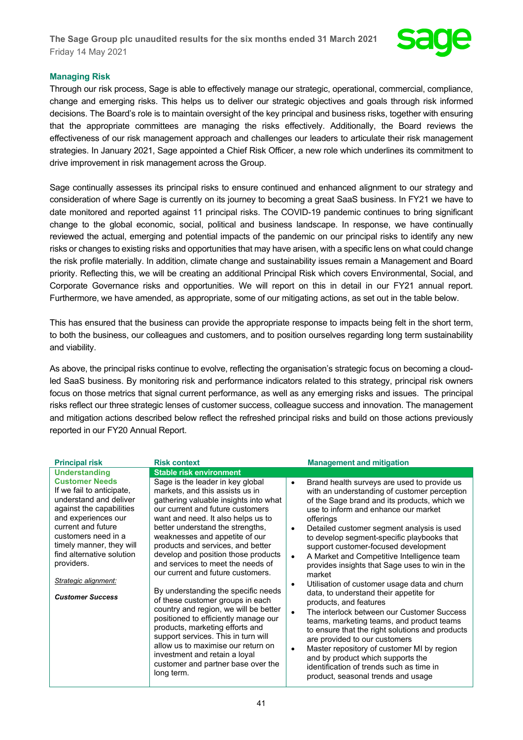## Managing Risk

Through our risk process, Sage is able to effectively manage our strategic, operational, commercial, compliance, change and emerging risks. This helps us to deliver our strategic objectives and goals through risk informed decisions. The Board's role is to maintain oversight of the key principal and business risks, together with ensuring that the appropriate committees are managing the risks effectively. Additionally, the Board reviews the effectiveness of our risk management approach and challenges our leaders to articulate their risk management strategies. In January 2021, Sage appointed a Chief Risk Officer, a new role which underlines its commitment to drive improvement in risk management across the Group.

Sage continually assesses its principal risks to ensure continued and enhanced alignment to our strategy and consideration of where Sage is currently on its journey to becoming a great SaaS business. In FY21 we have to date monitored and reported against 11 principal risks. The COVID-19 pandemic continues to bring significant change to the global economic, social, political and business landscape. In response, we have continually reviewed the actual, emerging and potential impacts of the pandemic on our principal risks to identify any new risks or changes to existing risks and opportunities that may have arisen, with a specific lens on what could change the risk profile materially. In addition, climate change and sustainability issues remain a Management and Board priority. Reflecting this, we will be creating an additional Principal Risk which covers Environmental, Social, and Corporate Governance risks and opportunities. We will report on this in detail in our FY21 annual report. Furthermore, we have amended, as appropriate, some of our mitigating actions, as set out in the table below.

This has ensured that the business can provide the appropriate response to impacts being felt in the short term, to both the business, our colleagues and customers, and to position ourselves regarding long term sustainability and viability.

As above, the principal risks continue to evolve, reflecting the organisation's strategic focus on becoming a cloud-led SaaS business. By monitoring risk and performance indicators related to this strategy, principal risk owners focus on those metrics that signal current performance, as well as any emerging risks and issues. The principal risks reflect our three strategic lenses of customer success, colleague success and innovation. The management and mitigation actions described below reflect the refreshed principal risks and build on those actions previously reported in our FY20 Annual Report.

| Principal risk | Risk context | Management and mitigation |
|---|---|---|
| | **Stable risk environment** | |
| **Understanding Customer Needs**<br>If we fail to anticipate, understand and deliver against the capabilities and experiences our current and future customers need in a timely manner, they will find alternative solution providers.<br><br>*Strategic alignment:*<br><br>***Customer Success*** | Sage is the leader in key global markets, and this assists us in gathering valuable insights into what our current and future customers want and need. It also helps us to better understand the strengths, weaknesses and appetite of our products and services, and better develop and position those products and services to meet the needs of our current and future customers.<br><br>By understanding the specific needs of these customer groups in each country and region, we will be better positioned to efficiently manage our products, marketing efforts and support services. This in turn will allow us to maximise our return on investment and retain a loyal customer and partner base over the long term. | • Brand health surveys are used to provide us with an understanding of customer perception of the Sage brand and its products, which we use to inform and enhance our market offerings<br>• Detailed customer segment analysis is used to develop segment-specific playbooks that support customer-focused development<br>• A Market and Competitive Intelligence team provides insights that Sage uses to win in the market<br>• Utilisation of customer usage data and churn data, to understand their appetite for products, and features<br>• The interlock between our Customer Success teams, marketing teams, and product teams to ensure that the right solutions and products are provided to our customers<br>• Master repository of customer MI by region and by product which supports the identification of trends such as time in product, seasonal trends and usage |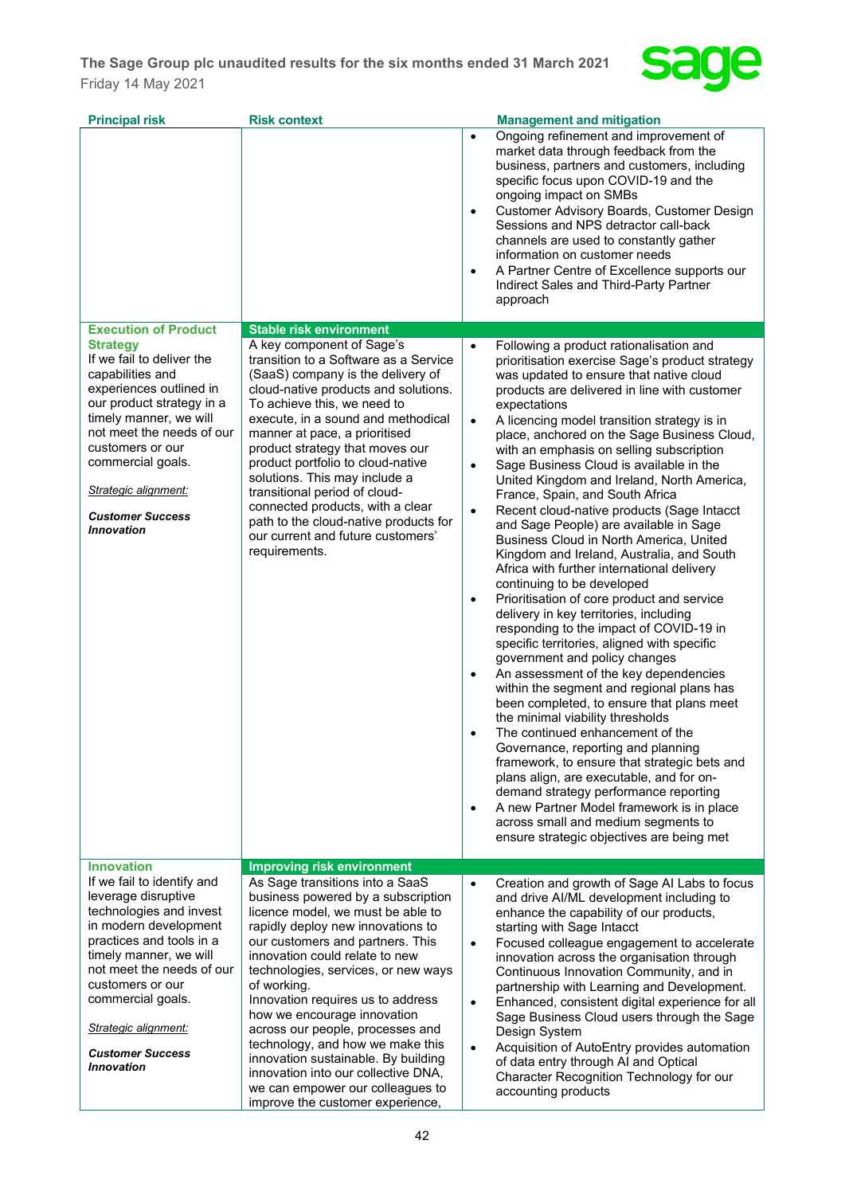| Principal risk | Risk context | Management and mitigation |
|---|---|---|
| | | • Ongoing refinement and improvement of market data through feedback from the business, partners and customers, including specific focus upon COVID-19 and the ongoing impact on SMBs<br>• Customer Advisory Boards, Customer Design Sessions and NPS detractor call-back channels are used to constantly gather information on customer needs<br>• A Partner Centre of Excellence supports our Indirect Sales and Third-Party Partner approach |
| **Execution of Product Strategy**<br>If we fail to deliver the capabilities and experiences outlined in our product strategy in a timely manner, we will not meet the needs of our customers or our commercial goals.<br><br>_Strategic alignment:_<br><br>***Customer Success***<br>***Innovation*** | **Stable risk environment**<br>A key component of Sage's transition to a Software as a Service (SaaS) company is the delivery of cloud-native products and solutions. To achieve this, we need to execute, in a sound and methodical manner at pace, a prioritised product strategy that moves our product portfolio to cloud-native solutions. This may include a transitional period of cloud-connected products, with a clear path to the cloud-native products for our current and future customers' requirements. | • Following a product rationalisation and prioritisation exercise Sage's product strategy was updated to ensure that native cloud products are delivered in line with customer expectations<br>• A licencing model transition strategy is in place, anchored on the Sage Business Cloud, with an emphasis on selling subscription<br>• Sage Business Cloud is available in the United Kingdom and Ireland, North America, France, Spain, and South Africa<br>• Recent cloud-native products (Sage Intacct and Sage People) are available in Sage Business Cloud in North America, United Kingdom and Ireland, Australia, and South Africa with further international delivery continuing to be developed<br>• Prioritisation of core product and service delivery in key territories, including responding to the impact of COVID-19 in specific territories, aligned with specific government and policy changes<br>• An assessment of the key dependencies within the segment and regional plans has been completed, to ensure that plans meet the minimal viability thresholds<br>• The continued enhancement of the Governance, reporting and planning framework, to ensure that strategic bets and plans align, are executable, and for on-demand strategy performance reporting<br>• A new Partner Model framework is in place across small and medium segments to ensure strategic objectives are being met |
| **Innovation**<br>If we fail to identify and leverage disruptive technologies and invest in modern development practices and tools in a timely manner, we will not meet the needs of our customers or our commercial goals.<br><br>_Strategic alignment:_<br><br>***Customer Success***<br>***Innovation*** | **Improving risk environment**<br>As Sage transitions into a SaaS business powered by a subscription licence model, we must be able to rapidly deploy new innovations to our customers and partners. This innovation could relate to new technologies, services, or new ways of working.<br>Innovation requires us to address how we encourage innovation across our people, processes and technology, and how we make this innovation sustainable. By building innovation into our collective DNA, we can empower our colleagues to improve the customer experience, | • Creation and growth of Sage AI Labs to focus and drive AI/ML development including to enhance the capability of our products, starting with Sage Intacct<br>• Focused colleague engagement to accelerate innovation across the organisation through Continuous Innovation Community, and in partnership with Learning and Development.<br>• Enhanced, consistent digital experience for all Sage Business Cloud users through the Sage Design System<br>• Acquisition of AutoEntry provides automation of data entry through AI and Optical Character Recognition Technology for our accounting products |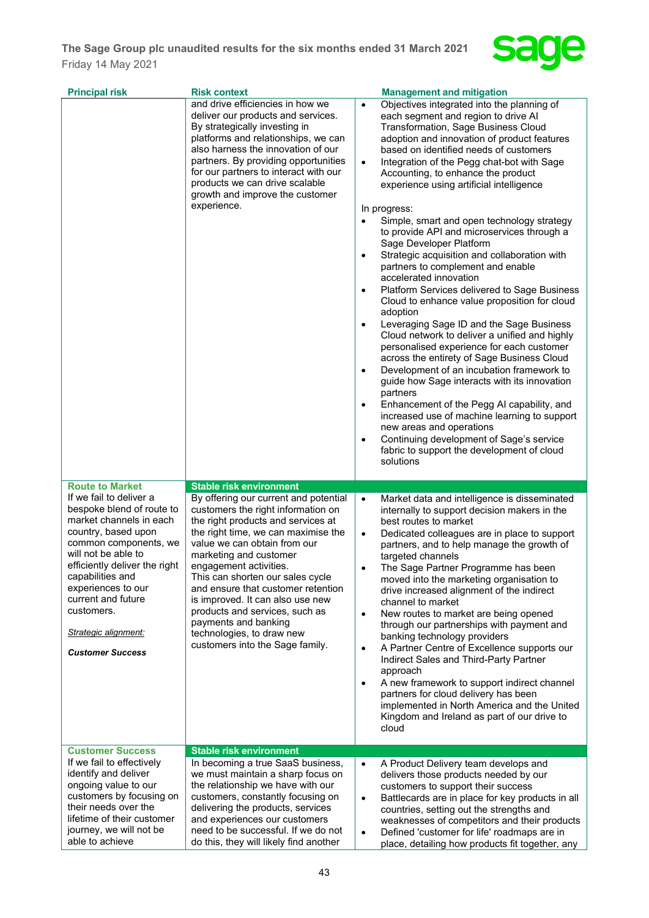| Principal risk | Risk context | Management and mitigation |
|---|---|---|
| | and drive efficiencies in how we deliver our products and services. By strategically investing in platforms and relationships, we can also harness the innovation of our partners. By providing opportunities for our partners to interact with our products we can drive scalable growth and improve the customer experience. | • Objectives integrated into the planning of each segment and region to drive AI Transformation, Sage Business Cloud adoption and innovation of product features based on identified needs of customers<br>• Integration of the Pegg chat-bot with Sage Accounting, to enhance the product experience using artificial intelligence<br><br>In progress:<br>• Simple, smart and open technology strategy to provide API and microservices through a Sage Developer Platform<br>• Strategic acquisition and collaboration with partners to complement and enable accelerated innovation<br>• Platform Services delivered to Sage Business Cloud to enhance value proposition for cloud adoption<br>• Leveraging Sage ID and the Sage Business Cloud network to deliver a unified and highly personalised experience for each customer across the entirety of Sage Business Cloud<br>• Development of an incubation framework to guide how Sage interacts with its innovation partners<br>• Enhancement of the Pegg AI capability, and increased use of machine learning to support new areas and operations<br>• Continuing development of Sage's service fabric to support the development of cloud solutions |
| **Route to Market**<br>If we fail to deliver a bespoke blend of route to market channels in each country, based upon common components, we will not be able to efficiently deliver the right capabilities and experiences to our current and future customers.<br><br>*Strategic alignment:*<br><br>***Customer Success*** | **Stable risk environment**<br>By offering our current and potential customers the right information on the right products and services at the right time, we can maximise the value we can obtain from our marketing and customer engagement activities.<br>This can shorten our sales cycle and ensure that customer retention is improved. It can also use new products and services, such as payments and banking technologies, to draw new customers into the Sage family. | • Market data and intelligence is disseminated internally to support decision makers in the best routes to market<br>• Dedicated colleagues are in place to support partners, and to help manage the growth of targeted channels<br>• The Sage Partner Programme has been moved into the marketing organisation to drive increased alignment of the indirect channel to market<br>• New routes to market are being opened through our partnerships with payment and banking technology providers<br>• A Partner Centre of Excellence supports our Indirect Sales and Third-Party Partner approach<br>• A new framework to support indirect channel partners for cloud delivery has been implemented in North America and the United Kingdom and Ireland as part of our drive to cloud |
| **Customer Success**<br>If we fail to effectively identify and deliver ongoing value to our customers by focusing on their needs over the lifetime of their customer journey, we will not be able to achieve | **Stable risk environment**<br>In becoming a true SaaS business, we must maintain a sharp focus on the relationship we have with our customers, constantly focusing on delivering the products, services and experiences our customers need to be successful. If we do not do this, they will likely find another | • A Product Delivery team develops and delivers those products needed by our customers to support their success<br>• Battlecards are in place for key products in all countries, setting out the strengths and weaknesses of competitors and their products<br>• Defined 'customer for life' roadmaps are in place, detailing how products fit together, any |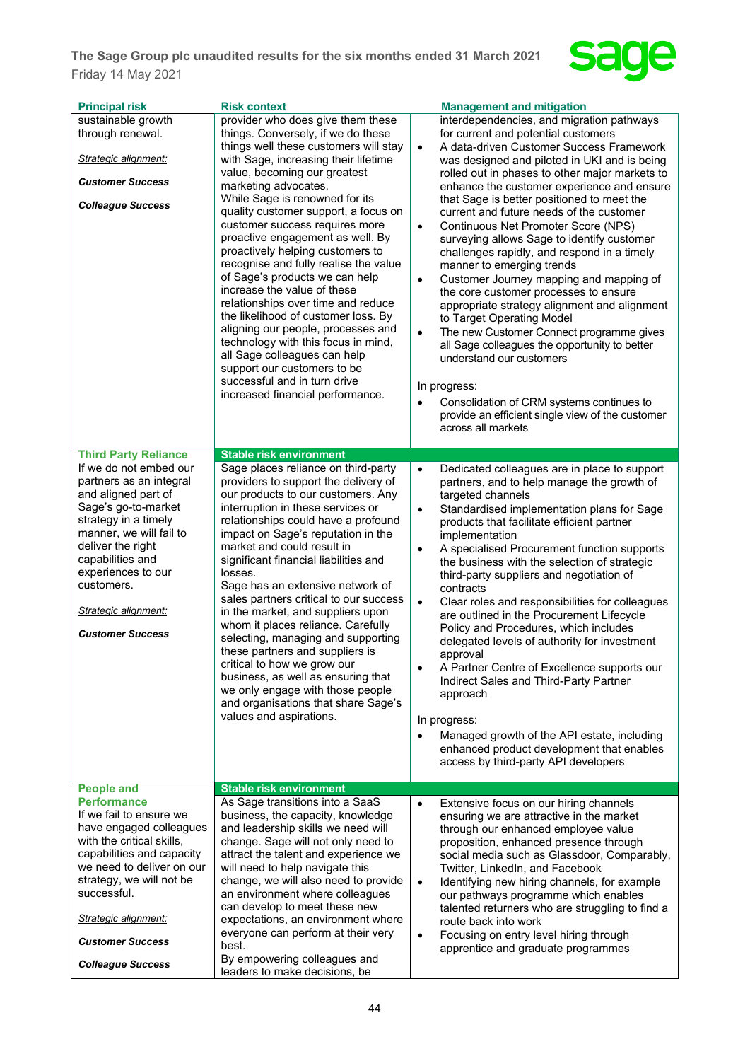| Principal risk | Risk context | Management and mitigation |
|---|---|---|
| sustainable growth through renewal.<br><br>*Strategic alignment:*<br><br>***Customer Success***<br><br>***Colleague Success*** | provider who does give them these things. Conversely, if we do these things well these customers will stay with Sage, increasing their lifetime value, becoming our greatest marketing advocates.<br>While Sage is renowned for its quality customer support, a focus on customer success requires more proactive engagement as well. By proactively helping customers to recognise and fully realise the value of Sage's products we can help increase the value of these relationships over time and reduce the likelihood of customer loss. By aligning our people, processes and technology with this focus in mind, all Sage colleagues can help support our customers to be successful and in turn drive increased financial performance. | interdependencies, and migration pathways for current and potential customers<br>• A data-driven Customer Success Framework was designed and piloted in UKI and is being rolled out in phases to other major markets to enhance the customer experience and ensure that Sage is better positioned to meet the current and future needs of the customer<br>• Continuous Net Promoter Score (NPS) surveying allows Sage to identify customer challenges rapidly, and respond in a timely manner to emerging trends<br>• Customer Journey mapping and mapping of the core customer processes to ensure appropriate strategy alignment and alignment to Target Operating Model<br>• The new Customer Connect programme gives all Sage colleagues the opportunity to better understand our customers<br><br>In progress:<br>• Consolidation of CRM systems continues to provide an efficient single view of the customer across all markets |
| **Third Party Reliance**<br>If we do not embed our partners as an integral and aligned part of Sage's go-to-market strategy in a timely manner, we will fail to deliver the right capabilities and experiences to our customers.<br><br>*Strategic alignment:*<br><br>***Customer Success*** | **Stable risk environment**<br>Sage places reliance on third-party providers to support the delivery of our products to our customers. Any interruption in these services or relationships could have a profound impact on Sage's reputation in the market and could result in significant financial liabilities and losses.<br>Sage has an extensive network of sales partners critical to our success in the market, and suppliers upon whom it places reliance. Carefully selecting, managing and supporting these partners and suppliers is critical to how we grow our business, as well as ensuring that we only engage with those people and organisations that share Sage's values and aspirations. | • Dedicated colleagues are in place to support partners, and to help manage the growth of targeted channels<br>• Standardised implementation plans for Sage products that facilitate efficient partner implementation<br>• A specialised Procurement function supports the business with the selection of strategic third-party suppliers and negotiation of contracts<br>• Clear roles and responsibilities for colleagues are outlined in the Procurement Lifecycle Policy and Procedures, which includes delegated levels of authority for investment approval<br>• A Partner Centre of Excellence supports our Indirect Sales and Third-Party Partner approach<br><br>In progress:<br>• Managed growth of the API estate, including enhanced product development that enables access by third-party API developers |
| **People and Performance**<br>If we fail to ensure we have engaged colleagues with the critical skills, capabilities and capacity we need to deliver on our strategy, we will not be successful.<br><br>*Strategic alignment:*<br><br>***Customer Success***<br><br>***Colleague Success*** | **Stable risk environment**<br>As Sage transitions into a SaaS business, the capacity, knowledge and leadership skills we need will change. Sage will not only need to attract the talent and experience we will need to help navigate this change, we will also need to provide an environment where colleagues can develop to meet these new expectations, an environment where everyone can perform at their very best.<br>By empowering colleagues and leaders to make decisions, be | • Extensive focus on our hiring channels ensuring we are attractive in the market through our enhanced employee value proposition, enhanced presence through social media such as Glassdoor, Comparably, Twitter, LinkedIn, and Facebook<br>• Identifying new hiring channels, for example our pathways programme which enables talented returners who are struggling to find a route back into work<br>• Focusing on entry level hiring through apprentice and graduate programmes |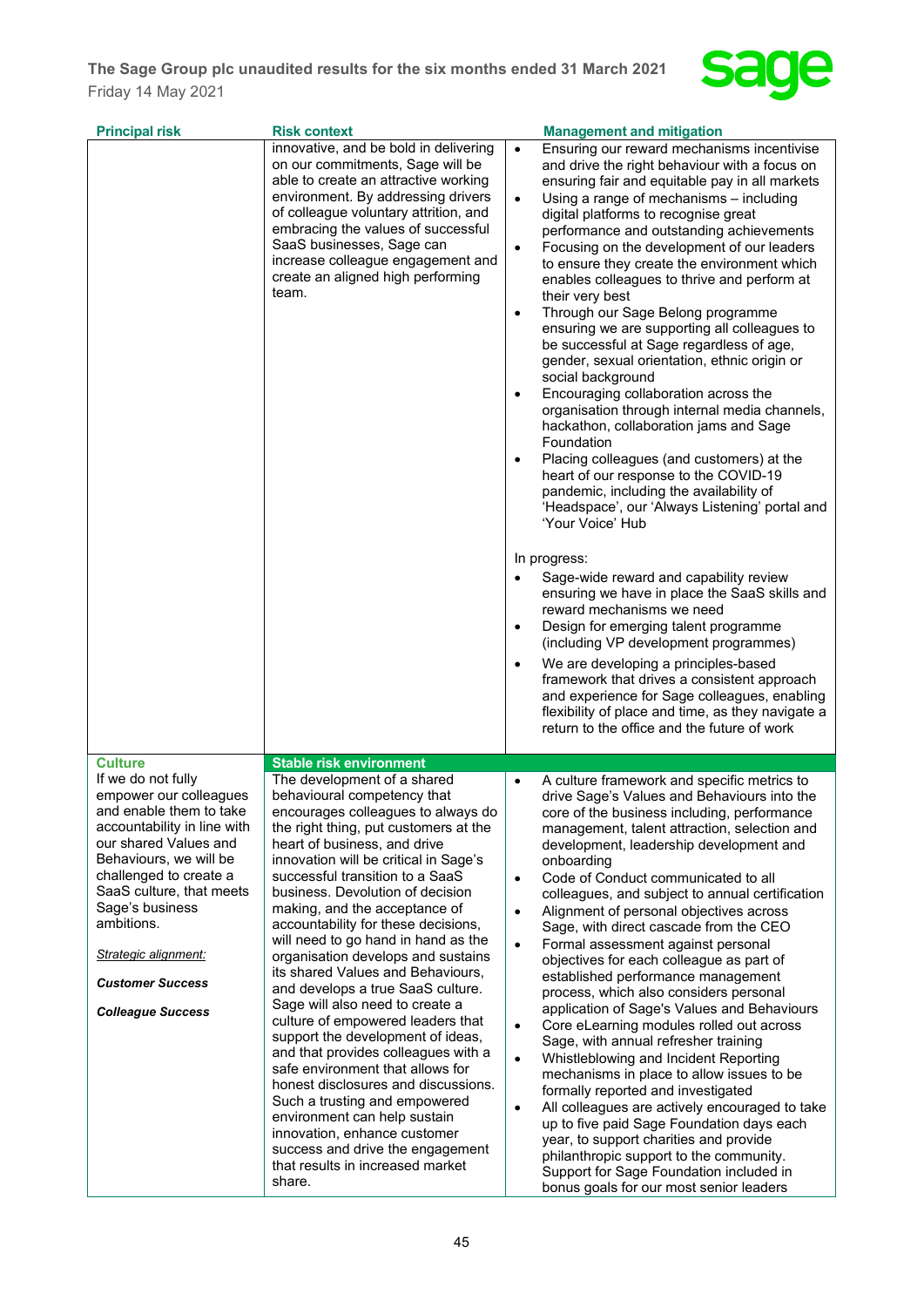| Principal risk | Risk context | Management and mitigation |
|---|---|---|
| | innovative, and be bold in delivering on our commitments, Sage will be able to create an attractive working environment. By addressing drivers of colleague voluntary attrition, and embracing the values of successful SaaS businesses, Sage can increase colleague engagement and create an aligned high performing team. | • Ensuring our reward mechanisms incentivise and drive the right behaviour with a focus on ensuring fair and equitable pay in all markets<br>• Using a range of mechanisms – including digital platforms to recognise great performance and outstanding achievements<br>• Focusing on the development of our leaders to ensure they create the environment which enables colleagues to thrive and perform at their very best<br>• Through our Sage Belong programme ensuring we are supporting all colleagues to be successful at Sage regardless of age, gender, sexual orientation, ethnic origin or social background<br>• Encouraging collaboration across the organisation through internal media channels, hackathon, collaboration jams and Sage Foundation<br>• Placing colleagues (and customers) at the heart of our response to the COVID-19 pandemic, including the availability of 'Headspace', our 'Always Listening' portal and 'Your Voice' Hub<br><br>In progress:<br>• Sage-wide reward and capability review ensuring we have in place the SaaS skills and reward mechanisms we need<br>• Design for emerging talent programme (including VP development programmes)<br>• We are developing a principles-based framework that drives a consistent approach and experience for Sage colleagues, enabling flexibility of place and time, as they navigate a return to the office and the future of work |
| **Culture**<br>If we do not fully empower our colleagues and enable them to take accountability in line with our shared Values and Behaviours, we will be challenged to create a SaaS culture, that meets Sage's business ambitions.<br><br>*Strategic alignment:*<br><br>***Customer Success***<br><br>***Colleague Success*** | **Stable risk environment**<br>The development of a shared behavioural competency that encourages colleagues to always do the right thing, put customers at the heart of business, and drive innovation will be critical in Sage's successful transition to a SaaS business. Devolution of decision making, and the acceptance of accountability for these decisions, will need to go hand in hand as the organisation develops and sustains its shared Values and Behaviours, and develops a true SaaS culture. Sage will also need to create a culture of empowered leaders that support the development of ideas, and that provides colleagues with a safe environment that allows for honest disclosures and discussions. Such a trusting and empowered environment can help sustain innovation, enhance customer success and drive the engagement that results in increased market share. | • A culture framework and specific metrics to drive Sage's Values and Behaviours into the core of the business including, performance management, talent attraction, selection and development, leadership development and onboarding<br>• Code of Conduct communicated to all colleagues, and subject to annual certification<br>• Alignment of personal objectives across Sage, with direct cascade from the CEO<br>• Formal assessment against personal objectives for each colleague as part of established performance management process, which also considers personal application of Sage's Values and Behaviours<br>• Core eLearning modules rolled out across Sage, with annual refresher training<br>• Whistleblowing and Incident Reporting mechanisms in place to allow issues to be formally reported and investigated<br>• All colleagues are actively encouraged to take up to five paid Sage Foundation days each year, to support charities and provide philanthropic support to the community. Support for Sage Foundation included in bonus goals for our most senior leaders |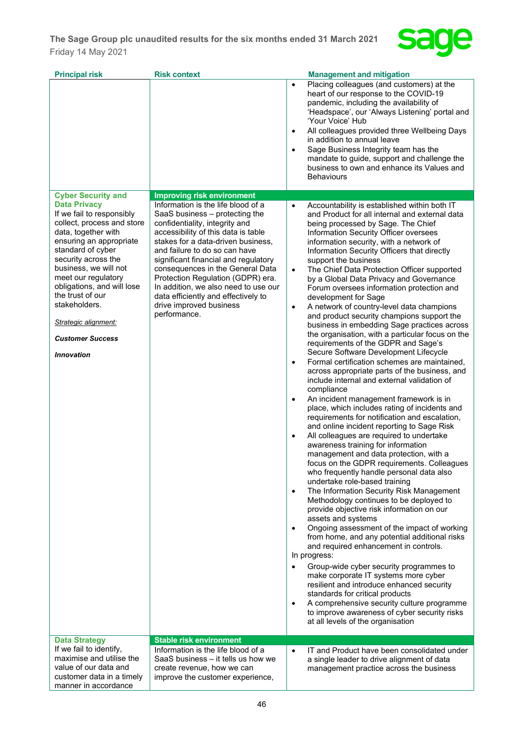| Principal risk | Risk context | Management and mitigation |
|---|---|---|
| | | • Placing colleagues (and customers) at the heart of our response to the COVID-19 pandemic, including the availability of 'Headspace', our 'Always Listening' portal and 'Your Voice' Hub<br>• All colleagues provided three Wellbeing Days in addition to annual leave<br>• Sage Business Integrity team has the mandate to guide, support and challenge the business to own and enhance its Values and Behaviours |
| **Cyber Security and Data Privacy**<br>If we fail to responsibly collect, process and store data, together with ensuring an appropriate standard of cyber security across the business, we will not meet our regulatory obligations, and will lose the trust of our stakeholders.<br><br>_Strategic alignment:_<br><br>***Customer Success***<br><br>***Innovation*** | **Improving risk environment**<br>Information is the life blood of a SaaS business – protecting the confidentiality, integrity and accessibility of this data is table stakes for a data-driven business, and failure to do so can have significant financial and regulatory consequences in the General Data Protection Regulation (GDPR) era. In addition, we also need to use our data efficiently and effectively to drive improved business performance. | • Accountability is established within both IT and Product for all internal and external data being processed by Sage. The Chief Information Security Officer oversees information security, with a network of Information Security Officers that directly support the business<br>• The Chief Data Protection Officer supported by a Global Data Privacy and Governance Forum oversees information protection and development for Sage<br>• A network of country-level data champions and product security champions support the business in embedding Sage practices across the organisation, with a particular focus on the requirements of the GDPR and Sage's Secure Software Development Lifecycle<br>• Formal certification schemes are maintained, across appropriate parts of the business, and include internal and external validation of compliance<br>• An incident management framework is in place, which includes rating of incidents and requirements for notification and escalation, and online incident reporting to Sage Risk<br>• All colleagues are required to undertake awareness training for information management and data protection, with a focus on the GDPR requirements. Colleagues who frequently handle personal data also undertake role-based training<br>• The Information Security Risk Management Methodology continues to be deployed to provide objective risk information on our assets and systems<br>• Ongoing assessment of the impact of working from home, and any potential additional risks and required enhancement in controls.<br>In progress:<br>• Group-wide cyber security programmes to make corporate IT systems more cyber resilient and introduce enhanced security standards for critical products<br>• A comprehensive security culture programme to improve awareness of cyber security risks at all levels of the organisation |
| **Data Strategy**<br>If we fail to identify, maximise and utilise the value of our data and customer data in a timely manner in accordance | **Stable risk environment**<br>Information is the life blood of a SaaS business – it tells us how we create revenue, how we can improve the customer experience, | • IT and Product have been consolidated under a single leader to drive alignment of data management practice across the business |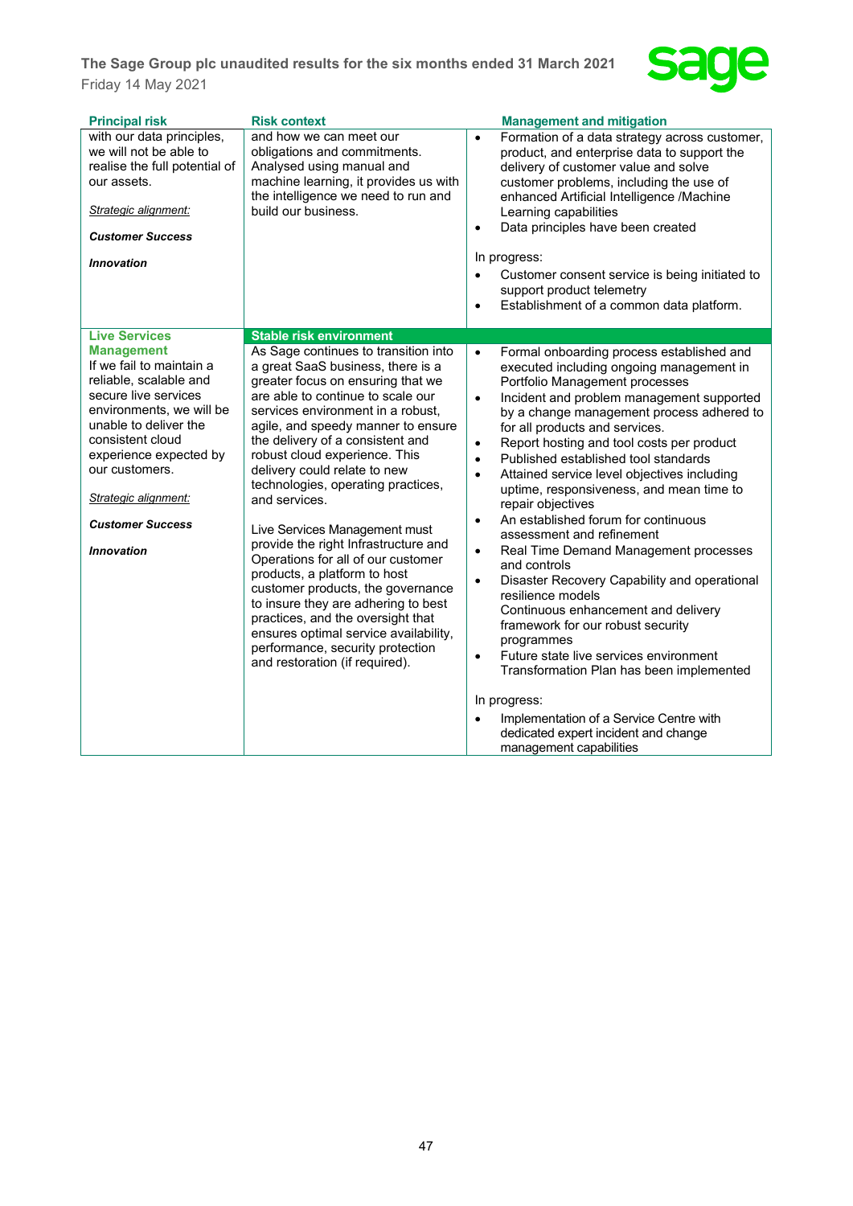| Principal risk | Risk context | Management and mitigation |
|---|---|---|
| with our data principles, we will not be able to realise the full potential of our assets.<br><br>*Strategic alignment:*<br><br>***Customer Success***<br><br>***Innovation*** | and how we can meet our obligations and commitments. Analysed using manual and machine learning, it provides us with the intelligence we need to run and build our business. | • Formation of a data strategy across customer, product, and enterprise data to support the delivery of customer value and solve customer problems, including the use of enhanced Artificial Intelligence /Machine Learning capabilities<br>• Data principles have been created<br><br>In progress:<br>• Customer consent service is being initiated to support product telemetry<br>• Establishment of a common data platform. |
| **Live Services Management**<br>If we fail to maintain a reliable, scalable and secure live services environments, we will be unable to deliver the consistent cloud experience expected by our customers.<br><br>*Strategic alignment:*<br><br>***Customer Success***<br><br>***Innovation*** | **Stable risk environment**<br>As Sage continues to transition into a great SaaS business, there is a greater focus on ensuring that we are able to continue to scale our services environment in a robust, agile, and speedy manner to ensure the delivery of a consistent and robust cloud experience. This delivery could relate to new technologies, operating practices, and services.<br><br>Live Services Management must provide the right Infrastructure and Operations for all of our customer products, a platform to host customer products, the governance to insure they are adhering to best practices, and the oversight that ensures optimal service availability, performance, security protection and restoration (if required). | • Formal onboarding process established and executed including ongoing management in Portfolio Management processes<br>• Incident and problem management supported by a change management process adhered to for all products and services.<br>• Report hosting and tool costs per product<br>• Published established tool standards<br>• Attained service level objectives including uptime, responsiveness, and mean time to repair objectives<br>• An established forum for continuous assessment and refinement<br>• Real Time Demand Management processes and controls<br>• Disaster Recovery Capability and operational resilience models<br>Continuous enhancement and delivery framework for our robust security programmes<br>• Future state live services environment Transformation Plan has been implemented<br><br>In progress:<br>• Implementation of a Service Centre with dedicated expert incident and change management capabilities |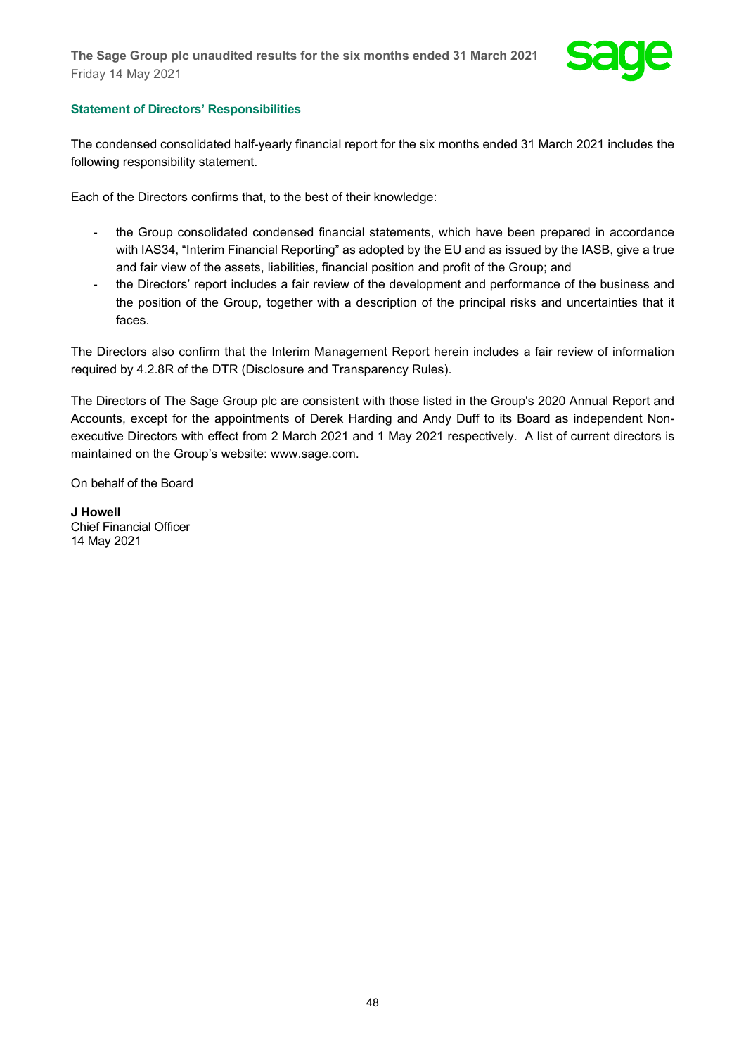## Statement of Directors' Responsibilities

The condensed consolidated half-yearly financial report for the six months ended 31 March 2021 includes the following responsibility statement.

Each of the Directors confirms that, to the best of their knowledge:

- the Group consolidated condensed financial statements, which have been prepared in accordance with IAS34, "Interim Financial Reporting" as adopted by the EU and as issued by the IASB, give a true and fair view of the assets, liabilities, financial position and profit of the Group; and
- the Directors' report includes a fair review of the development and performance of the business and the position of the Group, together with a description of the principal risks and uncertainties that it faces.

The Directors also confirm that the Interim Management Report herein includes a fair review of information required by 4.2.8R of the DTR (Disclosure and Transparency Rules).

The Directors of The Sage Group plc are consistent with those listed in the Group's 2020 Annual Report and Accounts, except for the appointments of Derek Harding and Andy Duff to its Board as independent Non-executive Directors with effect from 2 March 2021 and 1 May 2021 respectively. A list of current directors is maintained on the Group's website: www.sage.com.

On behalf of the Board

**J Howell**
Chief Financial Officer
14 May 2021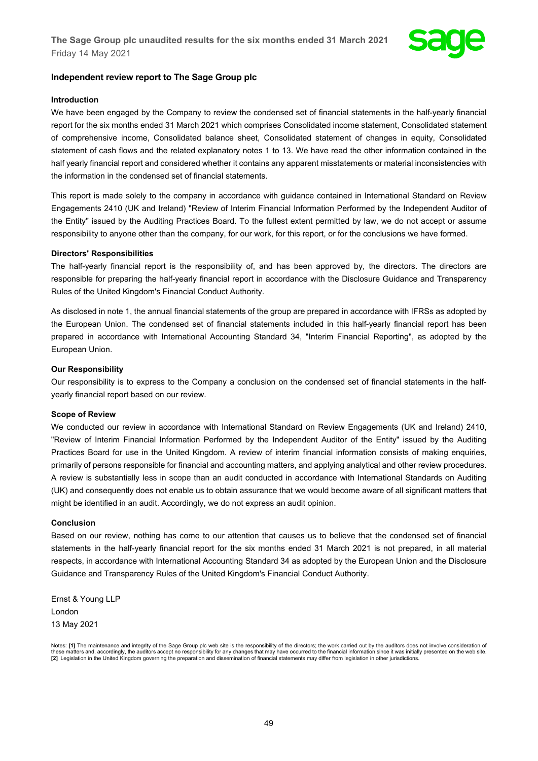## Independent review report to The Sage Group plc

### Introduction

We have been engaged by the Company to review the condensed set of financial statements in the half-yearly financial report for the six months ended 31 March 2021 which comprises Consolidated income statement, Consolidated statement of comprehensive income, Consolidated balance sheet, Consolidated statement of changes in equity, Consolidated statement of cash flows and the related explanatory notes 1 to 13. We have read the other information contained in the half yearly financial report and considered whether it contains any apparent misstatements or material inconsistencies with the information in the condensed set of financial statements.

This report is made solely to the company in accordance with guidance contained in International Standard on Review Engagements 2410 (UK and Ireland) "Review of Interim Financial Information Performed by the Independent Auditor of the Entity" issued by the Auditing Practices Board. To the fullest extent permitted by law, we do not accept or assume responsibility to anyone other than the company, for our work, for this report, or for the conclusions we have formed.

### Directors' Responsibilities

The half-yearly financial report is the responsibility of, and has been approved by, the directors. The directors are responsible for preparing the half-yearly financial report in accordance with the Disclosure Guidance and Transparency Rules of the United Kingdom's Financial Conduct Authority.

As disclosed in note 1, the annual financial statements of the group are prepared in accordance with IFRSs as adopted by the European Union. The condensed set of financial statements included in this half-yearly financial report has been prepared in accordance with International Accounting Standard 34, "Interim Financial Reporting", as adopted by the European Union.

### Our Responsibility

Our responsibility is to express to the Company a conclusion on the condensed set of financial statements in the half-yearly financial report based on our review.

### Scope of Review

We conducted our review in accordance with International Standard on Review Engagements (UK and Ireland) 2410, "Review of Interim Financial Information Performed by the Independent Auditor of the Entity" issued by the Auditing Practices Board for use in the United Kingdom. A review of interim financial information consists of making enquiries, primarily of persons responsible for financial and accounting matters, and applying analytical and other review procedures. A review is substantially less in scope than an audit conducted in accordance with International Standards on Auditing (UK) and consequently does not enable us to obtain assurance that we would become aware of all significant matters that might be identified in an audit. Accordingly, we do not express an audit opinion.

### Conclusion

Based on our review, nothing has come to our attention that causes us to believe that the condensed set of financial statements in the half-yearly financial report for the six months ended 31 March 2021 is not prepared, in all material respects, in accordance with International Accounting Standard 34 as adopted by the European Union and the Disclosure Guidance and Transparency Rules of the United Kingdom's Financial Conduct Authority.

Ernst & Young LLP
London
13 May 2021

Notes: **[1]** The maintenance and integrity of the Sage Group plc web site is the responsibility of the directors; the work carried out by the auditors does not involve consideration of these matters and, accordingly, the auditors accept no responsibility for any changes that may have occurred to the financial information since it was initially presented on the web site. **[2]** Legislation in the United Kingdom governing the preparation and dissemination of financial statements may differ from legislation in other jurisdictions.